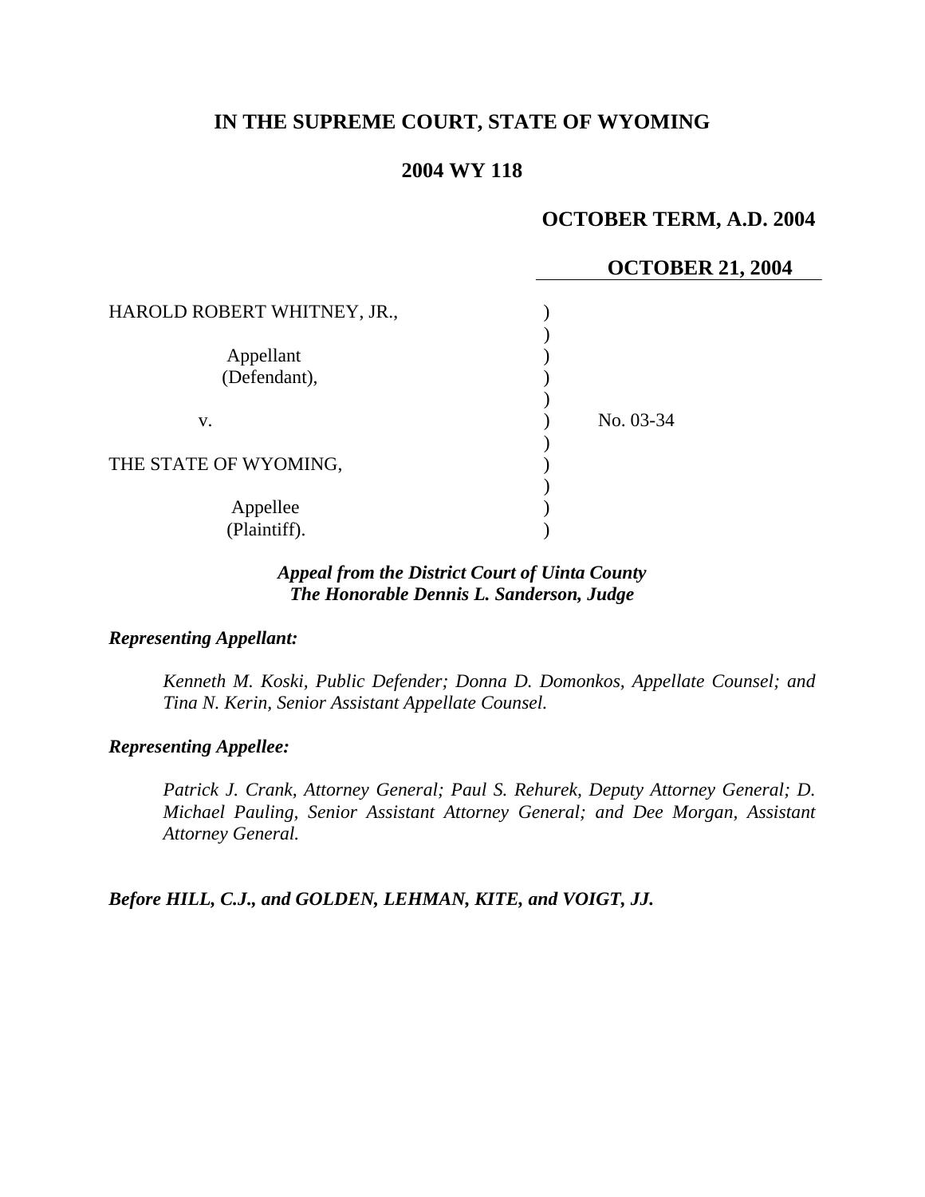# IN THE SUPREME COURT, STATE OF WYOMING

## 2004 WY 118

**OCTOBER TERM, A.D. 2004**

**OCTOBER 21, 2004**

| | | |
|---|---|---|
| HAROLD ROBERT WHITNEY, JR., | ) | |
| | ) | |
| Appellant | ) | |
| (Defendant), | ) | |
| | ) | |
| v. | ) | No. 03-34 |
| | ) | |
| THE STATE OF WYOMING, | ) | |
| | ) | |
| Appellee | ) | |
| (Plaintiff). | ) | |

***Appeal from the District Court of Uinta County***
***The Honorable Dennis L. Sanderson, Judge***

***Representing Appellant:***

*Kenneth M. Koski, Public Defender; Donna D. Domonkos, Appellate Counsel; and Tina N. Kerin, Senior Assistant Appellate Counsel.*

***Representing Appellee:***

*Patrick J. Crank, Attorney General; Paul S. Rehurek, Deputy Attorney General; D. Michael Pauling, Senior Assistant Attorney General; and Dee Morgan, Assistant Attorney General.*

***Before HILL, C.J., and GOLDEN, LEHMAN, KITE, and VOIGT, JJ.***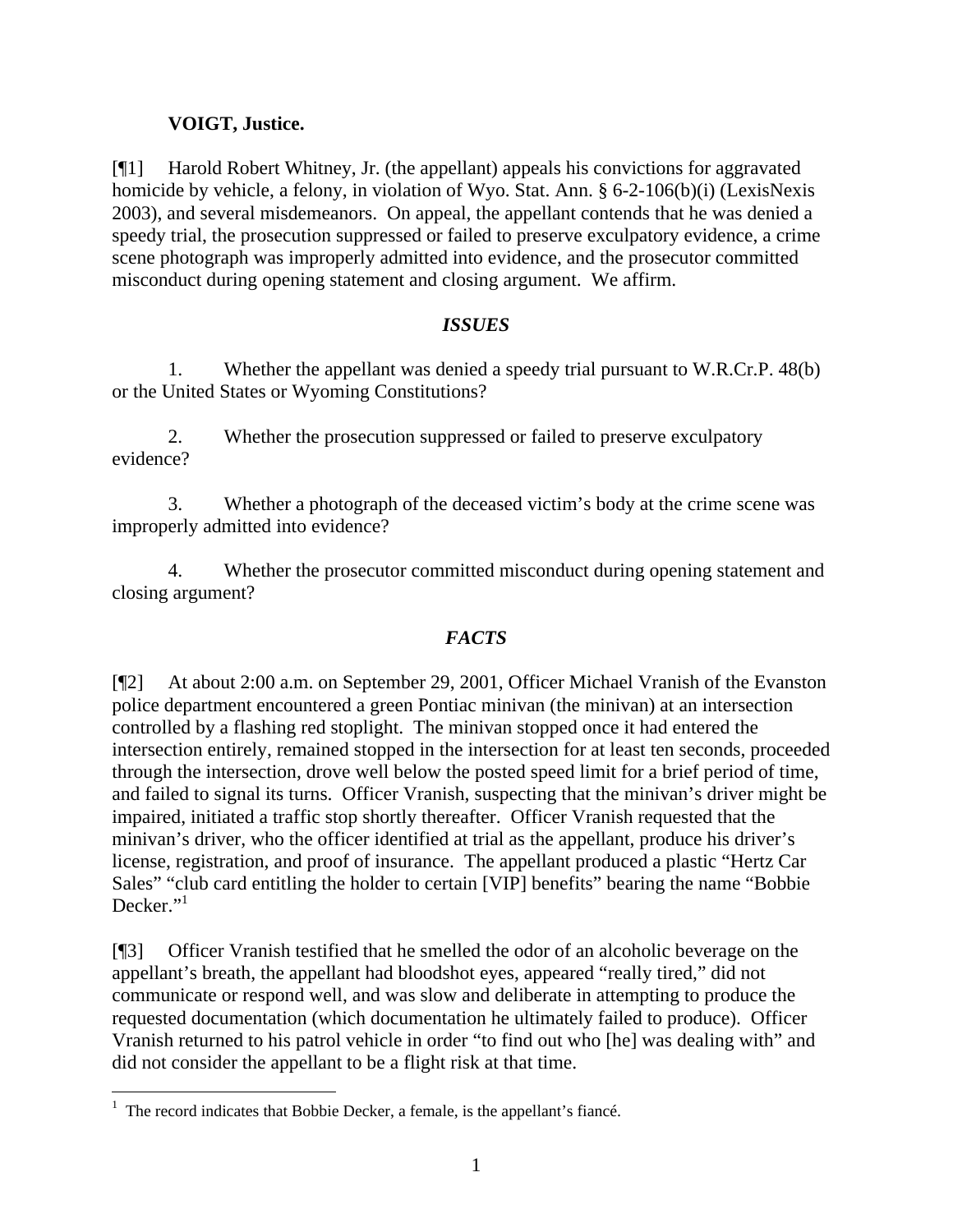**VOIGT, Justice.**

[¶1] Harold Robert Whitney, Jr. (the appellant) appeals his convictions for aggravated homicide by vehicle, a felony, in violation of Wyo. Stat. Ann. § 6-2-106(b)(i) (LexisNexis 2003), and several misdemeanors. On appeal, the appellant contends that he was denied a speedy trial, the prosecution suppressed or failed to preserve exculpatory evidence, a crime scene photograph was improperly admitted into evidence, and the prosecutor committed misconduct during opening statement and closing argument. We affirm.

### *ISSUES*

1. Whether the appellant was denied a speedy trial pursuant to W.R.Cr.P. 48(b) or the United States or Wyoming Constitutions?

2. Whether the prosecution suppressed or failed to preserve exculpatory evidence?

3. Whether a photograph of the deceased victim's body at the crime scene was improperly admitted into evidence?

4. Whether the prosecutor committed misconduct during opening statement and closing argument?

### *FACTS*

[¶2] At about 2:00 a.m. on September 29, 2001, Officer Michael Vranish of the Evanston police department encountered a green Pontiac minivan (the minivan) at an intersection controlled by a flashing red stoplight. The minivan stopped once it had entered the intersection entirely, remained stopped in the intersection for at least ten seconds, proceeded through the intersection, drove well below the posted speed limit for a brief period of time, and failed to signal its turns. Officer Vranish, suspecting that the minivan's driver might be impaired, initiated a traffic stop shortly thereafter. Officer Vranish requested that the minivan's driver, who the officer identified at trial as the appellant, produce his driver's license, registration, and proof of insurance. The appellant produced a plastic "Hertz Car Sales" "club card entitling the holder to certain [VIP] benefits" bearing the name "Bobbie Decker."[1]

[¶3] Officer Vranish testified that he smelled the odor of an alcoholic beverage on the appellant's breath, the appellant had bloodshot eyes, appeared "really tired," did not communicate or respond well, and was slow and deliberate in attempting to produce the requested documentation (which documentation he ultimately failed to produce). Officer Vranish returned to his patrol vehicle in order "to find out who [he] was dealing with" and did not consider the appellant to be a flight risk at that time.

---

[1] The record indicates that Bobbie Decker, a female, is the appellant's fiancé.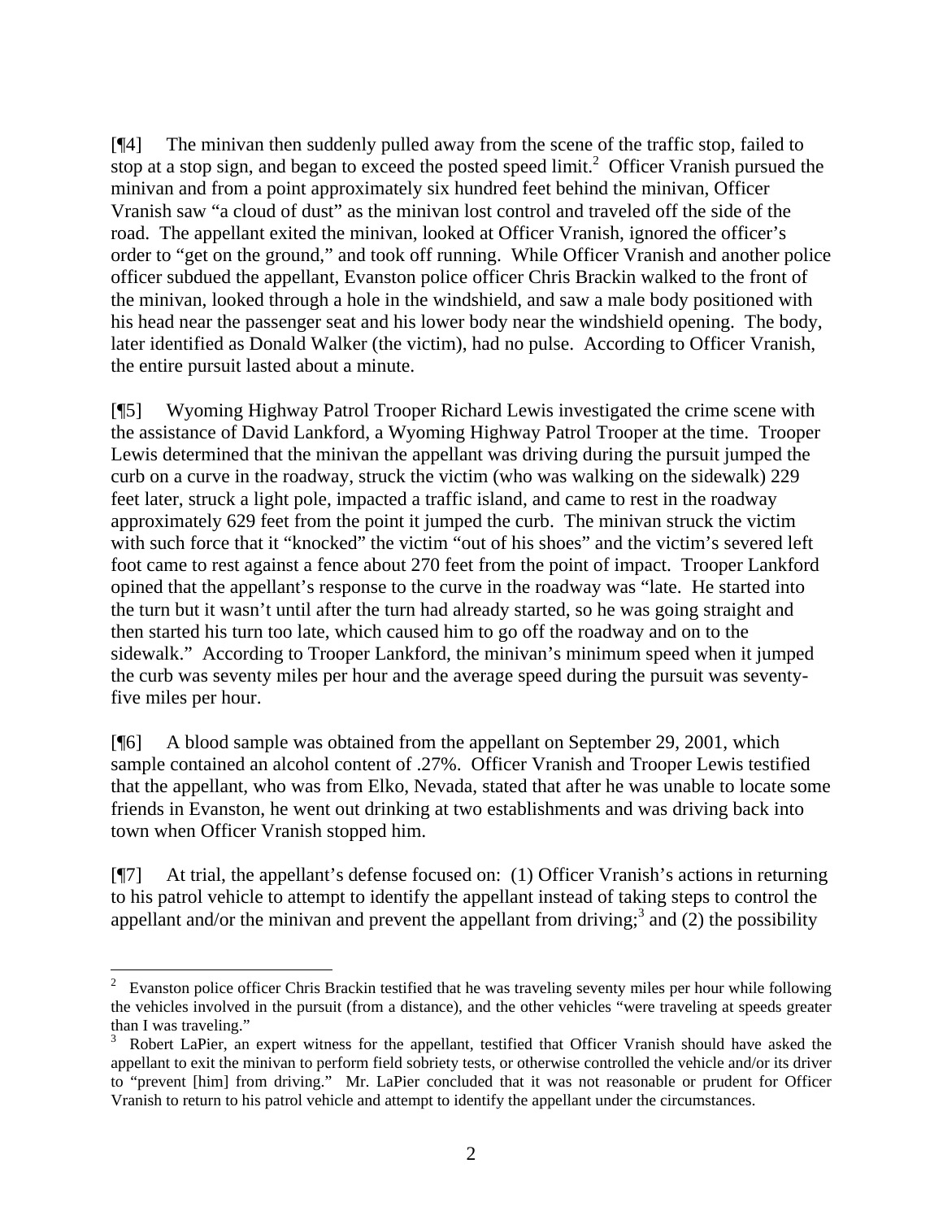[¶4] The minivan then suddenly pulled away from the scene of the traffic stop, failed to stop at a stop sign, and began to exceed the posted speed limit.[2] Officer Vranish pursued the minivan and from a point approximately six hundred feet behind the minivan, Officer Vranish saw "a cloud of dust" as the minivan lost control and traveled off the side of the road. The appellant exited the minivan, looked at Officer Vranish, ignored the officer's order to "get on the ground," and took off running. While Officer Vranish and another police officer subdued the appellant, Evanston police officer Chris Brackin walked to the front of the minivan, looked through a hole in the windshield, and saw a male body positioned with his head near the passenger seat and his lower body near the windshield opening. The body, later identified as Donald Walker (the victim), had no pulse. According to Officer Vranish, the entire pursuit lasted about a minute.

[¶5] Wyoming Highway Patrol Trooper Richard Lewis investigated the crime scene with the assistance of David Lankford, a Wyoming Highway Patrol Trooper at the time. Trooper Lewis determined that the minivan the appellant was driving during the pursuit jumped the curb on a curve in the roadway, struck the victim (who was walking on the sidewalk) 229 feet later, struck a light pole, impacted a traffic island, and came to rest in the roadway approximately 629 feet from the point it jumped the curb. The minivan struck the victim with such force that it "knocked" the victim "out of his shoes" and the victim's severed left foot came to rest against a fence about 270 feet from the point of impact. Trooper Lankford opined that the appellant's response to the curve in the roadway was "late. He started into the turn but it wasn't until after the turn had already started, so he was going straight and then started his turn too late, which caused him to go off the roadway and on to the sidewalk." According to Trooper Lankford, the minivan's minimum speed when it jumped the curb was seventy miles per hour and the average speed during the pursuit was seventy-five miles per hour.

[¶6] A blood sample was obtained from the appellant on September 29, 2001, which sample contained an alcohol content of .27%. Officer Vranish and Trooper Lewis testified that the appellant, who was from Elko, Nevada, stated that after he was unable to locate some friends in Evanston, he went out drinking at two establishments and was driving back into town when Officer Vranish stopped him.

[¶7] At trial, the appellant's defense focused on: (1) Officer Vranish's actions in returning to his patrol vehicle to attempt to identify the appellant instead of taking steps to control the appellant and/or the minivan and prevent the appellant from driving;[3] and (2) the possibility

---

[2] Evanston police officer Chris Brackin testified that he was traveling seventy miles per hour while following the vehicles involved in the pursuit (from a distance), and the other vehicles "were traveling at speeds greater than I was traveling."

[3] Robert LaPier, an expert witness for the appellant, testified that Officer Vranish should have asked the appellant to exit the minivan to perform field sobriety tests, or otherwise controlled the vehicle and/or its driver to "prevent [him] from driving." Mr. LaPier concluded that it was not reasonable or prudent for Officer Vranish to return to his patrol vehicle and attempt to identify the appellant under the circumstances.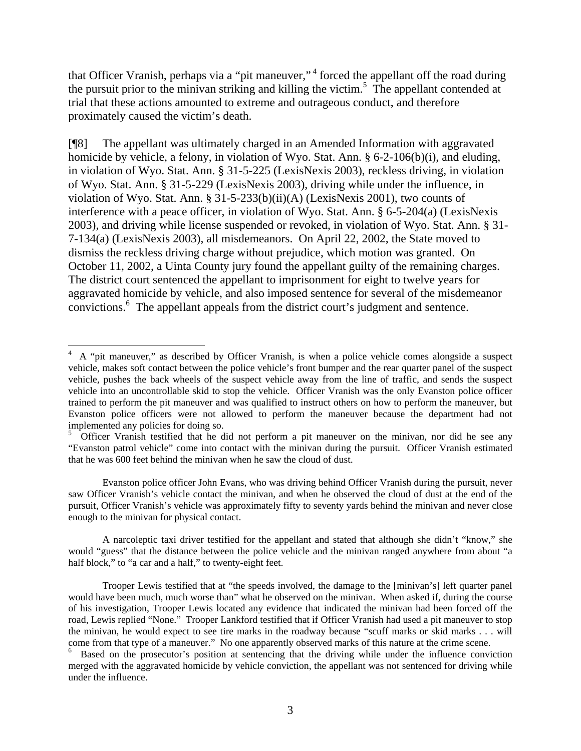that Officer Vranish, perhaps via a "pit maneuver," [4] forced the appellant off the road during the pursuit prior to the minivan striking and killing the victim.[5] The appellant contended at trial that these actions amounted to extreme and outrageous conduct, and therefore proximately caused the victim's death.

[¶8] The appellant was ultimately charged in an Amended Information with aggravated homicide by vehicle, a felony, in violation of Wyo. Stat. Ann. § 6-2-106(b)(i), and eluding, in violation of Wyo. Stat. Ann. § 31-5-225 (LexisNexis 2003), reckless driving, in violation of Wyo. Stat. Ann. § 31-5-229 (LexisNexis 2003), driving while under the influence, in violation of Wyo. Stat. Ann. § 31-5-233(b)(ii)(A) (LexisNexis 2001), two counts of interference with a peace officer, in violation of Wyo. Stat. Ann. § 6-5-204(a) (LexisNexis 2003), and driving while license suspended or revoked, in violation of Wyo. Stat. Ann. § 31-7-134(a) (LexisNexis 2003), all misdemeanors. On April 22, 2002, the State moved to dismiss the reckless driving charge without prejudice, which motion was granted. On October 11, 2002, a Uinta County jury found the appellant guilty of the remaining charges. The district court sentenced the appellant to imprisonment for eight to twelve years for aggravated homicide by vehicle, and also imposed sentence for several of the misdemeanor convictions.[6] The appellant appeals from the district court's judgment and sentence.

---

[4] A "pit maneuver," as described by Officer Vranish, is when a police vehicle comes alongside a suspect vehicle, makes soft contact between the police vehicle's front bumper and the rear quarter panel of the suspect vehicle, pushes the back wheels of the suspect vehicle away from the line of traffic, and sends the suspect vehicle into an uncontrollable skid to stop the vehicle. Officer Vranish was the only Evanston police officer trained to perform the pit maneuver and was qualified to instruct others on how to perform the maneuver, but Evanston police officers were not allowed to perform the maneuver because the department had not implemented any policies for doing so.

[5] Officer Vranish testified that he did not perform a pit maneuver on the minivan, nor did he see any "Evanston patrol vehicle" come into contact with the minivan during the pursuit. Officer Vranish estimated that he was 600 feet behind the minivan when he saw the cloud of dust.

Evanston police officer John Evans, who was driving behind Officer Vranish during the pursuit, never saw Officer Vranish's vehicle contact the minivan, and when he observed the cloud of dust at the end of the pursuit, Officer Vranish's vehicle was approximately fifty to seventy yards behind the minivan and never close enough to the minivan for physical contact.

A narcoleptic taxi driver testified for the appellant and stated that although she didn't "know," she would "guess" that the distance between the police vehicle and the minivan ranged anywhere from about "a half block," to "a car and a half," to twenty-eight feet.

Trooper Lewis testified that at "the speeds involved, the damage to the [minivan's] left quarter panel would have been much, much worse than" what he observed on the minivan. When asked if, during the course of his investigation, Trooper Lewis located any evidence that indicated the minivan had been forced off the road, Lewis replied "None." Trooper Lankford testified that if Officer Vranish had used a pit maneuver to stop the minivan, he would expect to see tire marks in the roadway because "scuff marks or skid marks . . . will come from that type of a maneuver." No one apparently observed marks of this nature at the crime scene.

[6] Based on the prosecutor's position at sentencing that the driving while under the influence conviction merged with the aggravated homicide by vehicle conviction, the appellant was not sentenced for driving while under the influence.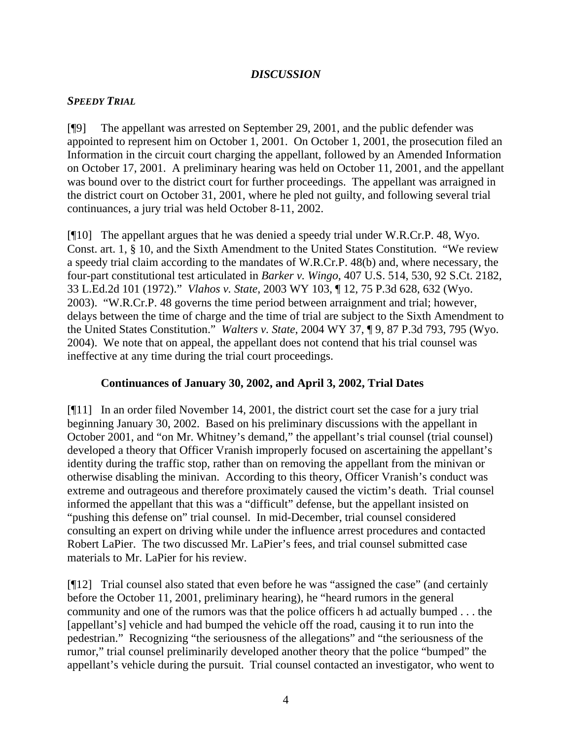## *DISCUSSION*

### *SPEEDY TRIAL*

[¶9] The appellant was arrested on September 29, 2001, and the public defender was appointed to represent him on October 1, 2001. On October 1, 2001, the prosecution filed an Information in the circuit court charging the appellant, followed by an Amended Information on October 17, 2001. A preliminary hearing was held on October 11, 2001, and the appellant was bound over to the district court for further proceedings. The appellant was arraigned in the district court on October 31, 2001, where he pled not guilty, and following several trial continuances, a jury trial was held October 8-11, 2002.

[¶10] The appellant argues that he was denied a speedy trial under W.R.Cr.P. 48, Wyo. Const. art. 1, § 10, and the Sixth Amendment to the United States Constitution. "We review a speedy trial claim according to the mandates of W.R.Cr.P. 48(b) and, where necessary, the four-part constitutional test articulated in *Barker v. Wingo*, 407 U.S. 514, 530, 92 S.Ct. 2182, 33 L.Ed.2d 101 (1972)." *Vlahos v. State*, 2003 WY 103, ¶ 12, 75 P.3d 628, 632 (Wyo. 2003). "W.R.Cr.P. 48 governs the time period between arraignment and trial; however, delays between the time of charge and the time of trial are subject to the Sixth Amendment to the United States Constitution." *Walters v. State*, 2004 WY 37, ¶ 9, 87 P.3d 793, 795 (Wyo. 2004). We note that on appeal, the appellant does not contend that his trial counsel was ineffective at any time during the trial court proceedings.

**Continuances of January 30, 2002, and April 3, 2002, Trial Dates**

[¶11] In an order filed November 14, 2001, the district court set the case for a jury trial beginning January 30, 2002. Based on his preliminary discussions with the appellant in October 2001, and "on Mr. Whitney's demand," the appellant's trial counsel (trial counsel) developed a theory that Officer Vranish improperly focused on ascertaining the appellant's identity during the traffic stop, rather than on removing the appellant from the minivan or otherwise disabling the minivan. According to this theory, Officer Vranish's conduct was extreme and outrageous and therefore proximately caused the victim's death. Trial counsel informed the appellant that this was a "difficult" defense, but the appellant insisted on "pushing this defense on" trial counsel. In mid-December, trial counsel considered consulting an expert on driving while under the influence arrest procedures and contacted Robert LaPier. The two discussed Mr. LaPier's fees, and trial counsel submitted case materials to Mr. LaPier for his review.

[¶12] Trial counsel also stated that even before he was "assigned the case" (and certainly before the October 11, 2001, preliminary hearing), he "heard rumors in the general community and one of the rumors was that the police officers h ad actually bumped . . . the [appellant's] vehicle and had bumped the vehicle off the road, causing it to run into the pedestrian." Recognizing "the seriousness of the allegations" and "the seriousness of the rumor," trial counsel preliminarily developed another theory that the police "bumped" the appellant's vehicle during the pursuit. Trial counsel contacted an investigator, who went to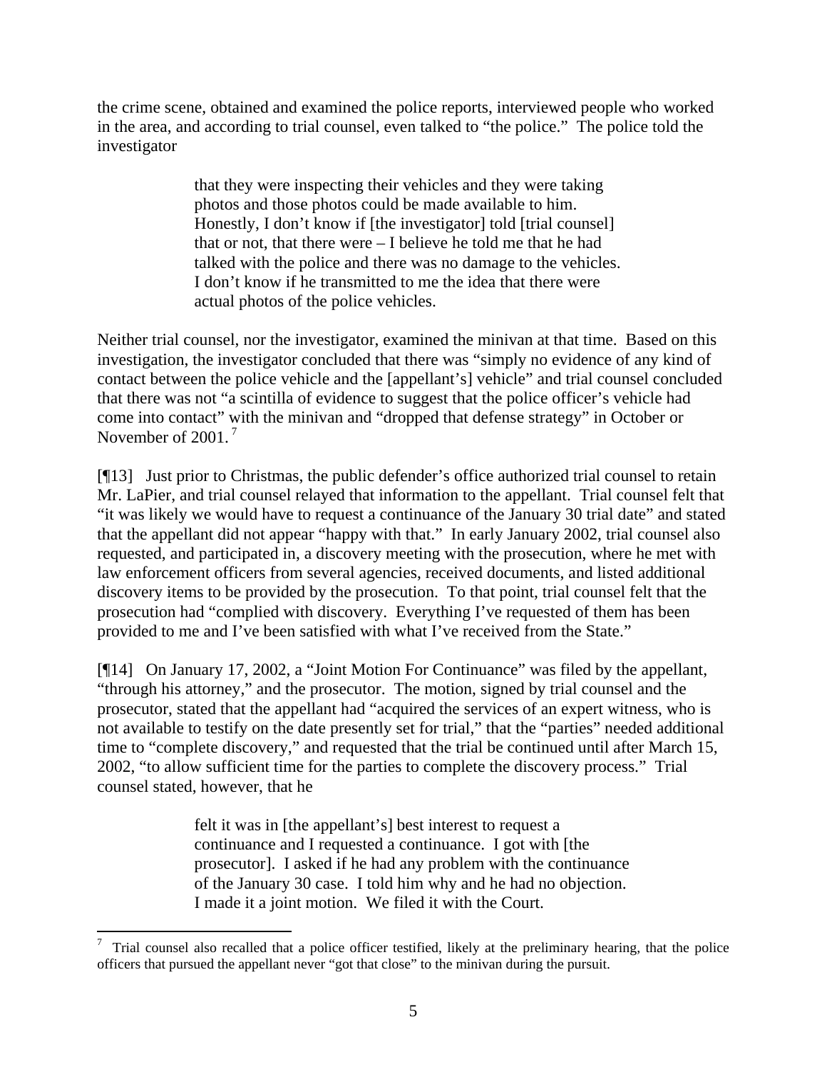the crime scene, obtained and examined the police reports, interviewed people who worked in the area, and according to trial counsel, even talked to "the police." The police told the investigator

> that they were inspecting their vehicles and they were taking photos and those photos could be made available to him. Honestly, I don't know if [the investigator] told [trial counsel] that or not, that there were – I believe he told me that he had talked with the police and there was no damage to the vehicles. I don't know if he transmitted to me the idea that there were actual photos of the police vehicles.

Neither trial counsel, nor the investigator, examined the minivan at that time. Based on this investigation, the investigator concluded that there was "simply no evidence of any kind of contact between the police vehicle and the [appellant's] vehicle" and trial counsel concluded that there was not "a scintilla of evidence to suggest that the police officer's vehicle had come into contact" with the minivan and "dropped that defense strategy" in October or November of 2001.[7]

[¶13] Just prior to Christmas, the public defender's office authorized trial counsel to retain Mr. LaPier, and trial counsel relayed that information to the appellant. Trial counsel felt that "it was likely we would have to request a continuance of the January 30 trial date" and stated that the appellant did not appear "happy with that." In early January 2002, trial counsel also requested, and participated in, a discovery meeting with the prosecution, where he met with law enforcement officers from several agencies, received documents, and listed additional discovery items to be provided by the prosecution. To that point, trial counsel felt that the prosecution had "complied with discovery. Everything I've requested of them has been provided to me and I've been satisfied with what I've received from the State."

[¶14] On January 17, 2002, a "Joint Motion For Continuance" was filed by the appellant, "through his attorney," and the prosecutor. The motion, signed by trial counsel and the prosecutor, stated that the appellant had "acquired the services of an expert witness, who is not available to testify on the date presently set for trial," that the "parties" needed additional time to "complete discovery," and requested that the trial be continued until after March 15, 2002, "to allow sufficient time for the parties to complete the discovery process." Trial counsel stated, however, that he

> felt it was in [the appellant's] best interest to request a continuance and I requested a continuance. I got with [the prosecutor]. I asked if he had any problem with the continuance of the January 30 case. I told him why and he had no objection. I made it a joint motion. We filed it with the Court.

---

[7] Trial counsel also recalled that a police officer testified, likely at the preliminary hearing, that the police officers that pursued the appellant never "got that close" to the minivan during the pursuit.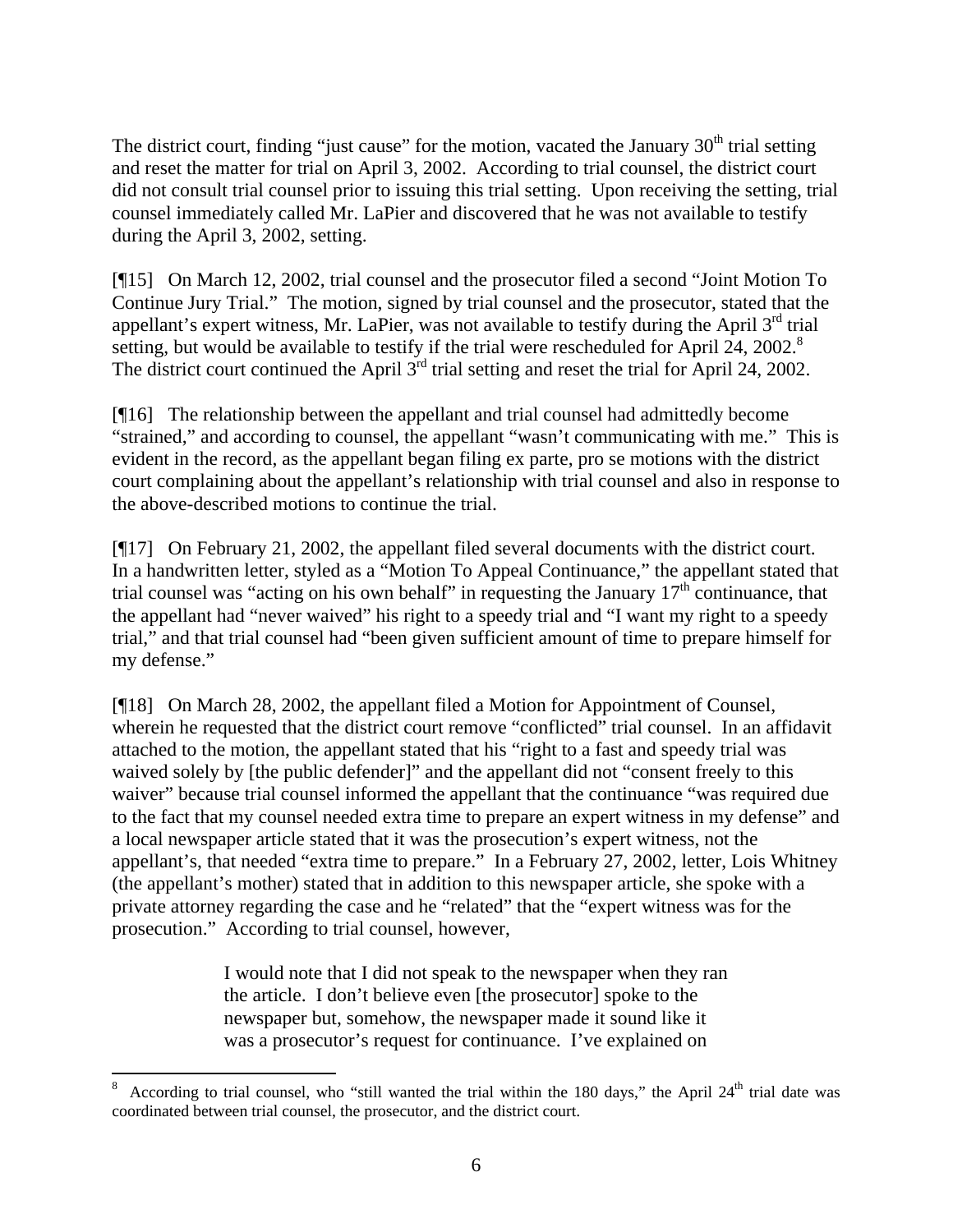The district court, finding "just cause" for the motion, vacated the January 30th trial setting and reset the matter for trial on April 3, 2002. According to trial counsel, the district court did not consult trial counsel prior to issuing this trial setting. Upon receiving the setting, trial counsel immediately called Mr. LaPier and discovered that he was not available to testify during the April 3, 2002, setting.

[¶15] On March 12, 2002, trial counsel and the prosecutor filed a second "Joint Motion To Continue Jury Trial." The motion, signed by trial counsel and the prosecutor, stated that the appellant's expert witness, Mr. LaPier, was not available to testify during the April 3rd trial setting, but would be available to testify if the trial were rescheduled for April 24, 2002.[8] The district court continued the April 3rd trial setting and reset the trial for April 24, 2002.

[¶16] The relationship between the appellant and trial counsel had admittedly become "strained," and according to counsel, the appellant "wasn't communicating with me." This is evident in the record, as the appellant began filing ex parte, pro se motions with the district court complaining about the appellant's relationship with trial counsel and also in response to the above-described motions to continue the trial.

[¶17] On February 21, 2002, the appellant filed several documents with the district court. In a handwritten letter, styled as a "Motion To Appeal Continuance," the appellant stated that trial counsel was "acting on his own behalf" in requesting the January 17th continuance, that the appellant had "never waived" his right to a speedy trial and "I want my right to a speedy trial," and that trial counsel had "been given sufficient amount of time to prepare himself for my defense."

[¶18] On March 28, 2002, the appellant filed a Motion for Appointment of Counsel, wherein he requested that the district court remove "conflicted" trial counsel. In an affidavit attached to the motion, the appellant stated that his "right to a fast and speedy trial was waived solely by [the public defender]" and the appellant did not "consent freely to this waiver" because trial counsel informed the appellant that the continuance "was required due to the fact that my counsel needed extra time to prepare an expert witness in my defense" and a local newspaper article stated that it was the prosecution's expert witness, not the appellant's, that needed "extra time to prepare." In a February 27, 2002, letter, Lois Whitney (the appellant's mother) stated that in addition to this newspaper article, she spoke with a private attorney regarding the case and he "related" that the "expert witness was for the prosecution." According to trial counsel, however,

> I would note that I did not speak to the newspaper when they ran the article. I don't believe even [the prosecutor] spoke to the newspaper but, somehow, the newspaper made it sound like it was a prosecutor's request for continuance. I've explained on

---

[8] According to trial counsel, who "still wanted the trial within the 180 days," the April 24th trial date was coordinated between trial counsel, the prosecutor, and the district court.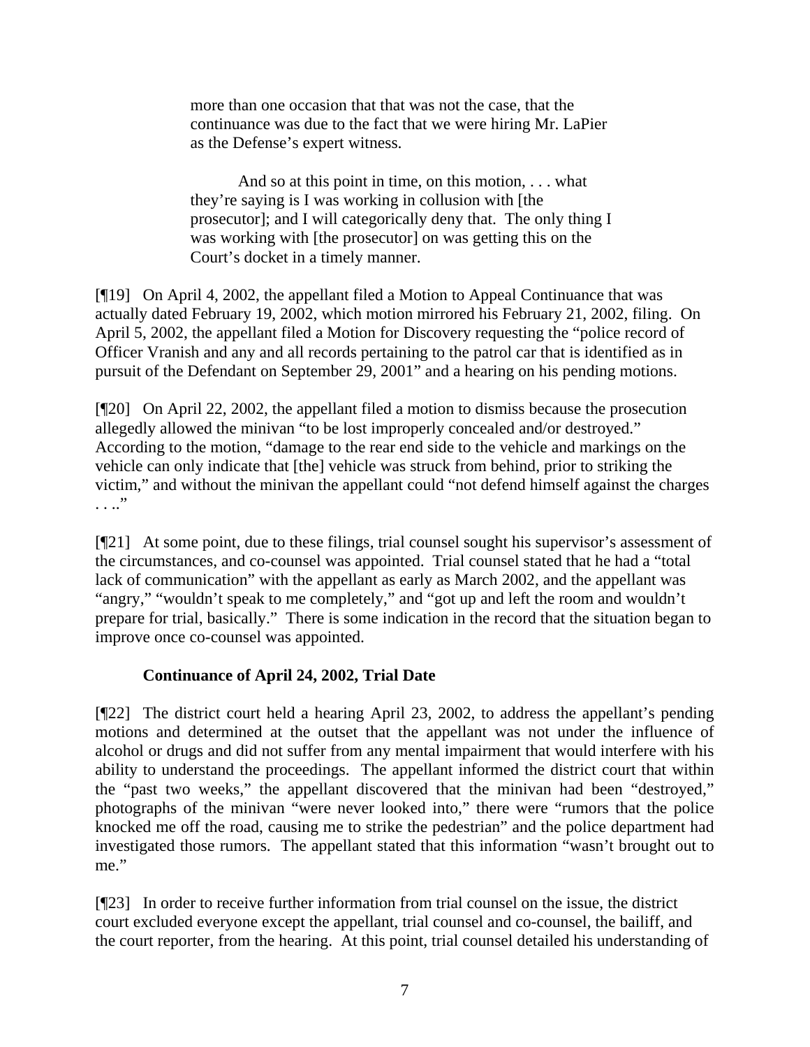> more than one occasion that that was not the case, that the continuance was due to the fact that we were hiring Mr. LaPier as the Defense's expert witness.
>
> And so at this point in time, on this motion, . . . what they're saying is I was working in collusion with [the prosecutor]; and I will categorically deny that. The only thing I was working with [the prosecutor] on was getting this on the Court's docket in a timely manner.

[¶19] On April 4, 2002, the appellant filed a Motion to Appeal Continuance that was actually dated February 19, 2002, which motion mirrored his February 21, 2002, filing. On April 5, 2002, the appellant filed a Motion for Discovery requesting the "police record of Officer Vranish and any and all records pertaining to the patrol car that is identified as in pursuit of the Defendant on September 29, 2001" and a hearing on his pending motions.

[¶20] On April 22, 2002, the appellant filed a motion to dismiss because the prosecution allegedly allowed the minivan "to be lost improperly concealed and/or destroyed." According to the motion, "damage to the rear end side to the vehicle and markings on the vehicle can only indicate that [the] vehicle was struck from behind, prior to striking the victim," and without the minivan the appellant could "not defend himself against the charges . . .."

[¶21] At some point, due to these filings, trial counsel sought his supervisor's assessment of the circumstances, and co-counsel was appointed. Trial counsel stated that he had a "total lack of communication" with the appellant as early as March 2002, and the appellant was "angry," "wouldn't speak to me completely," and "got up and left the room and wouldn't prepare for trial, basically." There is some indication in the record that the situation began to improve once co-counsel was appointed.

### Continuance of April 24, 2002, Trial Date

[¶22] The district court held a hearing April 23, 2002, to address the appellant's pending motions and determined at the outset that the appellant was not under the influence of alcohol or drugs and did not suffer from any mental impairment that would interfere with his ability to understand the proceedings. The appellant informed the district court that within the "past two weeks," the appellant discovered that the minivan had been "destroyed," photographs of the minivan "were never looked into," there were "rumors that the police knocked me off the road, causing me to strike the pedestrian" and the police department had investigated those rumors. The appellant stated that this information "wasn't brought out to me."

[¶23] In order to receive further information from trial counsel on the issue, the district court excluded everyone except the appellant, trial counsel and co-counsel, the bailiff, and the court reporter, from the hearing. At this point, trial counsel detailed his understanding of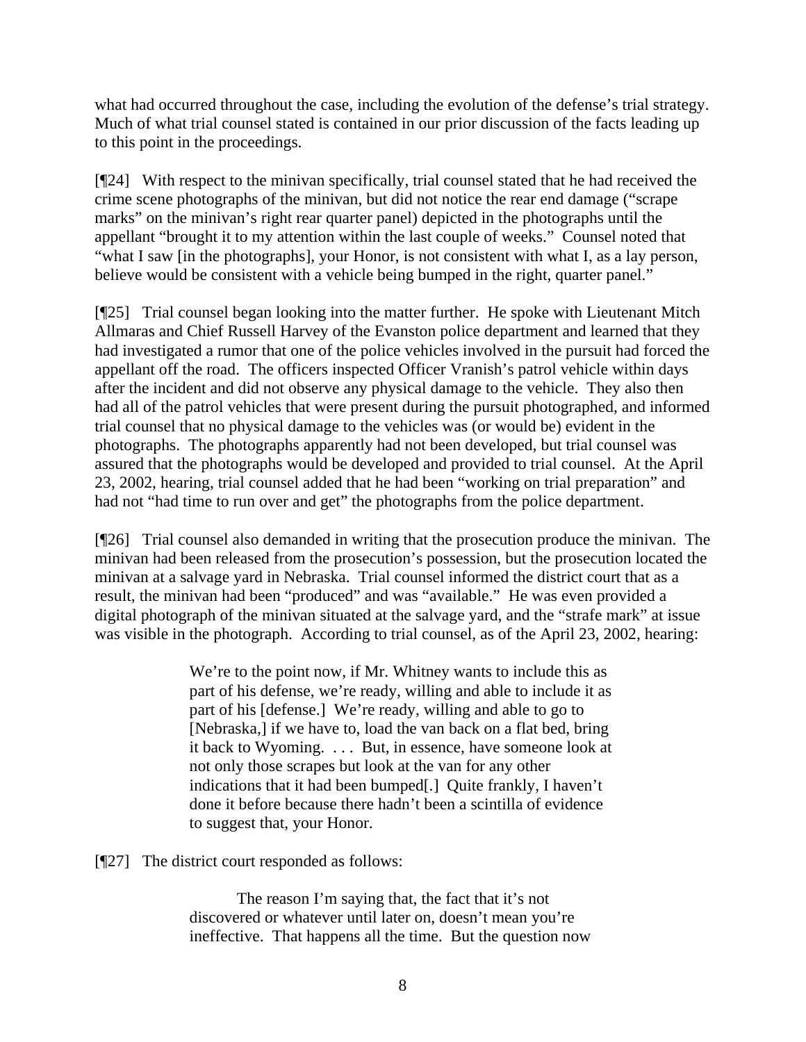what had occurred throughout the case, including the evolution of the defense's trial strategy. Much of what trial counsel stated is contained in our prior discussion of the facts leading up to this point in the proceedings.

[¶24] With respect to the minivan specifically, trial counsel stated that he had received the crime scene photographs of the minivan, but did not notice the rear end damage ("scrape marks" on the minivan's right rear quarter panel) depicted in the photographs until the appellant "brought it to my attention within the last couple of weeks." Counsel noted that "what I saw [in the photographs], your Honor, is not consistent with what I, as a lay person, believe would be consistent with a vehicle being bumped in the right, quarter panel."

[¶25] Trial counsel began looking into the matter further. He spoke with Lieutenant Mitch Allmaras and Chief Russell Harvey of the Evanston police department and learned that they had investigated a rumor that one of the police vehicles involved in the pursuit had forced the appellant off the road. The officers inspected Officer Vranish's patrol vehicle within days after the incident and did not observe any physical damage to the vehicle. They also then had all of the patrol vehicles that were present during the pursuit photographed, and informed trial counsel that no physical damage to the vehicles was (or would be) evident in the photographs. The photographs apparently had not been developed, but trial counsel was assured that the photographs would be developed and provided to trial counsel. At the April 23, 2002, hearing, trial counsel added that he had been "working on trial preparation" and had not "had time to run over and get" the photographs from the police department.

[¶26] Trial counsel also demanded in writing that the prosecution produce the minivan. The minivan had been released from the prosecution's possession, but the prosecution located the minivan at a salvage yard in Nebraska. Trial counsel informed the district court that as a result, the minivan had been "produced" and was "available." He was even provided a digital photograph of the minivan situated at the salvage yard, and the "strafe mark" at issue was visible in the photograph. According to trial counsel, as of the April 23, 2002, hearing:

> We're to the point now, if Mr. Whitney wants to include this as part of his defense, we're ready, willing and able to include it as part of his [defense.] We're ready, willing and able to go to [Nebraska,] if we have to, load the van back on a flat bed, bring it back to Wyoming. . . . But, in essence, have someone look at not only those scrapes but look at the van for any other indications that it had been bumped[.] Quite frankly, I haven't done it before because there hadn't been a scintilla of evidence to suggest that, your Honor.

[¶27] The district court responded as follows:

> The reason I'm saying that, the fact that it's not discovered or whatever until later on, doesn't mean you're ineffective. That happens all the time. But the question now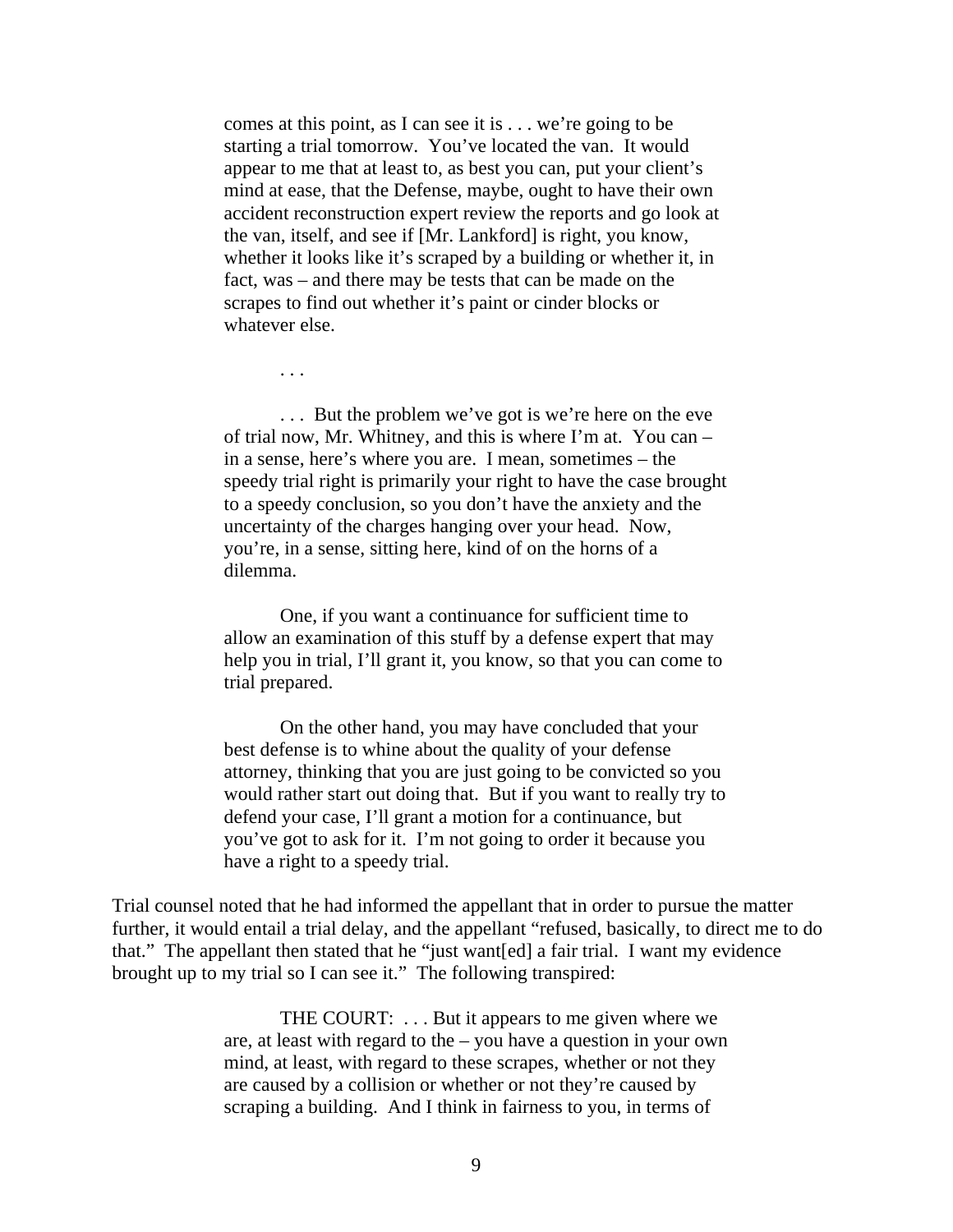> comes at this point, as I can see it is . . . we're going to be starting a trial tomorrow. You've located the van. It would appear to me that at least to, as best you can, put your client's mind at ease, that the Defense, maybe, ought to have their own accident reconstruction expert review the reports and go look at the van, itself, and see if [Mr. Lankford] is right, you know, whether it looks like it's scraped by a building or whether it, in fact, was – and there may be tests that can be made on the scrapes to find out whether it's paint or cinder blocks or whatever else.
>
> . . .
>
> . . . But the problem we've got is we're here on the eve of trial now, Mr. Whitney, and this is where I'm at. You can – in a sense, here's where you are. I mean, sometimes – the speedy trial right is primarily your right to have the case brought to a speedy conclusion, so you don't have the anxiety and the uncertainty of the charges hanging over your head. Now, you're, in a sense, sitting here, kind of on the horns of a dilemma.
>
> One, if you want a continuance for sufficient time to allow an examination of this stuff by a defense expert that may help you in trial, I'll grant it, you know, so that you can come to trial prepared.
>
> On the other hand, you may have concluded that your best defense is to whine about the quality of your defense attorney, thinking that you are just going to be convicted so you would rather start out doing that. But if you want to really try to defend your case, I'll grant a motion for a continuance, but you've got to ask for it. I'm not going to order it because you have a right to a speedy trial.

Trial counsel noted that he had informed the appellant that in order to pursue the matter further, it would entail a trial delay, and the appellant "refused, basically, to direct me to do that." The appellant then stated that he "just want[ed] a fair trial. I want my evidence brought up to my trial so I can see it." The following transpired:

> THE COURT: . . . But it appears to me given where we are, at least with regard to the – you have a question in your own mind, at least, with regard to these scrapes, whether or not they are caused by a collision or whether or not they're caused by scraping a building. And I think in fairness to you, in terms of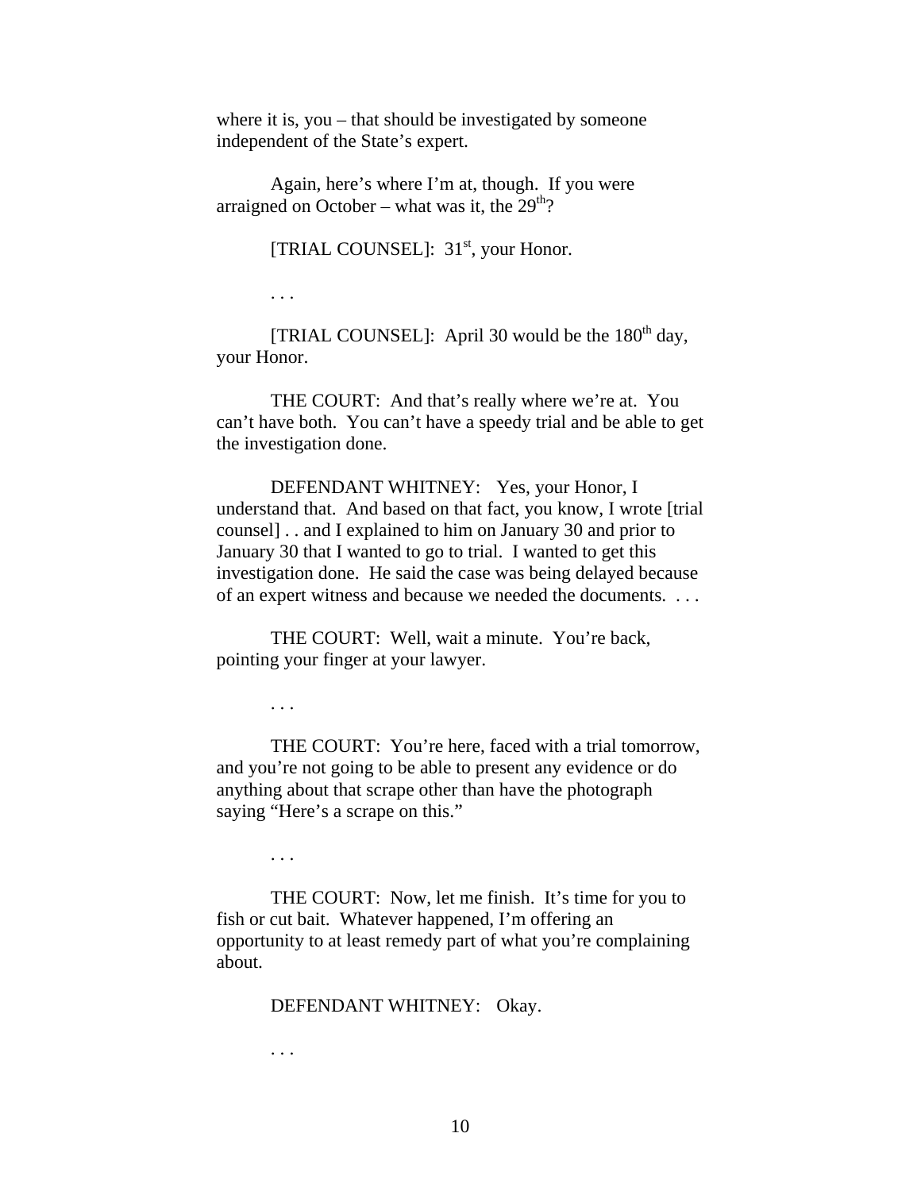where it is, you – that should be investigated by someone independent of the State's expert.

Again, here's where I'm at, though. If you were arraigned on October – what was it, the 29th?

[TRIAL COUNSEL]: 31st, your Honor.

. . .

[TRIAL COUNSEL]: April 30 would be the 180th day, your Honor.

THE COURT: And that's really where we're at. You can't have both. You can't have a speedy trial and be able to get the investigation done.

DEFENDANT WHITNEY: Yes, your Honor, I understand that. And based on that fact, you know, I wrote [trial counsel] . . and I explained to him on January 30 and prior to January 30 that I wanted to go to trial. I wanted to get this investigation done. He said the case was being delayed because of an expert witness and because we needed the documents. . . .

THE COURT: Well, wait a minute. You're back, pointing your finger at your lawyer.

. . .

THE COURT: You're here, faced with a trial tomorrow, and you're not going to be able to present any evidence or do anything about that scrape other than have the photograph saying "Here's a scrape on this."

. . .

THE COURT: Now, let me finish. It's time for you to fish or cut bait. Whatever happened, I'm offering an opportunity to at least remedy part of what you're complaining about.

DEFENDANT WHITNEY: Okay.

. . .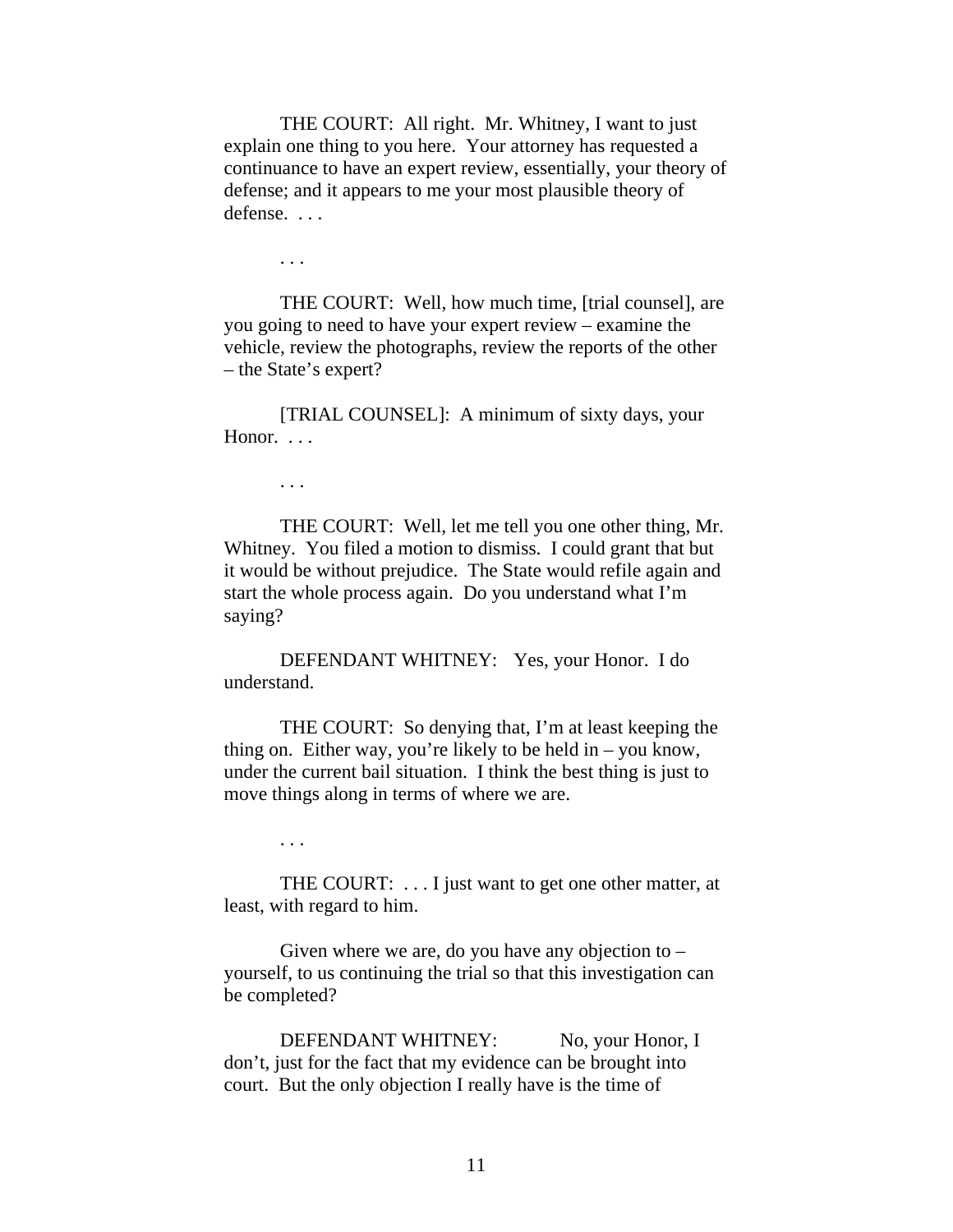THE COURT: All right. Mr. Whitney, I want to just explain one thing to you here. Your attorney has requested a continuance to have an expert review, essentially, your theory of defense; and it appears to me your most plausible theory of defense. . . .

. . .

THE COURT: Well, how much time, [trial counsel], are you going to need to have your expert review – examine the vehicle, review the photographs, review the reports of the other – the State's expert?

[TRIAL COUNSEL]: A minimum of sixty days, your Honor. . . .

. . .

THE COURT: Well, let me tell you one other thing, Mr. Whitney. You filed a motion to dismiss. I could grant that but it would be without prejudice. The State would refile again and start the whole process again. Do you understand what I'm saying?

DEFENDANT WHITNEY: Yes, your Honor. I do understand.

THE COURT: So denying that, I'm at least keeping the thing on. Either way, you're likely to be held in – you know, under the current bail situation. I think the best thing is just to move things along in terms of where we are.

. . .

THE COURT: . . . I just want to get one other matter, at least, with regard to him.

Given where we are, do you have any objection to – yourself, to us continuing the trial so that this investigation can be completed?

DEFENDANT WHITNEY: No, your Honor, I don't, just for the fact that my evidence can be brought into court. But the only objection I really have is the time of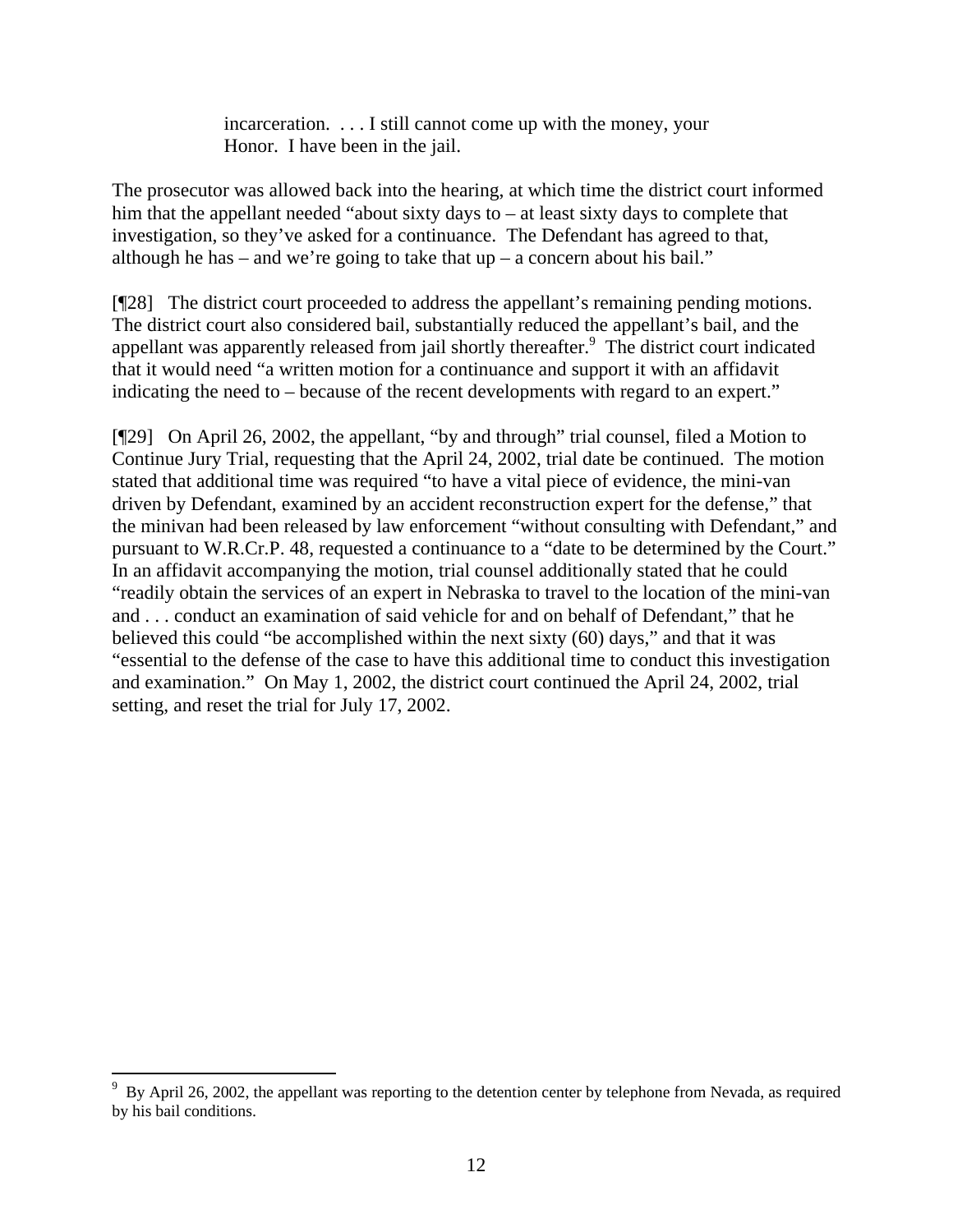> incarceration. . . . I still cannot come up with the money, your Honor. I have been in the jail.

The prosecutor was allowed back into the hearing, at which time the district court informed him that the appellant needed "about sixty days to – at least sixty days to complete that investigation, so they've asked for a continuance. The Defendant has agreed to that, although he has – and we're going to take that up – a concern about his bail."

[¶28] The district court proceeded to address the appellant's remaining pending motions. The district court also considered bail, substantially reduced the appellant's bail, and the appellant was apparently released from jail shortly thereafter.[9] The district court indicated that it would need "a written motion for a continuance and support it with an affidavit indicating the need to – because of the recent developments with regard to an expert."

[¶29] On April 26, 2002, the appellant, "by and through" trial counsel, filed a Motion to Continue Jury Trial, requesting that the April 24, 2002, trial date be continued. The motion stated that additional time was required "to have a vital piece of evidence, the mini-van driven by Defendant, examined by an accident reconstruction expert for the defense," that the minivan had been released by law enforcement "without consulting with Defendant," and pursuant to W.R.Cr.P. 48, requested a continuance to a "date to be determined by the Court." In an affidavit accompanying the motion, trial counsel additionally stated that he could "readily obtain the services of an expert in Nebraska to travel to the location of the mini-van and . . . conduct an examination of said vehicle for and on behalf of Defendant," that he believed this could "be accomplished within the next sixty (60) days," and that it was "essential to the defense of the case to have this additional time to conduct this investigation and examination." On May 1, 2002, the district court continued the April 24, 2002, trial setting, and reset the trial for July 17, 2002.

---

[9] By April 26, 2002, the appellant was reporting to the detention center by telephone from Nevada, as required by his bail conditions.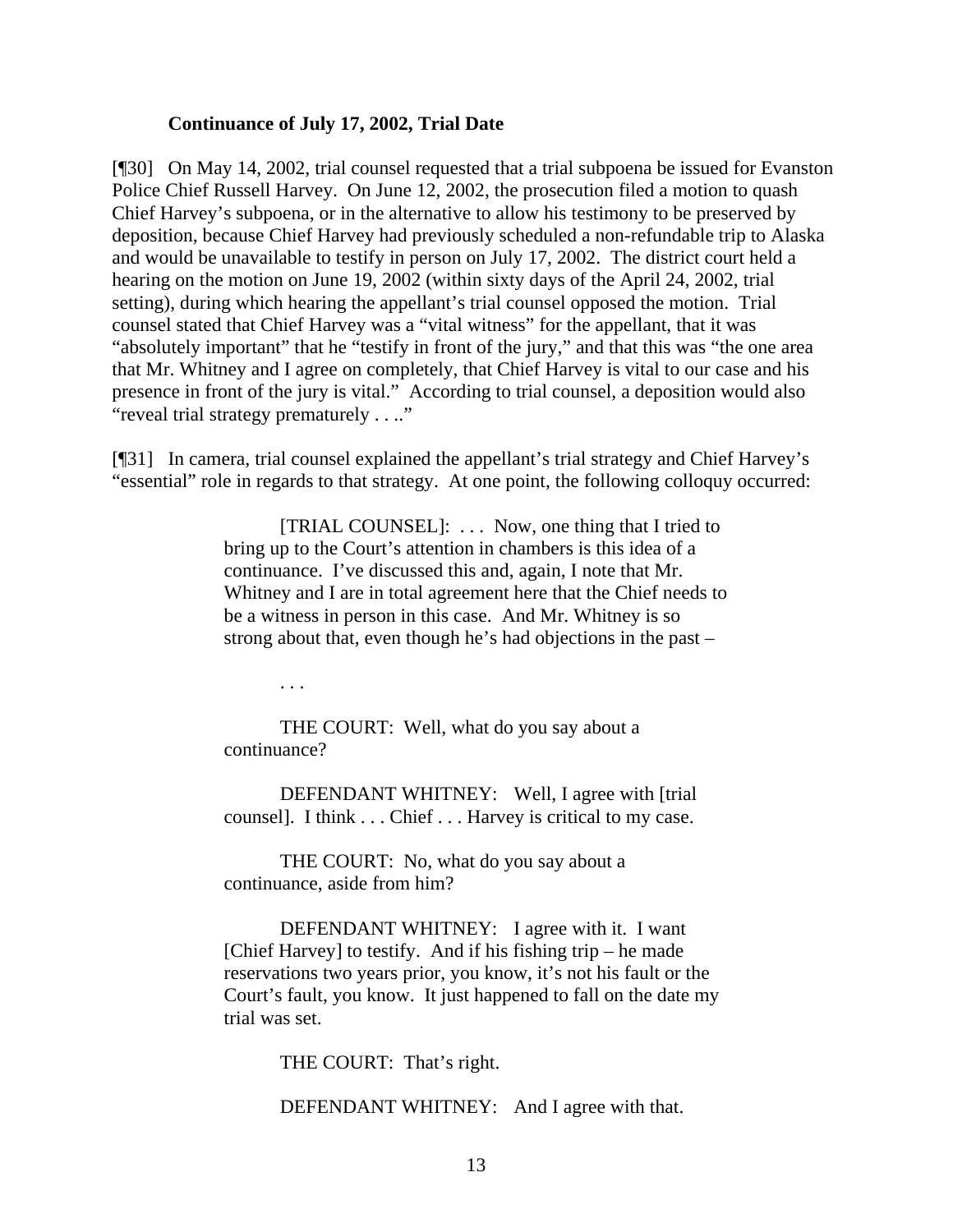**Continuance of July 17, 2002, Trial Date**

[¶30] On May 14, 2002, trial counsel requested that a trial subpoena be issued for Evanston Police Chief Russell Harvey. On June 12, 2002, the prosecution filed a motion to quash Chief Harvey's subpoena, or in the alternative to allow his testimony to be preserved by deposition, because Chief Harvey had previously scheduled a non-refundable trip to Alaska and would be unavailable to testify in person on July 17, 2002. The district court held a hearing on the motion on June 19, 2002 (within sixty days of the April 24, 2002, trial setting), during which hearing the appellant's trial counsel opposed the motion. Trial counsel stated that Chief Harvey was a "vital witness" for the appellant, that it was "absolutely important" that he "testify in front of the jury," and that this was "the one area that Mr. Whitney and I agree on completely, that Chief Harvey is vital to our case and his presence in front of the jury is vital." According to trial counsel, a deposition would also "reveal trial strategy prematurely . . .."

[¶31] In camera, trial counsel explained the appellant's trial strategy and Chief Harvey's "essential" role in regards to that strategy. At one point, the following colloquy occurred:

> [TRIAL COUNSEL]: . . . Now, one thing that I tried to bring up to the Court's attention in chambers is this idea of a continuance. I've discussed this and, again, I note that Mr. Whitney and I are in total agreement here that the Chief needs to be a witness in person in this case. And Mr. Whitney is so strong about that, even though he's had objections in the past –
>
> . . .
>
> THE COURT: Well, what do you say about a continuance?
>
> DEFENDANT WHITNEY: Well, I agree with [trial counsel]. I think . . . Chief . . . Harvey is critical to my case.
>
> THE COURT: No, what do you say about a continuance, aside from him?
>
> DEFENDANT WHITNEY: I agree with it. I want [Chief Harvey] to testify. And if his fishing trip – he made reservations two years prior, you know, it's not his fault or the Court's fault, you know. It just happened to fall on the date my trial was set.
>
> THE COURT: That's right.
>
> DEFENDANT WHITNEY: And I agree with that.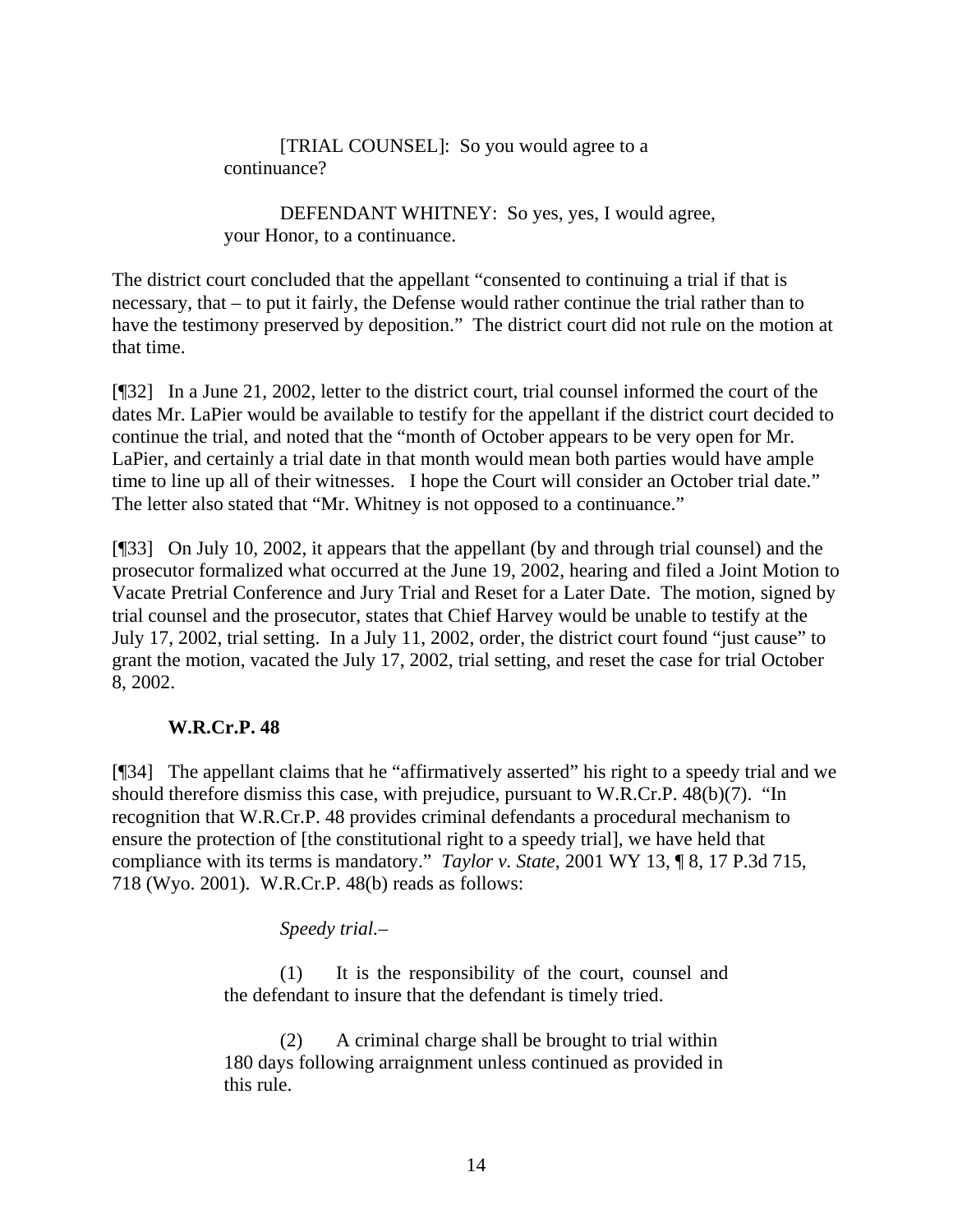> [TRIAL COUNSEL]: So you would agree to a continuance?
>
> DEFENDANT WHITNEY: So yes, yes, I would agree, your Honor, to a continuance.

The district court concluded that the appellant "consented to continuing a trial if that is necessary, that – to put it fairly, the Defense would rather continue the trial rather than to have the testimony preserved by deposition." The district court did not rule on the motion at that time.

[¶32] In a June 21, 2002, letter to the district court, trial counsel informed the court of the dates Mr. LaPier would be available to testify for the appellant if the district court decided to continue the trial, and noted that the "month of October appears to be very open for Mr. LaPier, and certainly a trial date in that month would mean both parties would have ample time to line up all of their witnesses. I hope the Court will consider an October trial date." The letter also stated that "Mr. Whitney is not opposed to a continuance."

[¶33] On July 10, 2002, it appears that the appellant (by and through trial counsel) and the prosecutor formalized what occurred at the June 19, 2002, hearing and filed a Joint Motion to Vacate Pretrial Conference and Jury Trial and Reset for a Later Date. The motion, signed by trial counsel and the prosecutor, states that Chief Harvey would be unable to testify at the July 17, 2002, trial setting. In a July 11, 2002, order, the district court found "just cause" to grant the motion, vacated the July 17, 2002, trial setting, and reset the case for trial October 8, 2002.

**W.R.Cr.P. 48**

[¶34] The appellant claims that he "affirmatively asserted" his right to a speedy trial and we should therefore dismiss this case, with prejudice, pursuant to W.R.Cr.P. 48(b)(7). "In recognition that W.R.Cr.P. 48 provides criminal defendants a procedural mechanism to ensure the protection of [the constitutional right to a speedy trial], we have held that compliance with its terms is mandatory." *Taylor v. State*, 2001 WY 13, ¶ 8, 17 P.3d 715, 718 (Wyo. 2001). W.R.Cr.P. 48(b) reads as follows:

> *Speedy trial.*–
>
> (1) It is the responsibility of the court, counsel and the defendant to insure that the defendant is timely tried.
>
> (2) A criminal charge shall be brought to trial within 180 days following arraignment unless continued as provided in this rule.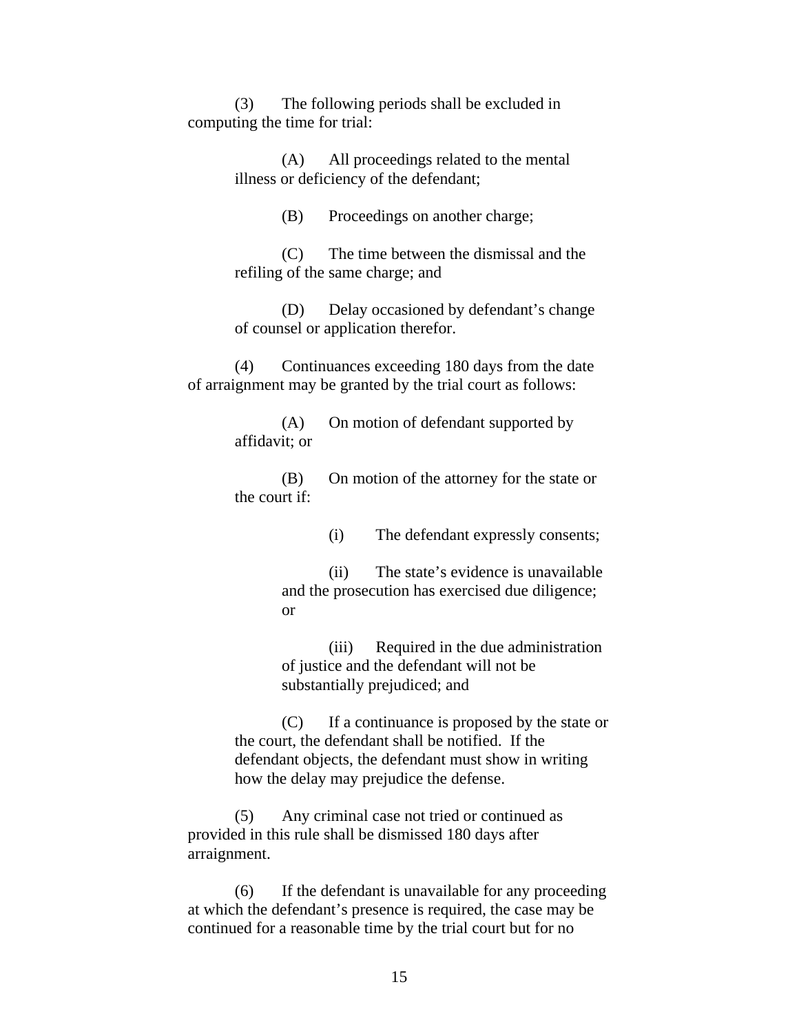(3) The following periods shall be excluded in computing the time for trial:

(A) All proceedings related to the mental illness or deficiency of the defendant;

(B) Proceedings on another charge;

(C) The time between the dismissal and the refiling of the same charge; and

(D) Delay occasioned by defendant's change of counsel or application therefor.

(4) Continuances exceeding 180 days from the date of arraignment may be granted by the trial court as follows:

(A) On motion of defendant supported by affidavit; or

(B) On motion of the attorney for the state or the court if:

(i) The defendant expressly consents;

(ii) The state's evidence is unavailable and the prosecution has exercised due diligence; or

(iii) Required in the due administration of justice and the defendant will not be substantially prejudiced; and

(C) If a continuance is proposed by the state or the court, the defendant shall be notified. If the defendant objects, the defendant must show in writing how the delay may prejudice the defense.

(5) Any criminal case not tried or continued as provided in this rule shall be dismissed 180 days after arraignment.

(6) If the defendant is unavailable for any proceeding at which the defendant's presence is required, the case may be continued for a reasonable time by the trial court but for no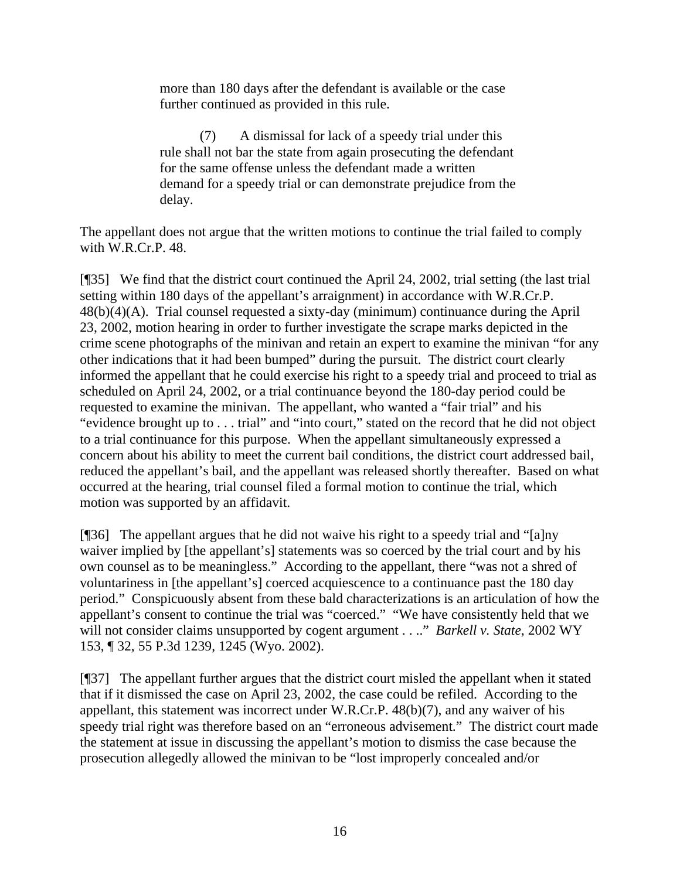> more than 180 days after the defendant is available or the case further continued as provided in this rule.
>
> (7) A dismissal for lack of a speedy trial under this rule shall not bar the state from again prosecuting the defendant for the same offense unless the defendant made a written demand for a speedy trial or can demonstrate prejudice from the delay.

The appellant does not argue that the written motions to continue the trial failed to comply with W.R.Cr.P. 48.

[¶35] We find that the district court continued the April 24, 2002, trial setting (the last trial setting within 180 days of the appellant's arraignment) in accordance with W.R.Cr.P. 48(b)(4)(A). Trial counsel requested a sixty-day (minimum) continuance during the April 23, 2002, motion hearing in order to further investigate the scrape marks depicted in the crime scene photographs of the minivan and retain an expert to examine the minivan "for any other indications that it had been bumped" during the pursuit. The district court clearly informed the appellant that he could exercise his right to a speedy trial and proceed to trial as scheduled on April 24, 2002, or a trial continuance beyond the 180-day period could be requested to examine the minivan. The appellant, who wanted a "fair trial" and his "evidence brought up to . . . trial" and "into court," stated on the record that he did not object to a trial continuance for this purpose. When the appellant simultaneously expressed a concern about his ability to meet the current bail conditions, the district court addressed bail, reduced the appellant's bail, and the appellant was released shortly thereafter. Based on what occurred at the hearing, trial counsel filed a formal motion to continue the trial, which motion was supported by an affidavit.

[¶36] The appellant argues that he did not waive his right to a speedy trial and "[a]ny waiver implied by [the appellant's] statements was so coerced by the trial court and by his own counsel as to be meaningless." According to the appellant, there "was not a shred of voluntariness in [the appellant's] coerced acquiescence to a continuance past the 180 day period." Conspicuously absent from these bald characterizations is an articulation of how the appellant's consent to continue the trial was "coerced." "We have consistently held that we will not consider claims unsupported by cogent argument . . .." *Barkell v. State*, 2002 WY 153, ¶ 32, 55 P.3d 1239, 1245 (Wyo. 2002).

[¶37] The appellant further argues that the district court misled the appellant when it stated that if it dismissed the case on April 23, 2002, the case could be refiled. According to the appellant, this statement was incorrect under W.R.Cr.P. 48(b)(7), and any waiver of his speedy trial right was therefore based on an "erroneous advisement." The district court made the statement at issue in discussing the appellant's motion to dismiss the case because the prosecution allegedly allowed the minivan to be "lost improperly concealed and/or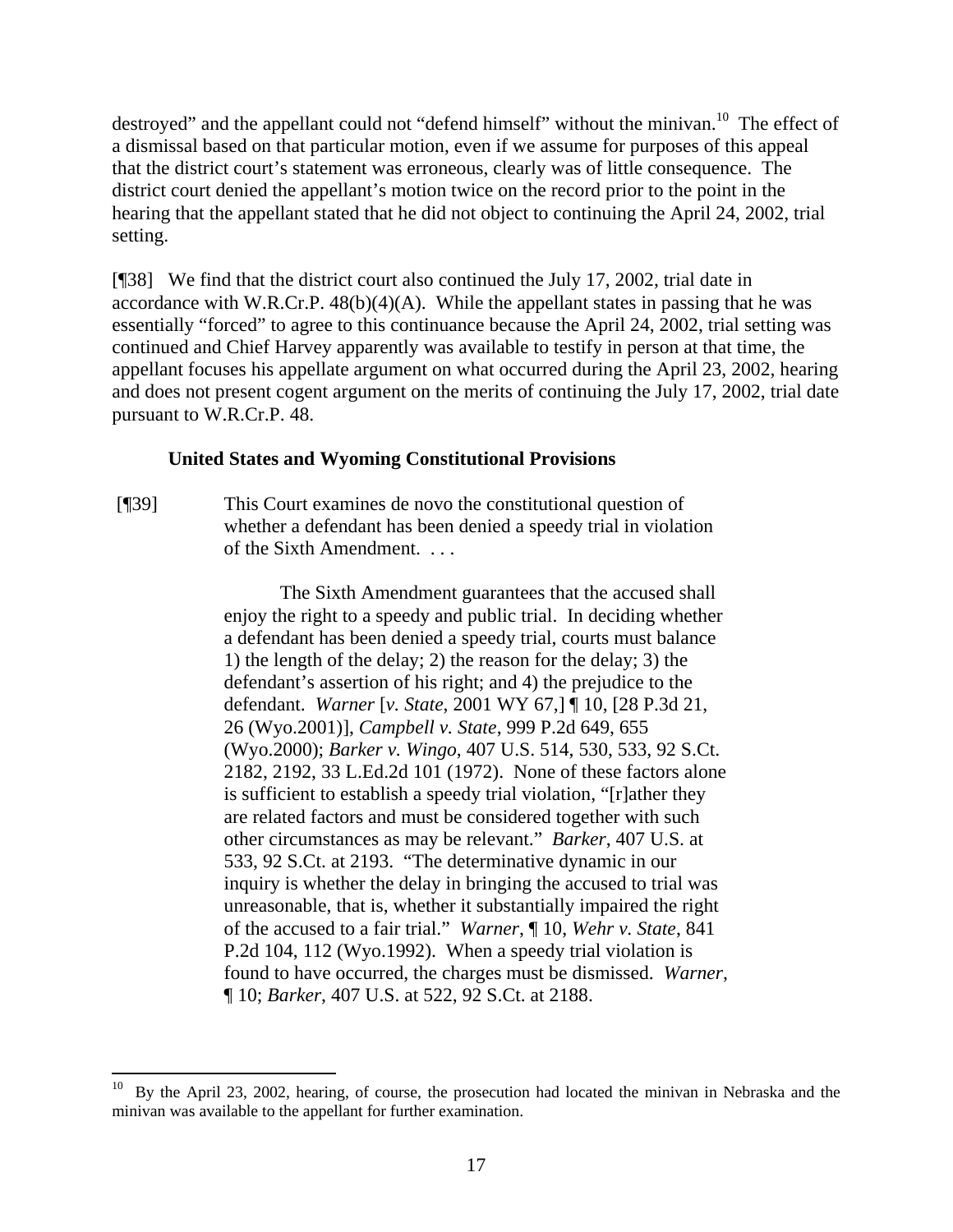destroyed" and the appellant could not "defend himself" without the minivan.[10] The effect of a dismissal based on that particular motion, even if we assume for purposes of this appeal that the district court's statement was erroneous, clearly was of little consequence. The district court denied the appellant's motion twice on the record prior to the point in the hearing that the appellant stated that he did not object to continuing the April 24, 2002, trial setting.

[¶38] We find that the district court also continued the July 17, 2002, trial date in accordance with W.R.Cr.P. 48(b)(4)(A). While the appellant states in passing that he was essentially "forced" to agree to this continuance because the April 24, 2002, trial setting was continued and Chief Harvey apparently was available to testify in person at that time, the appellant focuses his appellate argument on what occurred during the April 23, 2002, hearing and does not present cogent argument on the merits of continuing the July 17, 2002, trial date pursuant to W.R.Cr.P. 48.

**United States and Wyoming Constitutional Provisions**

[¶39] This Court examines de novo the constitutional question of whether a defendant has been denied a speedy trial in violation of the Sixth Amendment. . . .

> The Sixth Amendment guarantees that the accused shall enjoy the right to a speedy and public trial. In deciding whether a defendant has been denied a speedy trial, courts must balance 1) the length of the delay; 2) the reason for the delay; 3) the defendant's assertion of his right; and 4) the prejudice to the defendant. *Warner* [*v. State*, 2001 WY 67,] ¶ 10, [28 P.3d 21, 26 (Wyo.2001)], *Campbell v. State*, 999 P.2d 649, 655 (Wyo.2000); *Barker v. Wingo*, 407 U.S. 514, 530, 533, 92 S.Ct. 2182, 2192, 33 L.Ed.2d 101 (1972). None of these factors alone is sufficient to establish a speedy trial violation, "[r]ather they are related factors and must be considered together with such other circumstances as may be relevant." *Barker*, 407 U.S. at 533, 92 S.Ct. at 2193. "The determinative dynamic in our inquiry is whether the delay in bringing the accused to trial was unreasonable, that is, whether it substantially impaired the right of the accused to a fair trial." *Warner*, ¶ 10, *Wehr v. State*, 841 P.2d 104, 112 (Wyo.1992). When a speedy trial violation is found to have occurred, the charges must be dismissed. *Warner*, ¶ 10; *Barker*, 407 U.S. at 522, 92 S.Ct. at 2188.

---

[10] By the April 23, 2002, hearing, of course, the prosecution had located the minivan in Nebraska and the minivan was available to the appellant for further examination.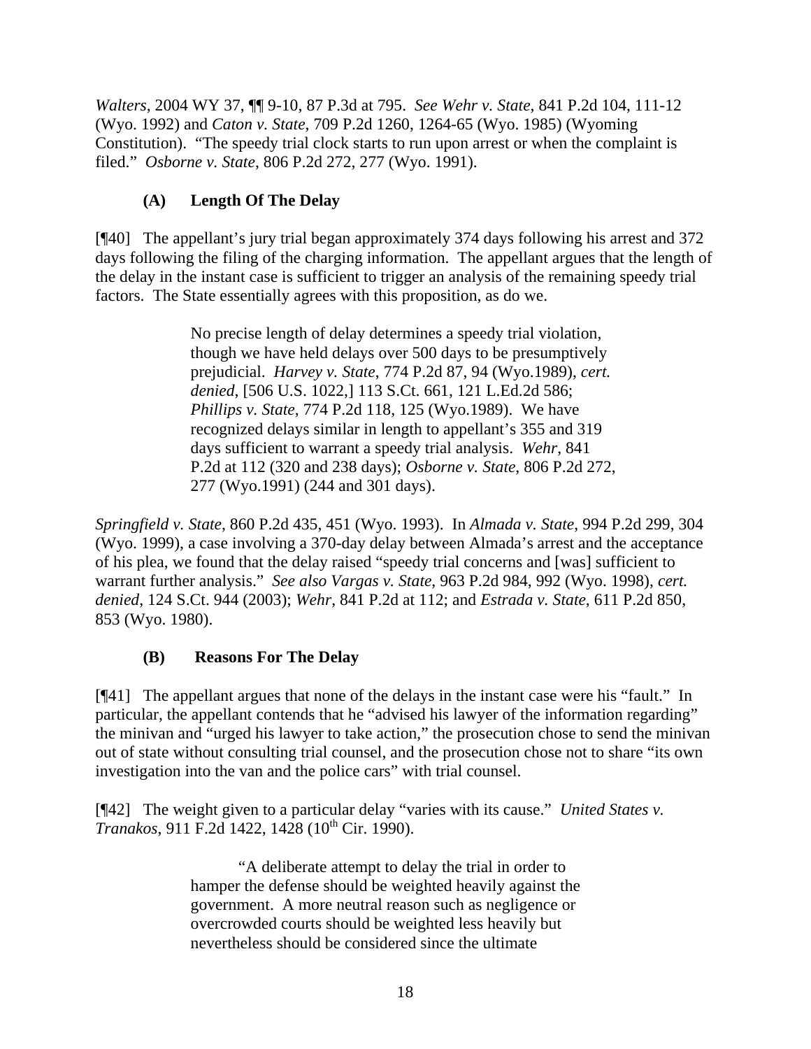*Walters*, 2004 WY 37, ¶¶ 9-10, 87 P.3d at 795. *See Wehr v. State*, 841 P.2d 104, 111-12 (Wyo. 1992) and *Caton v. State*, 709 P.2d 1260, 1264-65 (Wyo. 1985) (Wyoming Constitution). "The speedy trial clock starts to run upon arrest or when the complaint is filed." *Osborne v. State*, 806 P.2d 272, 277 (Wyo. 1991).

### (A) Length Of The Delay

[¶40] The appellant's jury trial began approximately 374 days following his arrest and 372 days following the filing of the charging information. The appellant argues that the length of the delay in the instant case is sufficient to trigger an analysis of the remaining speedy trial factors. The State essentially agrees with this proposition, as do we.

> No precise length of delay determines a speedy trial violation, though we have held delays over 500 days to be presumptively prejudicial. *Harvey v. State*, 774 P.2d 87, 94 (Wyo.1989), *cert. denied*, [506 U.S. 1022,] 113 S.Ct. 661, 121 L.Ed.2d 586; *Phillips v. State*, 774 P.2d 118, 125 (Wyo.1989). We have recognized delays similar in length to appellant's 355 and 319 days sufficient to warrant a speedy trial analysis. *Wehr*, 841 P.2d at 112 (320 and 238 days); *Osborne v. State*, 806 P.2d 272, 277 (Wyo.1991) (244 and 301 days).

*Springfield v. State*, 860 P.2d 435, 451 (Wyo. 1993). In *Almada v. State*, 994 P.2d 299, 304 (Wyo. 1999), a case involving a 370-day delay between Almada's arrest and the acceptance of his plea, we found that the delay raised "speedy trial concerns and [was] sufficient to warrant further analysis." *See also Vargas v. State*, 963 P.2d 984, 992 (Wyo. 1998), *cert. denied*, 124 S.Ct. 944 (2003); *Wehr*, 841 P.2d at 112; and *Estrada v. State*, 611 P.2d 850, 853 (Wyo. 1980).

### (B) Reasons For The Delay

[¶41] The appellant argues that none of the delays in the instant case were his "fault." In particular, the appellant contends that he "advised his lawyer of the information regarding" the minivan and "urged his lawyer to take action," the prosecution chose to send the minivan out of state without consulting trial counsel, and the prosecution chose not to share "its own investigation into the van and the police cars" with trial counsel.

[¶42] The weight given to a particular delay "varies with its cause." *United States v. Tranakos*, 911 F.2d 1422, 1428 (10th Cir. 1990).

> "A deliberate attempt to delay the trial in order to hamper the defense should be weighted heavily against the government. A more neutral reason such as negligence or overcrowded courts should be weighted less heavily but nevertheless should be considered since the ultimate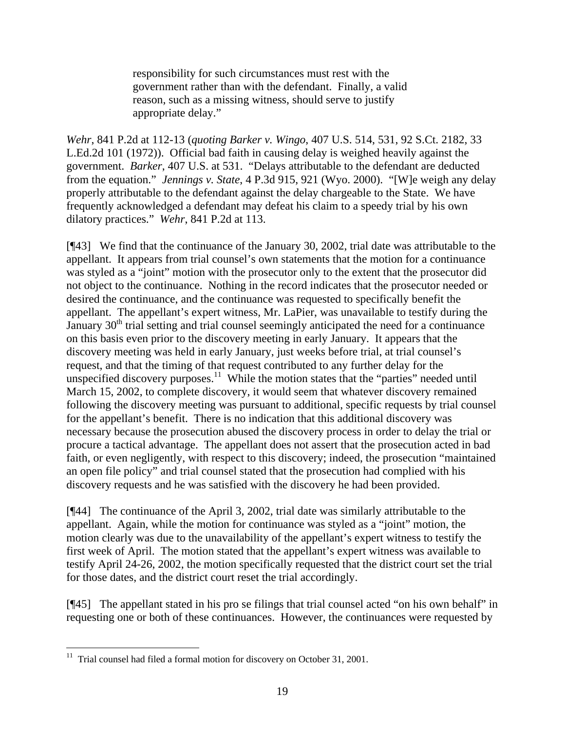> responsibility for such circumstances must rest with the government rather than with the defendant. Finally, a valid reason, such as a missing witness, should serve to justify appropriate delay."

*Wehr*, 841 P.2d at 112-13 (*quoting Barker v. Wingo*, 407 U.S. 514, 531, 92 S.Ct. 2182, 33 L.Ed.2d 101 (1972)). Official bad faith in causing delay is weighed heavily against the government. *Barker*, 407 U.S. at 531. "Delays attributable to the defendant are deducted from the equation." *Jennings v. State*, 4 P.3d 915, 921 (Wyo. 2000). "[W]e weigh any delay properly attributable to the defendant against the delay chargeable to the State. We have frequently acknowledged a defendant may defeat his claim to a speedy trial by his own dilatory practices." *Wehr*, 841 P.2d at 113.

[¶43] We find that the continuance of the January 30, 2002, trial date was attributable to the appellant. It appears from trial counsel's own statements that the motion for a continuance was styled as a "joint" motion with the prosecutor only to the extent that the prosecutor did not object to the continuance. Nothing in the record indicates that the prosecutor needed or desired the continuance, and the continuance was requested to specifically benefit the appellant. The appellant's expert witness, Mr. LaPier, was unavailable to testify during the January 30th trial setting and trial counsel seemingly anticipated the need for a continuance on this basis even prior to the discovery meeting in early January. It appears that the discovery meeting was held in early January, just weeks before trial, at trial counsel's request, and that the timing of that request contributed to any further delay for the unspecified discovery purposes.[11] While the motion states that the "parties" needed until March 15, 2002, to complete discovery, it would seem that whatever discovery remained following the discovery meeting was pursuant to additional, specific requests by trial counsel for the appellant's benefit. There is no indication that this additional discovery was necessary because the prosecution abused the discovery process in order to delay the trial or procure a tactical advantage. The appellant does not assert that the prosecution acted in bad faith, or even negligently, with respect to this discovery; indeed, the prosecution "maintained an open file policy" and trial counsel stated that the prosecution had complied with his discovery requests and he was satisfied with the discovery he had been provided.

[¶44] The continuance of the April 3, 2002, trial date was similarly attributable to the appellant. Again, while the motion for continuance was styled as a "joint" motion, the motion clearly was due to the unavailability of the appellant's expert witness to testify the first week of April. The motion stated that the appellant's expert witness was available to testify April 24-26, 2002, the motion specifically requested that the district court set the trial for those dates, and the district court reset the trial accordingly.

[¶45] The appellant stated in his pro se filings that trial counsel acted "on his own behalf" in requesting one or both of these continuances. However, the continuances were requested by

---

[11] Trial counsel had filed a formal motion for discovery on October 31, 2001.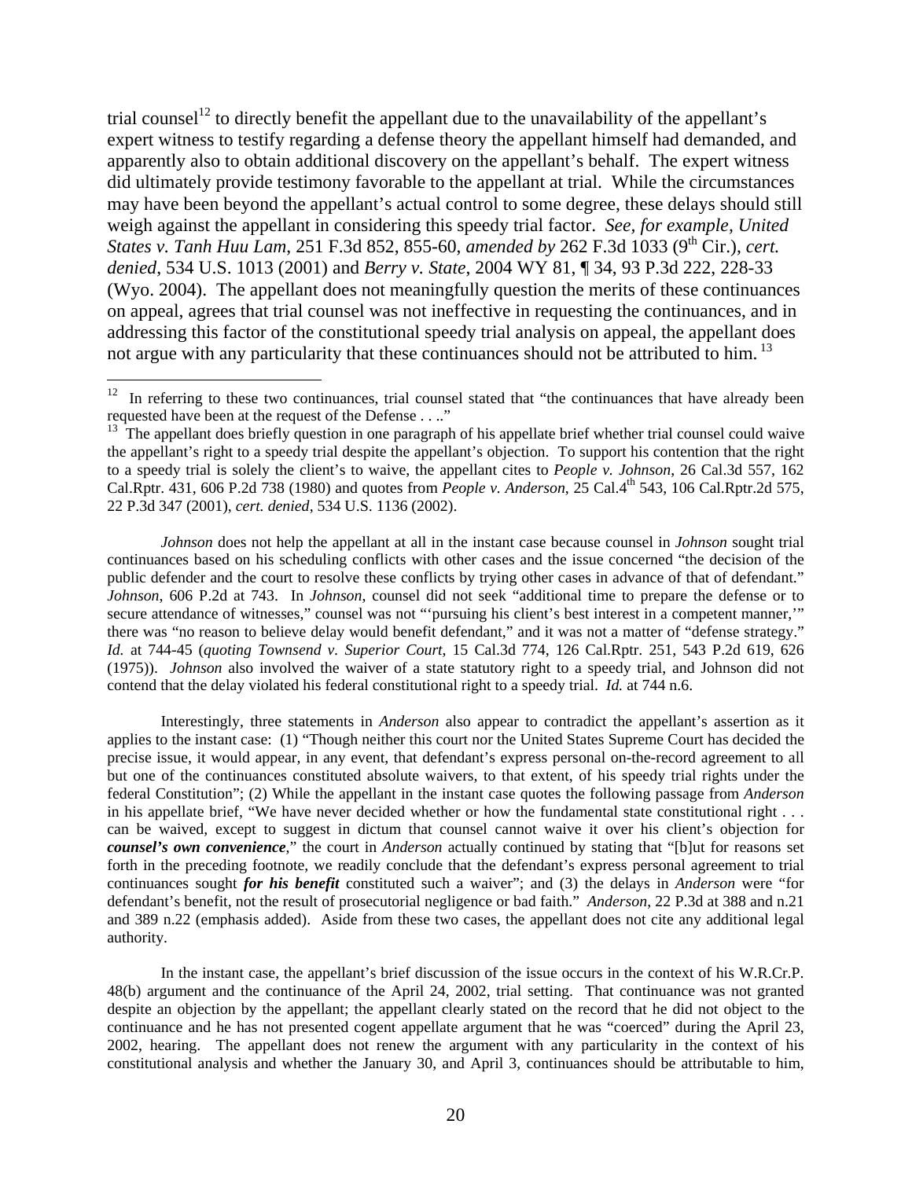trial counsel[12] to directly benefit the appellant due to the unavailability of the appellant's expert witness to testify regarding a defense theory the appellant himself had demanded, and apparently also to obtain additional discovery on the appellant's behalf. The expert witness did ultimately provide testimony favorable to the appellant at trial. While the circumstances may have been beyond the appellant's actual control to some degree, these delays should still weigh against the appellant in considering this speedy trial factor. *See, for example, United States v. Tanh Huu Lam*, 251 F.3d 852, 855-60, *amended by* 262 F.3d 1033 (9th Cir.), *cert. denied*, 534 U.S. 1013 (2001) and *Berry v. State*, 2004 WY 81, ¶ 34, 93 P.3d 222, 228-33 (Wyo. 2004). The appellant does not meaningfully question the merits of these continuances on appeal, agrees that trial counsel was not ineffective in requesting the continuances, and in addressing this factor of the constitutional speedy trial analysis on appeal, the appellant does not argue with any particularity that these continuances should not be attributed to him.[13]

---

[12] In referring to these two continuances, trial counsel stated that "the continuances that have already been requested have been at the request of the Defense . . .."

[13] The appellant does briefly question in one paragraph of his appellate brief whether trial counsel could waive the appellant's right to a speedy trial despite the appellant's objection. To support his contention that the right to a speedy trial is solely the client's to waive, the appellant cites to *People v. Johnson*, 26 Cal.3d 557, 162 Cal.Rptr. 431, 606 P.2d 738 (1980) and quotes from *People v. Anderson*, 25 Cal.4th 543, 106 Cal.Rptr.2d 575, 22 P.3d 347 (2001), *cert. denied*, 534 U.S. 1136 (2002).

*Johnson* does not help the appellant at all in the instant case because counsel in *Johnson* sought trial continuances based on his scheduling conflicts with other cases and the issue concerned "the decision of the public defender and the court to resolve these conflicts by trying other cases in advance of that of defendant." *Johnson*, 606 P.2d at 743. In *Johnson*, counsel did not seek "additional time to prepare the defense or to secure attendance of witnesses," counsel was not "'pursuing his client's best interest in a competent manner,'" there was "no reason to believe delay would benefit defendant," and it was not a matter of "defense strategy." *Id.* at 744-45 (*quoting Townsend v. Superior Court*, 15 Cal.3d 774, 126 Cal.Rptr. 251, 543 P.2d 619, 626 (1975)). *Johnson* also involved the waiver of a state statutory right to a speedy trial, and Johnson did not contend that the delay violated his federal constitutional right to a speedy trial. *Id.* at 744 n.6.

Interestingly, three statements in *Anderson* also appear to contradict the appellant's assertion as it applies to the instant case: (1) "Though neither this court nor the United States Supreme Court has decided the precise issue, it would appear, in any event, that defendant's express personal on-the-record agreement to all but one of the continuances constituted absolute waivers, to that extent, of his speedy trial rights under the federal Constitution"; (2) While the appellant in the instant case quotes the following passage from *Anderson* in his appellate brief, "We have never decided whether or how the fundamental state constitutional right . . . can be waived, except to suggest in dictum that counsel cannot waive it over his client's objection for ***counsel's own convenience***," the court in *Anderson* actually continued by stating that "[b]ut for reasons set forth in the preceding footnote, we readily conclude that the defendant's express personal agreement to trial continuances sought ***for his benefit*** constituted such a waiver"; and (3) the delays in *Anderson* were "for defendant's benefit, not the result of prosecutorial negligence or bad faith." *Anderson*, 22 P.3d at 388 and n.21 and 389 n.22 (emphasis added). Aside from these two cases, the appellant does not cite any additional legal authority.

In the instant case, the appellant's brief discussion of the issue occurs in the context of his W.R.Cr.P. 48(b) argument and the continuance of the April 24, 2002, trial setting. That continuance was not granted despite an objection by the appellant; the appellant clearly stated on the record that he did not object to the continuance and he has not presented cogent appellate argument that he was "coerced" during the April 23, 2002, hearing. The appellant does not renew the argument with any particularity in the context of his constitutional analysis and whether the January 30, and April 3, continuances should be attributable to him,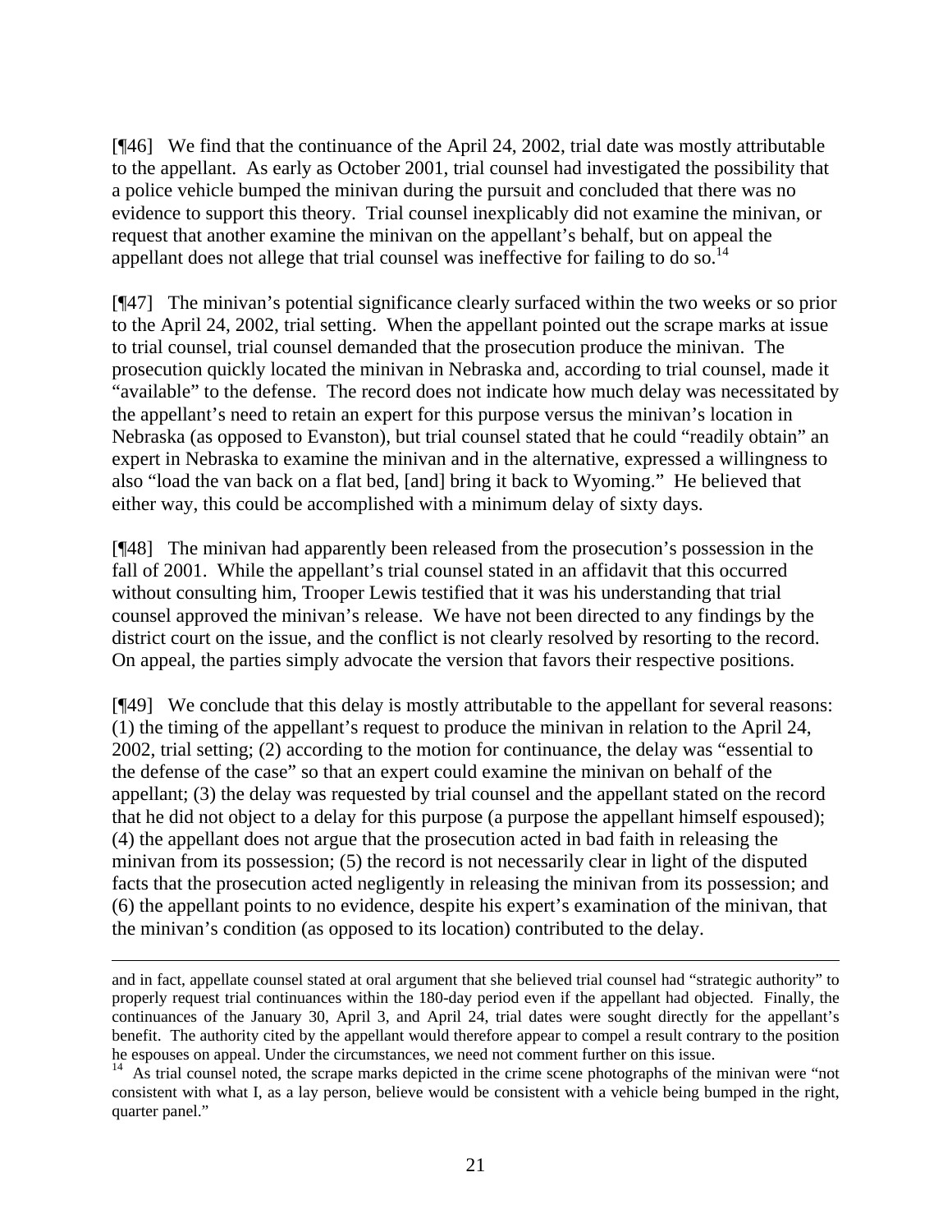[¶46] We find that the continuance of the April 24, 2002, trial date was mostly attributable to the appellant. As early as October 2001, trial counsel had investigated the possibility that a police vehicle bumped the minivan during the pursuit and concluded that there was no evidence to support this theory. Trial counsel inexplicably did not examine the minivan, or request that another examine the minivan on the appellant's behalf, but on appeal the appellant does not allege that trial counsel was ineffective for failing to do so.[14]

[¶47] The minivan's potential significance clearly surfaced within the two weeks or so prior to the April 24, 2002, trial setting. When the appellant pointed out the scrape marks at issue to trial counsel, trial counsel demanded that the prosecution produce the minivan. The prosecution quickly located the minivan in Nebraska and, according to trial counsel, made it "available" to the defense. The record does not indicate how much delay was necessitated by the appellant's need to retain an expert for this purpose versus the minivan's location in Nebraska (as opposed to Evanston), but trial counsel stated that he could "readily obtain" an expert in Nebraska to examine the minivan and in the alternative, expressed a willingness to also "load the van back on a flat bed, [and] bring it back to Wyoming." He believed that either way, this could be accomplished with a minimum delay of sixty days.

[¶48] The minivan had apparently been released from the prosecution's possession in the fall of 2001. While the appellant's trial counsel stated in an affidavit that this occurred without consulting him, Trooper Lewis testified that it was his understanding that trial counsel approved the minivan's release. We have not been directed to any findings by the district court on the issue, and the conflict is not clearly resolved by resorting to the record. On appeal, the parties simply advocate the version that favors their respective positions.

[¶49] We conclude that this delay is mostly attributable to the appellant for several reasons: (1) the timing of the appellant's request to produce the minivan in relation to the April 24, 2002, trial setting; (2) according to the motion for continuance, the delay was "essential to the defense of the case" so that an expert could examine the minivan on behalf of the appellant; (3) the delay was requested by trial counsel and the appellant stated on the record that he did not object to a delay for this purpose (a purpose the appellant himself espoused); (4) the appellant does not argue that the prosecution acted in bad faith in releasing the minivan from its possession; (5) the record is not necessarily clear in light of the disputed facts that the prosecution acted negligently in releasing the minivan from its possession; and (6) the appellant points to no evidence, despite his expert's examination of the minivan, that the minivan's condition (as opposed to its location) contributed to the delay.

---

and in fact, appellate counsel stated at oral argument that she believed trial counsel had "strategic authority" to properly request trial continuances within the 180-day period even if the appellant had objected. Finally, the continuances of the January 30, April 3, and April 24, trial dates were sought directly for the appellant's benefit. The authority cited by the appellant would therefore appear to compel a result contrary to the position he espouses on appeal. Under the circumstances, we need not comment further on this issue.

[14] As trial counsel noted, the scrape marks depicted in the crime scene photographs of the minivan were "not consistent with what I, as a lay person, believe would be consistent with a vehicle being bumped in the right, quarter panel."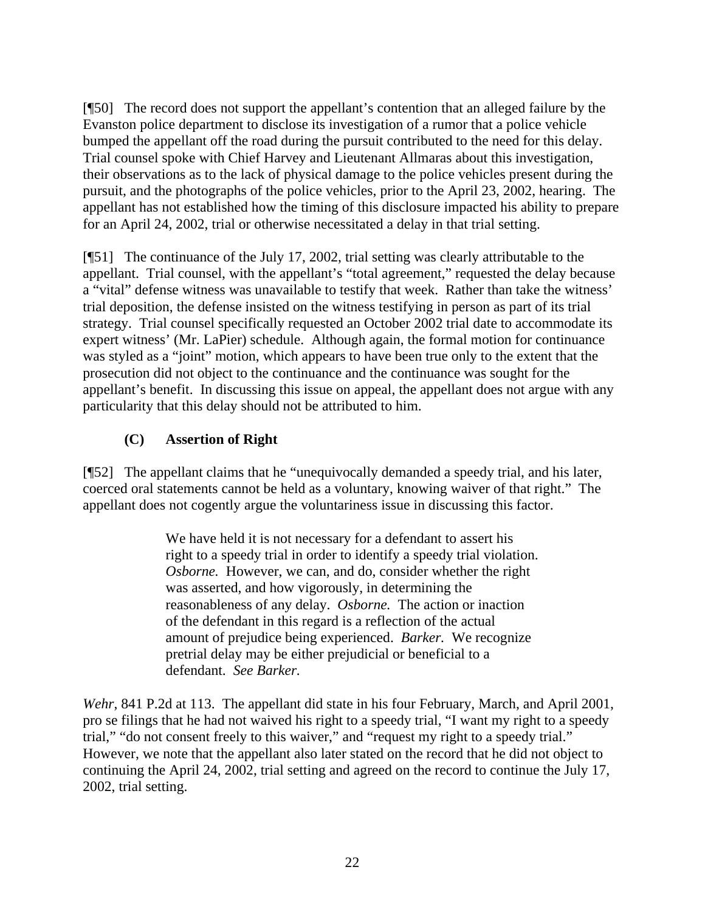[¶50] The record does not support the appellant's contention that an alleged failure by the Evanston police department to disclose its investigation of a rumor that a police vehicle bumped the appellant off the road during the pursuit contributed to the need for this delay. Trial counsel spoke with Chief Harvey and Lieutenant Allmaras about this investigation, their observations as to the lack of physical damage to the police vehicles present during the pursuit, and the photographs of the police vehicles, prior to the April 23, 2002, hearing. The appellant has not established how the timing of this disclosure impacted his ability to prepare for an April 24, 2002, trial or otherwise necessitated a delay in that trial setting.

[¶51] The continuance of the July 17, 2002, trial setting was clearly attributable to the appellant. Trial counsel, with the appellant's "total agreement," requested the delay because a "vital" defense witness was unavailable to testify that week. Rather than take the witness' trial deposition, the defense insisted on the witness testifying in person as part of its trial strategy. Trial counsel specifically requested an October 2002 trial date to accommodate its expert witness' (Mr. LaPier) schedule. Although again, the formal motion for continuance was styled as a "joint" motion, which appears to have been true only to the extent that the prosecution did not object to the continuance and the continuance was sought for the appellant's benefit. In discussing this issue on appeal, the appellant does not argue with any particularity that this delay should not be attributed to him.

### (C) Assertion of Right

[¶52] The appellant claims that he "unequivocally demanded a speedy trial, and his later, coerced oral statements cannot be held as a voluntary, knowing waiver of that right." The appellant does not cogently argue the voluntariness issue in discussing this factor.

> We have held it is not necessary for a defendant to assert his right to a speedy trial in order to identify a speedy trial violation. *Osborne.* However, we can, and do, consider whether the right was asserted, and how vigorously, in determining the reasonableness of any delay. *Osborne.* The action or inaction of the defendant in this regard is a reflection of the actual amount of prejudice being experienced. *Barker.* We recognize pretrial delay may be either prejudicial or beneficial to a defendant. *See Barker.*

*Wehr*, 841 P.2d at 113. The appellant did state in his four February, March, and April 2001, pro se filings that he had not waived his right to a speedy trial, "I want my right to a speedy trial," "do not consent freely to this waiver," and "request my right to a speedy trial." However, we note that the appellant also later stated on the record that he did not object to continuing the April 24, 2002, trial setting and agreed on the record to continue the July 17, 2002, trial setting.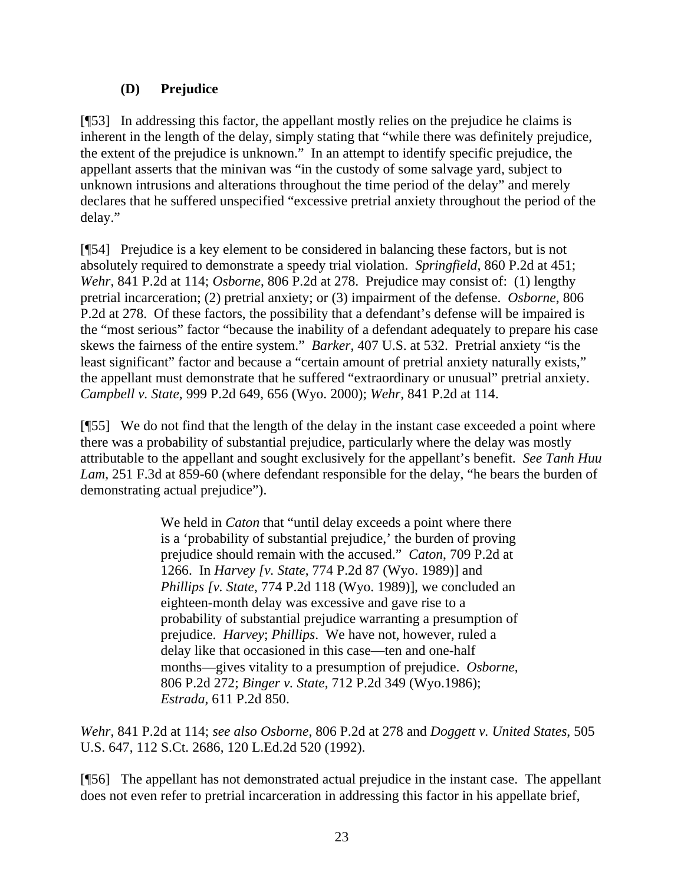### (D) Prejudice

[¶53] In addressing this factor, the appellant mostly relies on the prejudice he claims is inherent in the length of the delay, simply stating that "while there was definitely prejudice, the extent of the prejudice is unknown." In an attempt to identify specific prejudice, the appellant asserts that the minivan was "in the custody of some salvage yard, subject to unknown intrusions and alterations throughout the time period of the delay" and merely declares that he suffered unspecified "excessive pretrial anxiety throughout the period of the delay."

[¶54] Prejudice is a key element to be considered in balancing these factors, but is not absolutely required to demonstrate a speedy trial violation. *Springfield*, 860 P.2d at 451; *Wehr*, 841 P.2d at 114; *Osborne*, 806 P.2d at 278. Prejudice may consist of: (1) lengthy pretrial incarceration; (2) pretrial anxiety; or (3) impairment of the defense. *Osborne*, 806 P.2d at 278. Of these factors, the possibility that a defendant's defense will be impaired is the "most serious" factor "because the inability of a defendant adequately to prepare his case skews the fairness of the entire system." *Barker*, 407 U.S. at 532. Pretrial anxiety "is the least significant" factor and because a "certain amount of pretrial anxiety naturally exists," the appellant must demonstrate that he suffered "extraordinary or unusual" pretrial anxiety. *Campbell v. State*, 999 P.2d 649, 656 (Wyo. 2000); *Wehr*, 841 P.2d at 114.

[¶55] We do not find that the length of the delay in the instant case exceeded a point where there was a probability of substantial prejudice, particularly where the delay was mostly attributable to the appellant and sought exclusively for the appellant's benefit. *See Tanh Huu Lam*, 251 F.3d at 859-60 (where defendant responsible for the delay, "he bears the burden of demonstrating actual prejudice").

> We held in *Caton* that "until delay exceeds a point where there is a 'probability of substantial prejudice,' the burden of proving prejudice should remain with the accused." *Caton*, 709 P.2d at 1266. In *Harvey [v. State*, 774 P.2d 87 (Wyo. 1989)] and *Phillips [v. State*, 774 P.2d 118 (Wyo. 1989)], we concluded an eighteen-month delay was excessive and gave rise to a probability of substantial prejudice warranting a presumption of prejudice. *Harvey*; *Phillips*. We have not, however, ruled a delay like that occasioned in this case—ten and one-half months—gives vitality to a presumption of prejudice. *Osborne*, 806 P.2d 272; *Binger v. State*, 712 P.2d 349 (Wyo.1986); *Estrada*, 611 P.2d 850.

*Wehr*, 841 P.2d at 114; *see also Osborne*, 806 P.2d at 278 and *Doggett v. United States*, 505 U.S. 647, 112 S.Ct. 2686, 120 L.Ed.2d 520 (1992).

[¶56] The appellant has not demonstrated actual prejudice in the instant case. The appellant does not even refer to pretrial incarceration in addressing this factor in his appellate brief,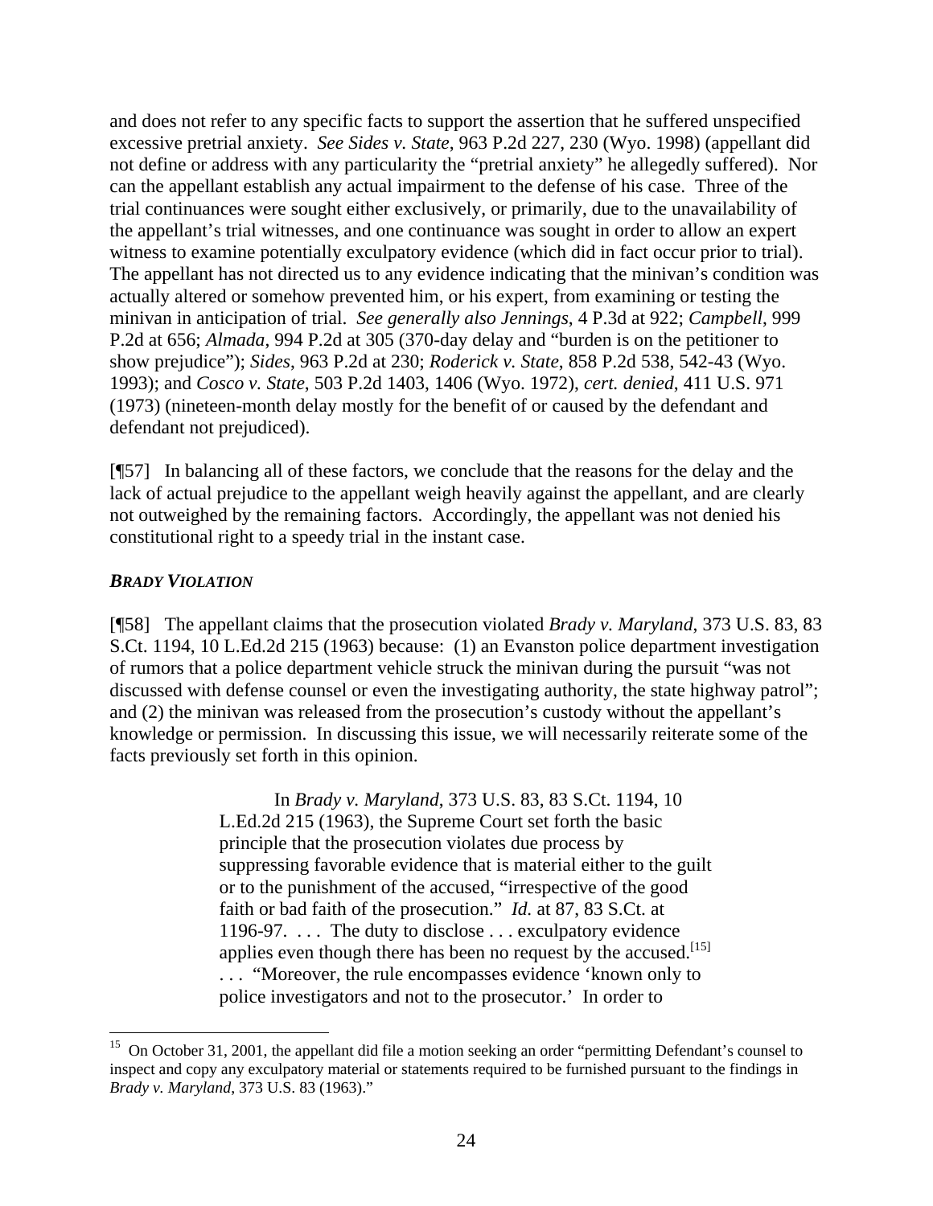and does not refer to any specific facts to support the assertion that he suffered unspecified excessive pretrial anxiety. *See Sides v. State*, 963 P.2d 227, 230 (Wyo. 1998) (appellant did not define or address with any particularity the "pretrial anxiety" he allegedly suffered). Nor can the appellant establish any actual impairment to the defense of his case. Three of the trial continuances were sought either exclusively, or primarily, due to the unavailability of the appellant's trial witnesses, and one continuance was sought in order to allow an expert witness to examine potentially exculpatory evidence (which did in fact occur prior to trial). The appellant has not directed us to any evidence indicating that the minivan's condition was actually altered or somehow prevented him, or his expert, from examining or testing the minivan in anticipation of trial. *See generally also Jennings*, 4 P.3d at 922; *Campbell*, 999 P.2d at 656; *Almada*, 994 P.2d at 305 (370-day delay and "burden is on the petitioner to show prejudice"); *Sides*, 963 P.2d at 230; *Roderick v. State*, 858 P.2d 538, 542-43 (Wyo. 1993); and *Cosco v. State*, 503 P.2d 1403, 1406 (Wyo. 1972), *cert. denied*, 411 U.S. 971 (1973) (nineteen-month delay mostly for the benefit of or caused by the defendant and defendant not prejudiced).

[¶57] In balancing all of these factors, we conclude that the reasons for the delay and the lack of actual prejudice to the appellant weigh heavily against the appellant, and are clearly not outweighed by the remaining factors. Accordingly, the appellant was not denied his constitutional right to a speedy trial in the instant case.

### ***BRADY VIOLATION***

[¶58] The appellant claims that the prosecution violated *Brady v. Maryland*, 373 U.S. 83, 83 S.Ct. 1194, 10 L.Ed.2d 215 (1963) because: (1) an Evanston police department investigation of rumors that a police department vehicle struck the minivan during the pursuit "was not discussed with defense counsel or even the investigating authority, the state highway patrol"; and (2) the minivan was released from the prosecution's custody without the appellant's knowledge or permission. In discussing this issue, we will necessarily reiterate some of the facts previously set forth in this opinion.

> In *Brady v. Maryland*, 373 U.S. 83, 83 S.Ct. 1194, 10 L.Ed.2d 215 (1963), the Supreme Court set forth the basic principle that the prosecution violates due process by suppressing favorable evidence that is material either to the guilt or to the punishment of the accused, "irrespective of the good faith or bad faith of the prosecution." *Id.* at 87, 83 S.Ct. at 1196-97. . . . The duty to disclose . . . exculpatory evidence applies even though there has been no request by the accused.[15] . . . "Moreover, the rule encompasses evidence 'known only to police investigators and not to the prosecutor.' In order to

[15] On October 31, 2001, the appellant did file a motion seeking an order "permitting Defendant's counsel to inspect and copy any exculpatory material or statements required to be furnished pursuant to the findings in *Brady v. Maryland*, 373 U.S. 83 (1963)."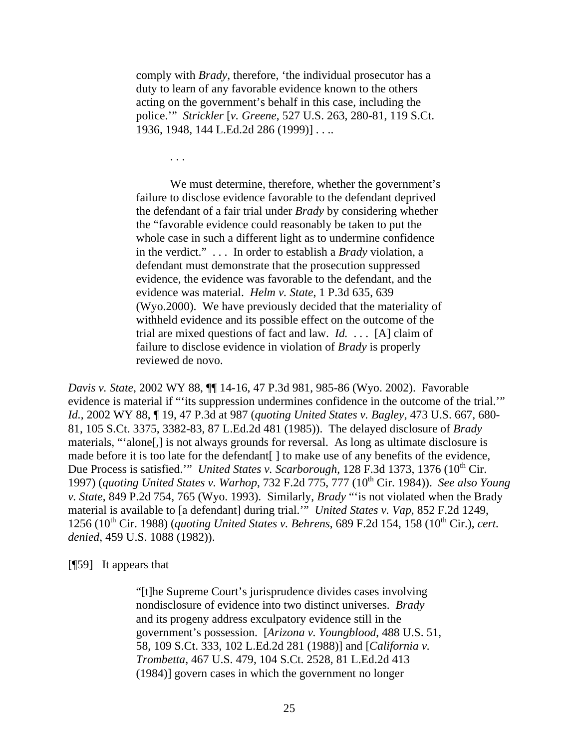> comply with *Brady*, therefore, 'the individual prosecutor has a duty to learn of any favorable evidence known to the others acting on the government's behalf in this case, including the police.'" *Strickler* [*v. Greene*, 527 U.S. 263, 280-81, 119 S.Ct. 1936, 1948, 144 L.Ed.2d 286 (1999)] . . ..
>
> . . .
>
> We must determine, therefore, whether the government's failure to disclose evidence favorable to the defendant deprived the defendant of a fair trial under *Brady* by considering whether the "favorable evidence could reasonably be taken to put the whole case in such a different light as to undermine confidence in the verdict." . . . In order to establish a *Brady* violation, a defendant must demonstrate that the prosecution suppressed evidence, the evidence was favorable to the defendant, and the evidence was material. *Helm v. State*, 1 P.3d 635, 639 (Wyo.2000). We have previously decided that the materiality of withheld evidence and its possible effect on the outcome of the trial are mixed questions of fact and law. *Id.* . . . [A] claim of failure to disclose evidence in violation of *Brady* is properly reviewed de novo.

*Davis v. State*, 2002 WY 88, ¶¶ 14-16, 47 P.3d 981, 985-86 (Wyo. 2002). Favorable evidence is material if "'its suppression undermines confidence in the outcome of the trial.'" *Id.*, 2002 WY 88, ¶ 19, 47 P.3d at 987 (*quoting United States v. Bagley*, 473 U.S. 667, 680-81, 105 S.Ct. 3375, 3382-83, 87 L.Ed.2d 481 (1985)). The delayed disclosure of *Brady* materials, "'alone[,] is not always grounds for reversal. As long as ultimate disclosure is made before it is too late for the defendant[ ] to make use of any benefits of the evidence, Due Process is satisfied.'" *United States v. Scarborough*, 128 F.3d 1373, 1376 (10th Cir. 1997) (*quoting United States v. Warhop*, 732 F.2d 775, 777 (10th Cir. 1984)). *See also Young v. State*, 849 P.2d 754, 765 (Wyo. 1993). Similarly, *Brady* "'is not violated when the Brady material is available to [a defendant] during trial.'" *United States v. Vap*, 852 F.2d 1249, 1256 (10th Cir. 1988) (*quoting United States v. Behrens*, 689 F.2d 154, 158 (10th Cir.), *cert. denied*, 459 U.S. 1088 (1982)).

[¶59] It appears that

> "[t]he Supreme Court's jurisprudence divides cases involving nondisclosure of evidence into two distinct universes. *Brady* and its progeny address exculpatory evidence still in the government's possession. [*Arizona v. Youngblood*, 488 U.S. 51, 58, 109 S.Ct. 333, 102 L.Ed.2d 281 (1988)] and [*California v. Trombetta*, 467 U.S. 479, 104 S.Ct. 2528, 81 L.Ed.2d 413 (1984)] govern cases in which the government no longer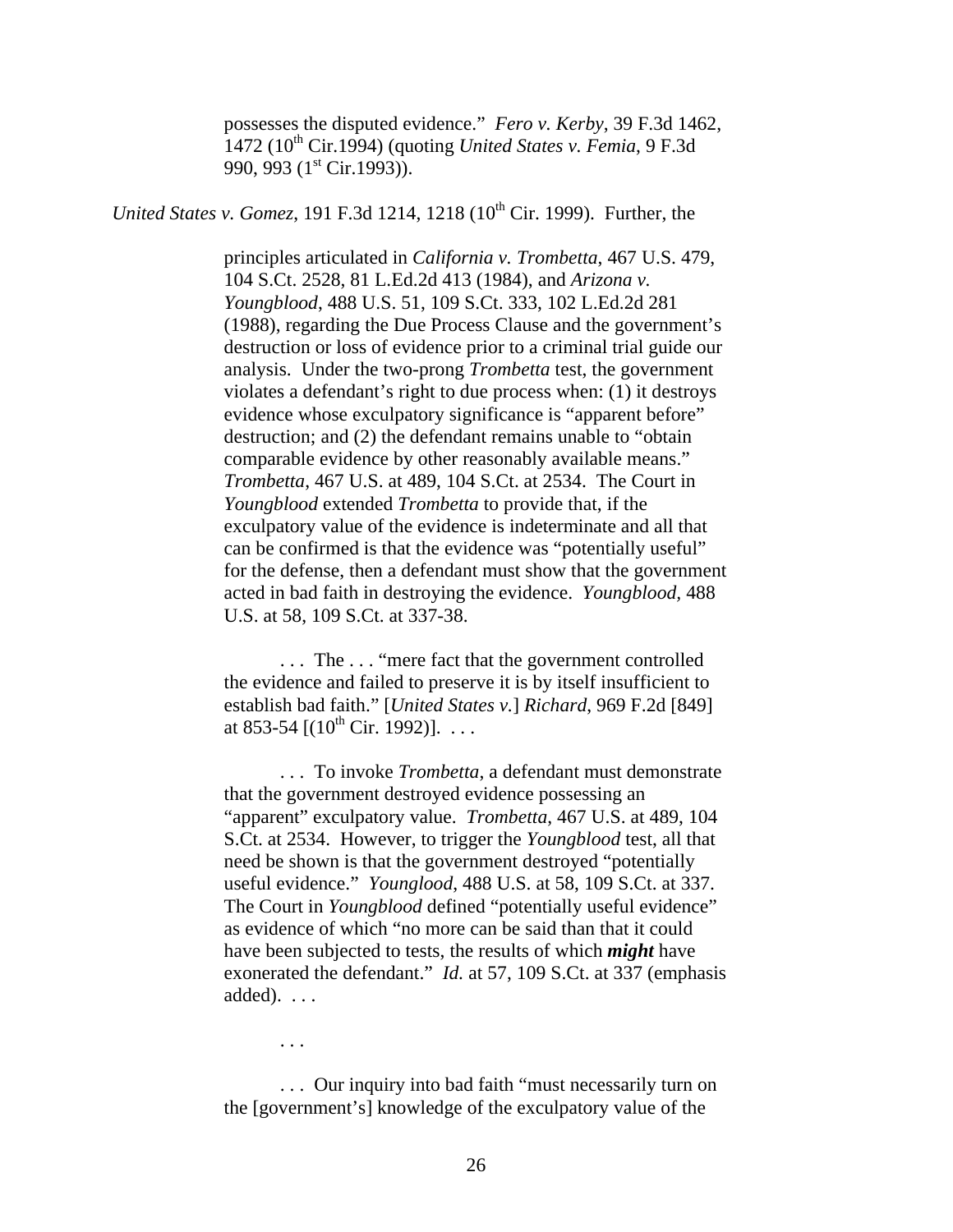> possesses the disputed evidence." *Fero v. Kerby*, 39 F.3d 1462, 1472 (10th Cir.1994) (quoting *United States v. Femia*, 9 F.3d 990, 993 (1st Cir.1993)).

*United States v. Gomez*, 191 F.3d 1214, 1218 (10th Cir. 1999). Further, the

> principles articulated in *California v. Trombetta*, 467 U.S. 479, 104 S.Ct. 2528, 81 L.Ed.2d 413 (1984), and *Arizona v. Youngblood*, 488 U.S. 51, 109 S.Ct. 333, 102 L.Ed.2d 281 (1988), regarding the Due Process Clause and the government's destruction or loss of evidence prior to a criminal trial guide our analysis. Under the two-prong *Trombetta* test, the government violates a defendant's right to due process when: (1) it destroys evidence whose exculpatory significance is "apparent before" destruction; and (2) the defendant remains unable to "obtain comparable evidence by other reasonably available means." *Trombetta*, 467 U.S. at 489, 104 S.Ct. at 2534. The Court in *Youngblood* extended *Trombetta* to provide that, if the exculpatory value of the evidence is indeterminate and all that can be confirmed is that the evidence was "potentially useful" for the defense, then a defendant must show that the government acted in bad faith in destroying the evidence. *Youngblood*, 488 U.S. at 58, 109 S.Ct. at 337-38.
>
> . . . The . . . "mere fact that the government controlled the evidence and failed to preserve it is by itself insufficient to establish bad faith." [*United States v.*] *Richard*, 969 F.2d [849] at 853-54 [(10th Cir. 1992)]. . . .
>
> . . . To invoke *Trombetta*, a defendant must demonstrate that the government destroyed evidence possessing an "apparent" exculpatory value. *Trombetta*, 467 U.S. at 489, 104 S.Ct. at 2534. However, to trigger the *Youngblood* test, all that need be shown is that the government destroyed "potentially useful evidence." *Younglood*, 488 U.S. at 58, 109 S.Ct. at 337. The Court in *Youngblood* defined "potentially useful evidence" as evidence of which "no more can be said than that it could have been subjected to tests, the results of which ***might*** have exonerated the defendant." *Id.* at 57, 109 S.Ct. at 337 (emphasis added). . . .
>
> . . .
>
> . . . Our inquiry into bad faith "must necessarily turn on the [government's] knowledge of the exculpatory value of the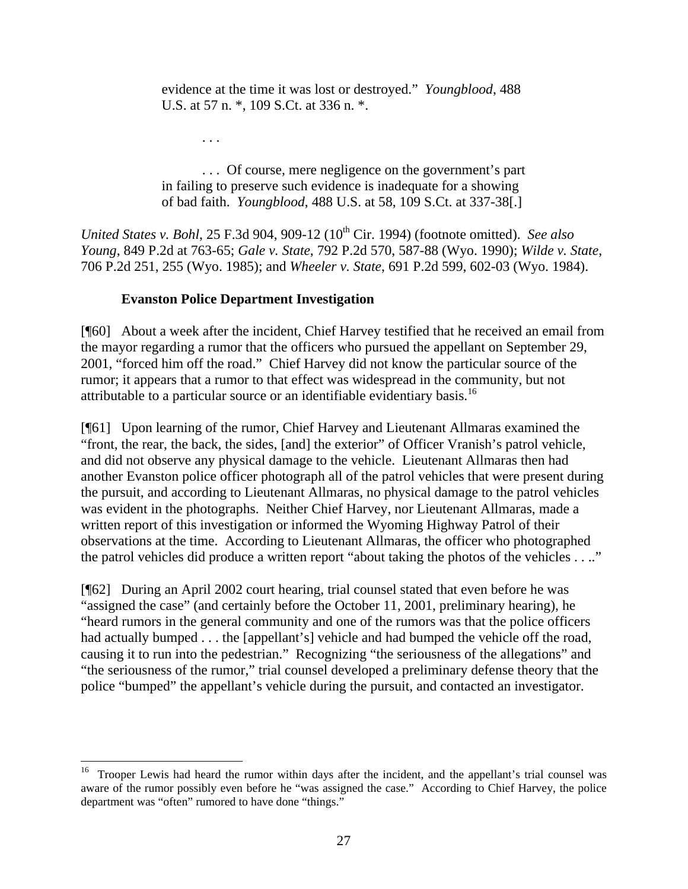> evidence at the time it was lost or destroyed." *Youngblood*, 488 U.S. at 57 n. *, 109 S.Ct. at 336 n. *.
>
> . . .
>
> . . . Of course, mere negligence on the government's part in failing to preserve such evidence is inadequate for a showing of bad faith. *Youngblood*, 488 U.S. at 58, 109 S.Ct. at 337-38[.]

*United States v. Bohl*, 25 F.3d 904, 909-12 (10th Cir. 1994) (footnote omitted). *See also Young*, 849 P.2d at 763-65; *Gale v. State*, 792 P.2d 570, 587-88 (Wyo. 1990); *Wilde v. State*, 706 P.2d 251, 255 (Wyo. 1985); and *Wheeler v. State*, 691 P.2d 599, 602-03 (Wyo. 1984).

**Evanston Police Department Investigation**

[¶60] About a week after the incident, Chief Harvey testified that he received an email from the mayor regarding a rumor that the officers who pursued the appellant on September 29, 2001, "forced him off the road." Chief Harvey did not know the particular source of the rumor; it appears that a rumor to that effect was widespread in the community, but not attributable to a particular source or an identifiable evidentiary basis.[16]

[¶61] Upon learning of the rumor, Chief Harvey and Lieutenant Allmaras examined the "front, the rear, the back, the sides, [and] the exterior" of Officer Vranish's patrol vehicle, and did not observe any physical damage to the vehicle. Lieutenant Allmaras then had another Evanston police officer photograph all of the patrol vehicles that were present during the pursuit, and according to Lieutenant Allmaras, no physical damage to the patrol vehicles was evident in the photographs. Neither Chief Harvey, nor Lieutenant Allmaras, made a written report of this investigation or informed the Wyoming Highway Patrol of their observations at the time. According to Lieutenant Allmaras, the officer who photographed the patrol vehicles did produce a written report "about taking the photos of the vehicles . . .."

[¶62] During an April 2002 court hearing, trial counsel stated that even before he was "assigned the case" (and certainly before the October 11, 2001, preliminary hearing), he "heard rumors in the general community and one of the rumors was that the police officers had actually bumped . . . the [appellant's] vehicle and had bumped the vehicle off the road, causing it to run into the pedestrian." Recognizing "the seriousness of the allegations" and "the seriousness of the rumor," trial counsel developed a preliminary defense theory that the police "bumped" the appellant's vehicle during the pursuit, and contacted an investigator.

---

[16] Trooper Lewis had heard the rumor within days after the incident, and the appellant's trial counsel was aware of the rumor possibly even before he "was assigned the case." According to Chief Harvey, the police department was "often" rumored to have done "things."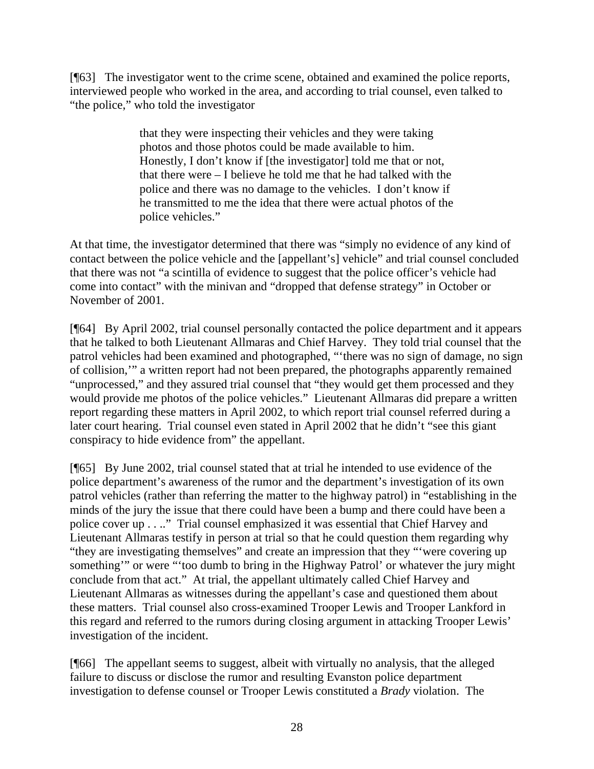[¶63] The investigator went to the crime scene, obtained and examined the police reports, interviewed people who worked in the area, and according to trial counsel, even talked to "the police," who told the investigator

> that they were inspecting their vehicles and they were taking photos and those photos could be made available to him. Honestly, I don't know if [the investigator] told me that or not, that there were – I believe he told me that he had talked with the police and there was no damage to the vehicles. I don't know if he transmitted to me the idea that there were actual photos of the police vehicles."

At that time, the investigator determined that there was "simply no evidence of any kind of contact between the police vehicle and the [appellant's] vehicle" and trial counsel concluded that there was not "a scintilla of evidence to suggest that the police officer's vehicle had come into contact" with the minivan and "dropped that defense strategy" in October or November of 2001.

[¶64] By April 2002, trial counsel personally contacted the police department and it appears that he talked to both Lieutenant Allmaras and Chief Harvey. They told trial counsel that the patrol vehicles had been examined and photographed, "'there was no sign of damage, no sign of collision,'" a written report had not been prepared, the photographs apparently remained "unprocessed," and they assured trial counsel that "they would get them processed and they would provide me photos of the police vehicles." Lieutenant Allmaras did prepare a written report regarding these matters in April 2002, to which report trial counsel referred during a later court hearing. Trial counsel even stated in April 2002 that he didn't "see this giant conspiracy to hide evidence from" the appellant.

[¶65] By June 2002, trial counsel stated that at trial he intended to use evidence of the police department's awareness of the rumor and the department's investigation of its own patrol vehicles (rather than referring the matter to the highway patrol) in "establishing in the minds of the jury the issue that there could have been a bump and there could have been a police cover up . . .." Trial counsel emphasized it was essential that Chief Harvey and Lieutenant Allmaras testify in person at trial so that he could question them regarding why "they are investigating themselves" and create an impression that they "'were covering up something'" or were "'too dumb to bring in the Highway Patrol' or whatever the jury might conclude from that act." At trial, the appellant ultimately called Chief Harvey and Lieutenant Allmaras as witnesses during the appellant's case and questioned them about these matters. Trial counsel also cross-examined Trooper Lewis and Trooper Lankford in this regard and referred to the rumors during closing argument in attacking Trooper Lewis' investigation of the incident.

[¶66] The appellant seems to suggest, albeit with virtually no analysis, that the alleged failure to discuss or disclose the rumor and resulting Evanston police department investigation to defense counsel or Trooper Lewis constituted a *Brady* violation. The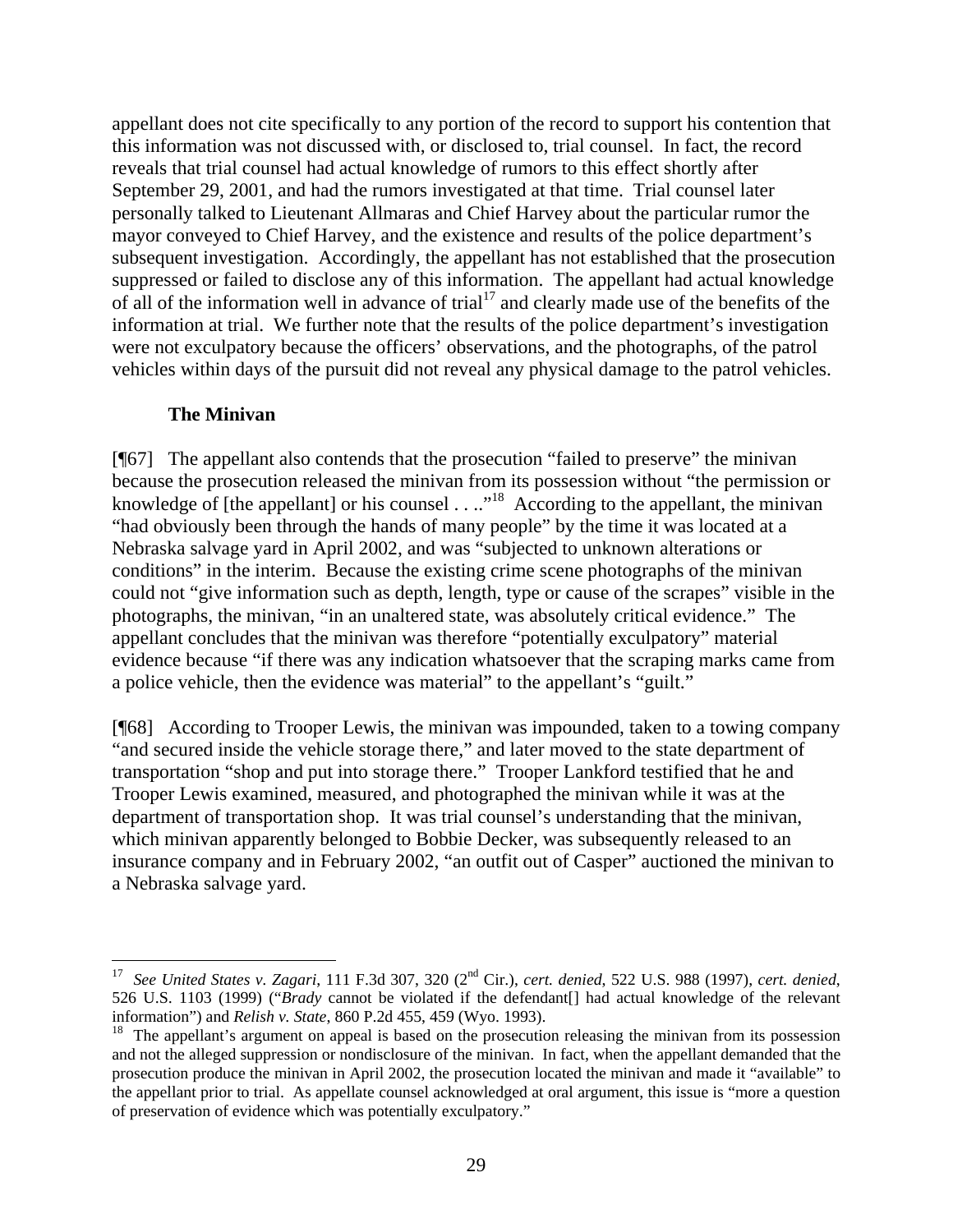appellant does not cite specifically to any portion of the record to support his contention that this information was not discussed with, or disclosed to, trial counsel. In fact, the record reveals that trial counsel had actual knowledge of rumors to this effect shortly after September 29, 2001, and had the rumors investigated at that time. Trial counsel later personally talked to Lieutenant Allmaras and Chief Harvey about the particular rumor the mayor conveyed to Chief Harvey, and the existence and results of the police department's subsequent investigation. Accordingly, the appellant has not established that the prosecution suppressed or failed to disclose any of this information. The appellant had actual knowledge of all of the information well in advance of trial[17] and clearly made use of the benefits of the information at trial. We further note that the results of the police department's investigation were not exculpatory because the officers' observations, and the photographs, of the patrol vehicles within days of the pursuit did not reveal any physical damage to the patrol vehicles.

**The Minivan**

[¶67] The appellant also contends that the prosecution "failed to preserve" the minivan because the prosecution released the minivan from its possession without "the permission or knowledge of [the appellant] or his counsel . . ..."[18] According to the appellant, the minivan "had obviously been through the hands of many people" by the time it was located at a Nebraska salvage yard in April 2002, and was "subjected to unknown alterations or conditions" in the interim. Because the existing crime scene photographs of the minivan could not "give information such as depth, length, type or cause of the scrapes" visible in the photographs, the minivan, "in an unaltered state, was absolutely critical evidence." The appellant concludes that the minivan was therefore "potentially exculpatory" material evidence because "if there was any indication whatsoever that the scraping marks came from a police vehicle, then the evidence was material" to the appellant's "guilt."

[¶68] According to Trooper Lewis, the minivan was impounded, taken to a towing company "and secured inside the vehicle storage there," and later moved to the state department of transportation "shop and put into storage there." Trooper Lankford testified that he and Trooper Lewis examined, measured, and photographed the minivan while it was at the department of transportation shop. It was trial counsel's understanding that the minivan, which minivan apparently belonged to Bobbie Decker, was subsequently released to an insurance company and in February 2002, "an outfit out of Casper" auctioned the minivan to a Nebraska salvage yard.

---

[17] *See United States v. Zagari*, 111 F.3d 307, 320 (2nd Cir.), *cert. denied*, 522 U.S. 988 (1997), *cert. denied*, 526 U.S. 1103 (1999) ("*Brady* cannot be violated if the defendant[] had actual knowledge of the relevant information") and *Relish v. State*, 860 P.2d 455, 459 (Wyo. 1993).

[18] The appellant's argument on appeal is based on the prosecution releasing the minivan from its possession and not the alleged suppression or nondisclosure of the minivan. In fact, when the appellant demanded that the prosecution produce the minivan in April 2002, the prosecution located the minivan and made it "available" to the appellant prior to trial. As appellate counsel acknowledged at oral argument, this issue is "more a question of preservation of evidence which was potentially exculpatory."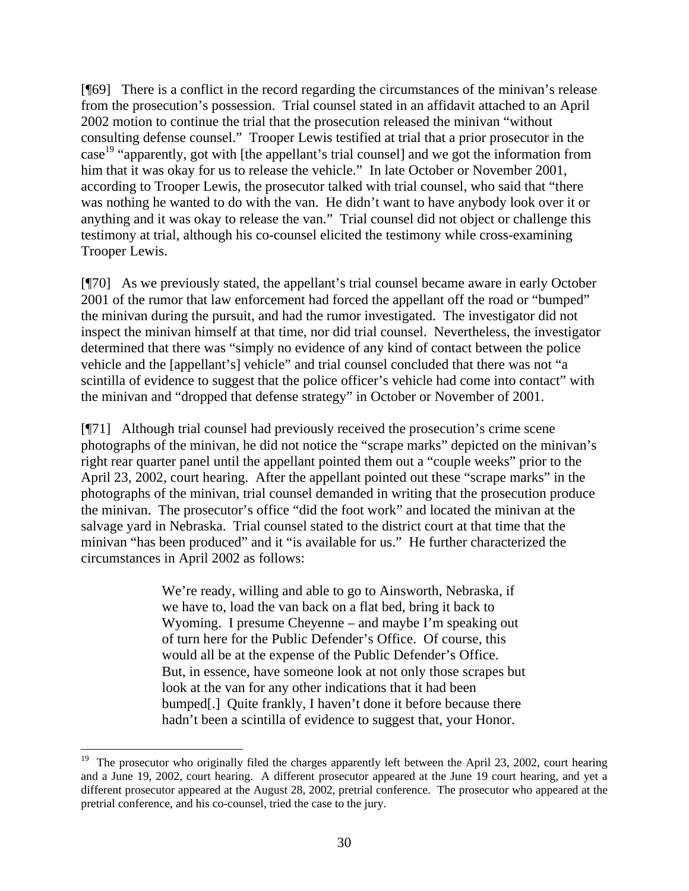[¶69] There is a conflict in the record regarding the circumstances of the minivan's release from the prosecution's possession. Trial counsel stated in an affidavit attached to an April 2002 motion to continue the trial that the prosecution released the minivan "without consulting defense counsel." Trooper Lewis testified at trial that a prior prosecutor in the case[19] "apparently, got with [the appellant's trial counsel] and we got the information from him that it was okay for us to release the vehicle." In late October or November 2001, according to Trooper Lewis, the prosecutor talked with trial counsel, who said that "there was nothing he wanted to do with the van. He didn't want to have anybody look over it or anything and it was okay to release the van." Trial counsel did not object or challenge this testimony at trial, although his co-counsel elicited the testimony while cross-examining Trooper Lewis.

[¶70] As we previously stated, the appellant's trial counsel became aware in early October 2001 of the rumor that law enforcement had forced the appellant off the road or "bumped" the minivan during the pursuit, and had the rumor investigated. The investigator did not inspect the minivan himself at that time, nor did trial counsel. Nevertheless, the investigator determined that there was "simply no evidence of any kind of contact between the police vehicle and the [appellant's] vehicle" and trial counsel concluded that there was not "a scintilla of evidence to suggest that the police officer's vehicle had come into contact" with the minivan and "dropped that defense strategy" in October or November of 2001.

[¶71] Although trial counsel had previously received the prosecution's crime scene photographs of the minivan, he did not notice the "scrape marks" depicted on the minivan's right rear quarter panel until the appellant pointed them out a "couple weeks" prior to the April 23, 2002, court hearing. After the appellant pointed out these "scrape marks" in the photographs of the minivan, trial counsel demanded in writing that the prosecution produce the minivan. The prosecutor's office "did the foot work" and located the minivan at the salvage yard in Nebraska. Trial counsel stated to the district court at that time that the minivan "has been produced" and it "is available for us." He further characterized the circumstances in April 2002 as follows:

> We're ready, willing and able to go to Ainsworth, Nebraska, if we have to, load the van back on a flat bed, bring it back to Wyoming. I presume Cheyenne – and maybe I'm speaking out of turn here for the Public Defender's Office. Of course, this would all be at the expense of the Public Defender's Office. But, in essence, have someone look at not only those scrapes but look at the van for any other indications that it had been bumped[.] Quite frankly, I haven't done it before because there hadn't been a scintilla of evidence to suggest that, your Honor.

---

[19] The prosecutor who originally filed the charges apparently left between the April 23, 2002, court hearing and a June 19, 2002, court hearing. A different prosecutor appeared at the June 19 court hearing, and yet a different prosecutor appeared at the August 28, 2002, pretrial conference. The prosecutor who appeared at the pretrial conference, and his co-counsel, tried the case to the jury.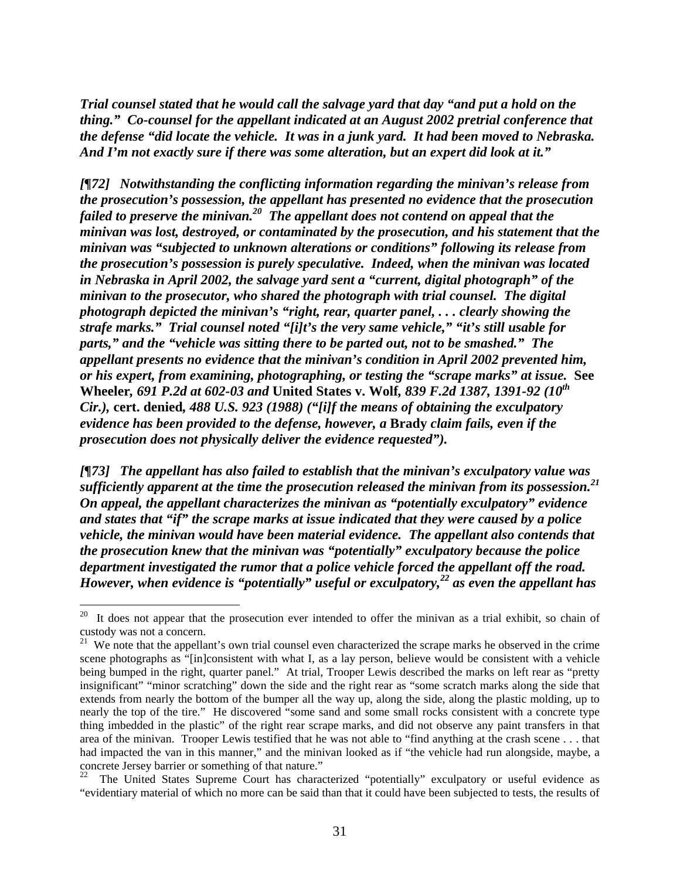***Trial counsel stated that he would call the salvage yard that day "and put a hold on the thing." Co-counsel for the appellant indicated at an August 2002 pretrial conference that the defense "did locate the vehicle. It was in a junk yard. It had been moved to Nebraska. And I'm not exactly sure if there was some alteration, but an expert did look at it."***

***[¶72] Notwithstanding the conflicting information regarding the minivan's release from the prosecution's possession, the appellant has presented no evidence that the prosecution failed to preserve the minivan.[20] The appellant does not contend on appeal that the minivan was lost, destroyed, or contaminated by the prosecution, and his statement that the minivan was "subjected to unknown alterations or conditions" following its release from the prosecution's possession is purely speculative. Indeed, when the minivan was located in Nebraska in April 2002, the salvage yard sent a "current, digital photograph" of the minivan to the prosecutor, who shared the photograph with trial counsel. The digital photograph depicted the minivan's "right, rear, quarter panel, . . . clearly showing the strafe marks." Trial counsel noted "[i]t's the very same vehicle," "it's still usable for parts," and the "vehicle was sitting there to be parted out, not to be smashed." The appellant presents no evidence that the minivan's condition in April 2002 prevented him, or his expert, from examining, photographing, or testing the "scrape marks" at issue.*** **See Wheeler,** ***691 P.2d at 602-03 and*** **United States v. Wolf,** ***839 F.2d 1387, 1391-92 (10th Cir.),*** **cert. denied,** ***488 U.S. 923 (1988) ("[i]f the means of obtaining the exculpatory evidence has been provided to the defense, however, a*** **Brady** ***claim fails, even if the prosecution does not physically deliver the evidence requested").***

***[¶73] The appellant has also failed to establish that the minivan's exculpatory value was sufficiently apparent at the time the prosecution released the minivan from its possession.[21] On appeal, the appellant characterizes the minivan as "potentially exculpatory" evidence and states that "if" the scrape marks at issue indicated that they were caused by a police vehicle, the minivan would have been material evidence. The appellant also contends that the prosecution knew that the minivan was "potentially" exculpatory because the police department investigated the rumor that a police vehicle forced the appellant off the road. However, when evidence is "potentially" useful or exculpatory,[22] as even the appellant has***

---

[20] It does not appear that the prosecution ever intended to offer the minivan as a trial exhibit, so chain of custody was not a concern.

[21] We note that the appellant's own trial counsel even characterized the scrape marks he observed in the crime scene photographs as "[in]consistent with what I, as a lay person, believe would be consistent with a vehicle being bumped in the right, quarter panel." At trial, Trooper Lewis described the marks on left rear as "pretty insignificant" "minor scratching" down the side and the right rear as "some scratch marks along the side that extends from nearly the bottom of the bumper all the way up, along the side, along the plastic molding, up to nearly the top of the tire." He discovered "some sand and some small rocks consistent with a concrete type thing imbedded in the plastic" of the right rear scrape marks, and did not observe any paint transfers in that area of the minivan. Trooper Lewis testified that he was not able to "find anything at the crash scene . . . that had impacted the van in this manner," and the minivan looked as if "the vehicle had run alongside, maybe, a concrete Jersey barrier or something of that nature."

[22] The United States Supreme Court has characterized "potentially" exculpatory or useful evidence as "evidentiary material of which no more can be said than that it could have been subjected to tests, the results of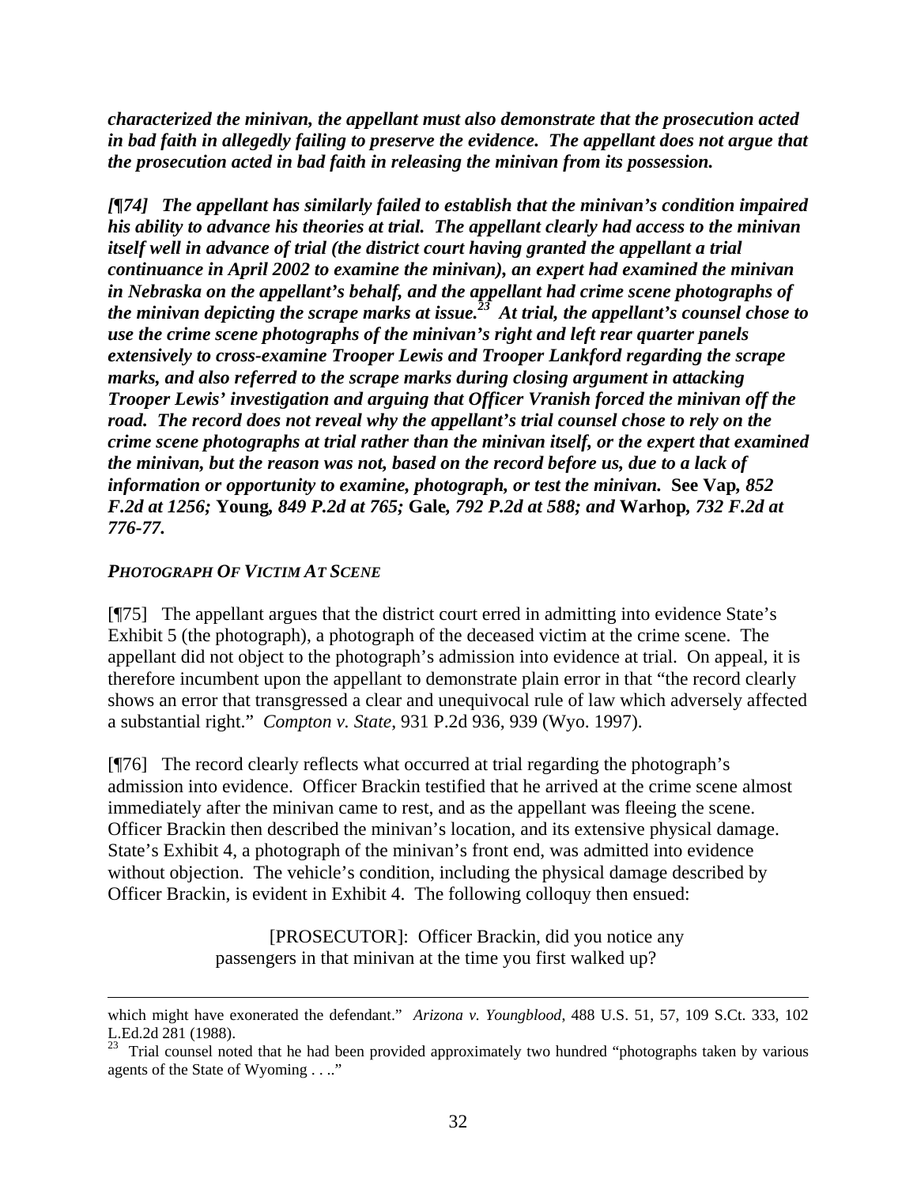***characterized the minivan, the appellant must also demonstrate that the prosecution acted in bad faith in allegedly failing to preserve the evidence. The appellant does not argue that the prosecution acted in bad faith in releasing the minivan from its possession.***

***[¶74] The appellant has similarly failed to establish that the minivan's condition impaired his ability to advance his theories at trial. The appellant clearly had access to the minivan itself well in advance of trial (the district court having granted the appellant a trial continuance in April 2002 to examine the minivan), an expert had examined the minivan in Nebraska on the appellant's behalf, and the appellant had crime scene photographs of the minivan depicting the scrape marks at issue.[23] At trial, the appellant's counsel chose to use the crime scene photographs of the minivan's right and left rear quarter panels extensively to cross-examine Trooper Lewis and Trooper Lankford regarding the scrape marks, and also referred to the scrape marks during closing argument in attacking Trooper Lewis' investigation and arguing that Officer Vranish forced the minivan off the road. The record does not reveal why the appellant's trial counsel chose to rely on the crime scene photographs at trial rather than the minivan itself, or the expert that examined the minivan, but the reason was not, based on the record before us, due to a lack of information or opportunity to examine, photograph, or test the minivan.* **See Vap**, *852 F.2d at 1256;* **Young**, *849 P.2d at 765;* **Gale**, *792 P.2d at 588; and* **Warhop**, *732 F.2d at 776-77.***

*PHOTOGRAPH OF VICTIM AT SCENE*

[¶75] The appellant argues that the district court erred in admitting into evidence State's Exhibit 5 (the photograph), a photograph of the deceased victim at the crime scene. The appellant did not object to the photograph's admission into evidence at trial. On appeal, it is therefore incumbent upon the appellant to demonstrate plain error in that "the record clearly shows an error that transgressed a clear and unequivocal rule of law which adversely affected a substantial right." *Compton v. State*, 931 P.2d 936, 939 (Wyo. 1997).

[¶76] The record clearly reflects what occurred at trial regarding the photograph's admission into evidence. Officer Brackin testified that he arrived at the crime scene almost immediately after the minivan came to rest, and as the appellant was fleeing the scene. Officer Brackin then described the minivan's location, and its extensive physical damage. State's Exhibit 4, a photograph of the minivan's front end, was admitted into evidence without objection. The vehicle's condition, including the physical damage described by Officer Brackin, is evident in Exhibit 4. The following colloquy then ensued:

> [PROSECUTOR]: Officer Brackin, did you notice any passengers in that minivan at the time you first walked up?

---

which might have exonerated the defendant." *Arizona v. Youngblood*, 488 U.S. 51, 57, 109 S.Ct. 333, 102 L.Ed.2d 281 (1988).

[23] Trial counsel noted that he had been provided approximately two hundred "photographs taken by various agents of the State of Wyoming . . .."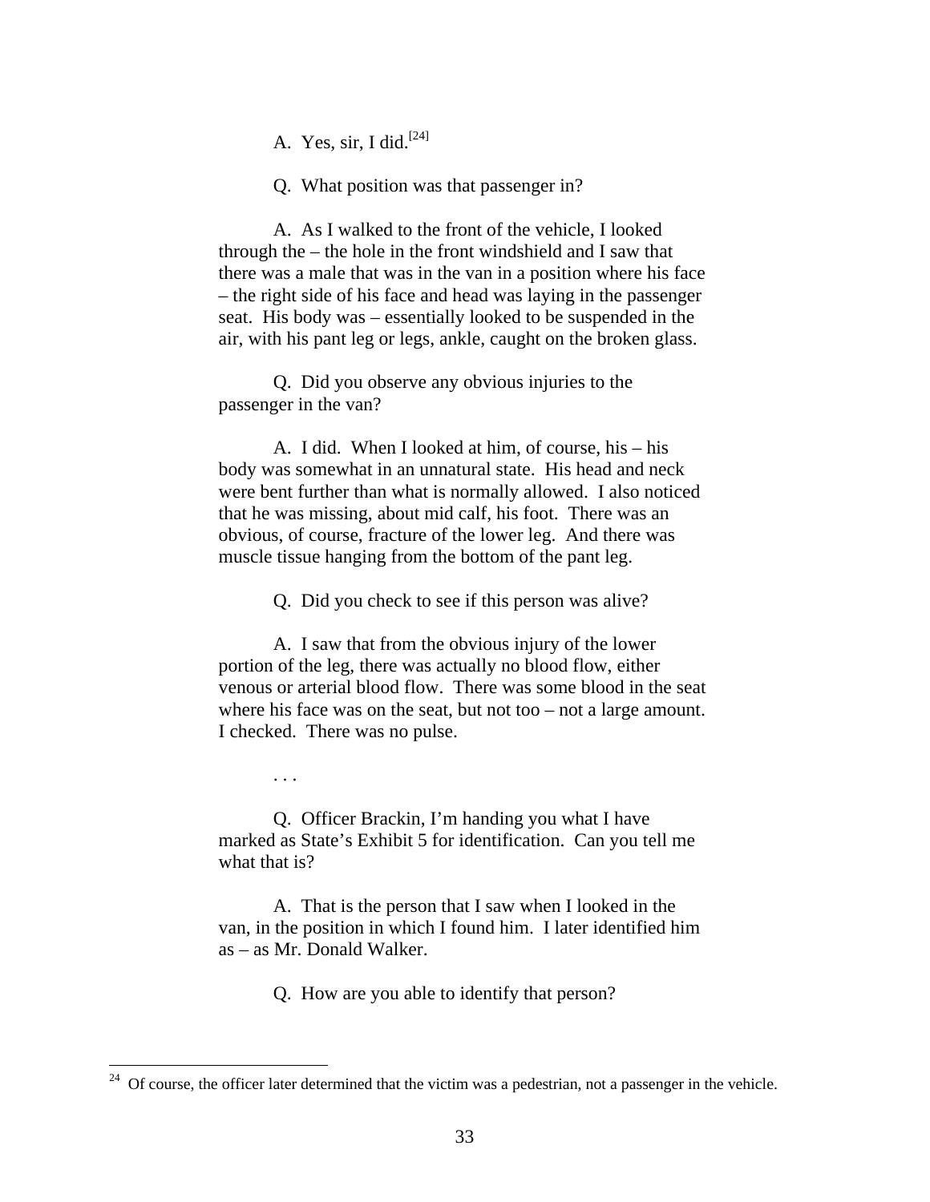A. Yes, sir, I did.[24]

Q. What position was that passenger in?

A. As I walked to the front of the vehicle, I looked through the – the hole in the front windshield and I saw that there was a male that was in the van in a position where his face – the right side of his face and head was laying in the passenger seat. His body was – essentially looked to be suspended in the air, with his pant leg or legs, ankle, caught on the broken glass.

Q. Did you observe any obvious injuries to the passenger in the van?

A. I did. When I looked at him, of course, his – his body was somewhat in an unnatural state. His head and neck were bent further than what is normally allowed. I also noticed that he was missing, about mid calf, his foot. There was an obvious, of course, fracture of the lower leg. And there was muscle tissue hanging from the bottom of the pant leg.

Q. Did you check to see if this person was alive?

A. I saw that from the obvious injury of the lower portion of the leg, there was actually no blood flow, either venous or arterial blood flow. There was some blood in the seat where his face was on the seat, but not too – not a large amount. I checked. There was no pulse.

. . .

Q. Officer Brackin, I'm handing you what I have marked as State's Exhibit 5 for identification. Can you tell me what that is?

A. That is the person that I saw when I looked in the van, in the position in which I found him. I later identified him as – as Mr. Donald Walker.

Q. How are you able to identify that person?

---

[24] Of course, the officer later determined that the victim was a pedestrian, not a passenger in the vehicle.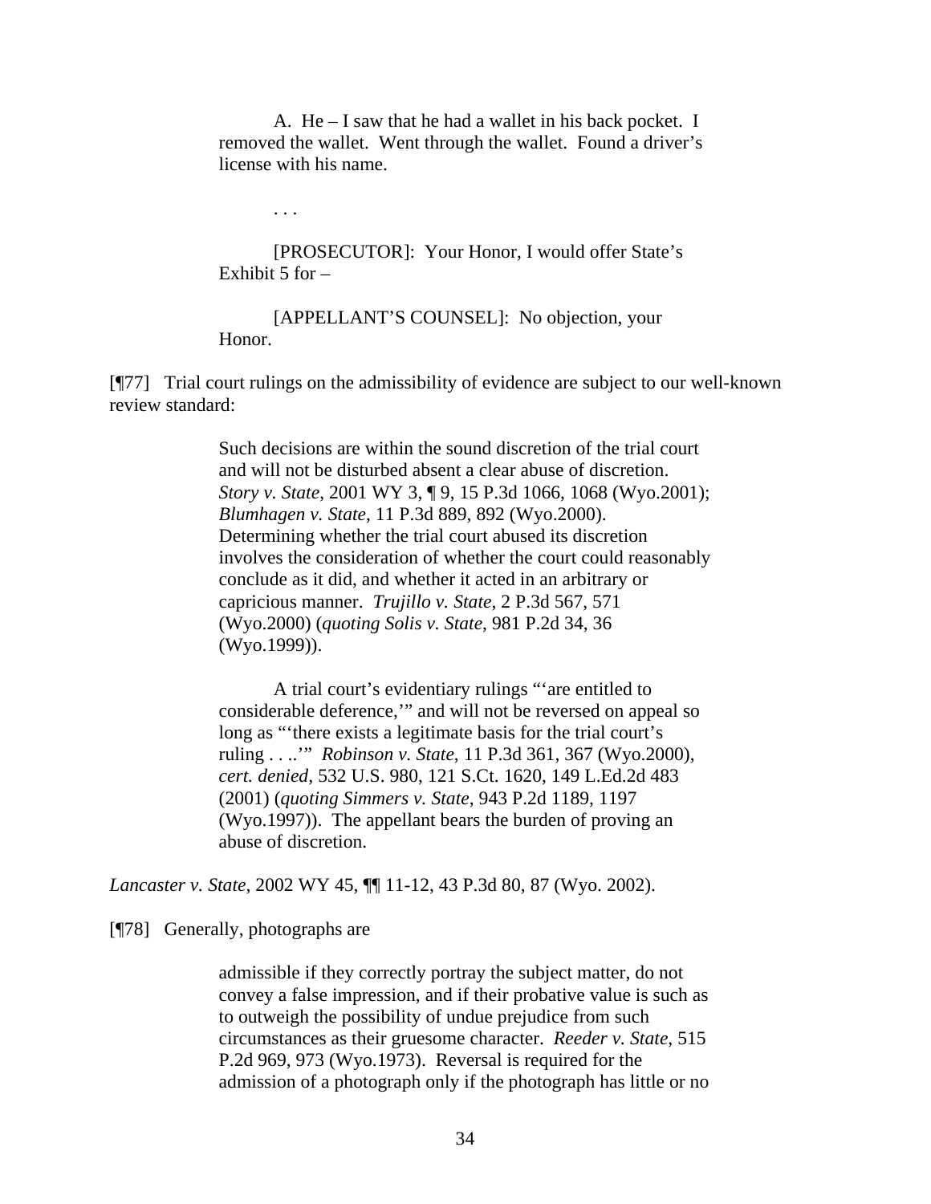> A. He – I saw that he had a wallet in his back pocket. I removed the wallet. Went through the wallet. Found a driver's license with his name.
>
> . . .
>
> [PROSECUTOR]: Your Honor, I would offer State's Exhibit 5 for –
>
> [APPELLANT'S COUNSEL]: No objection, your Honor.

[¶77] Trial court rulings on the admissibility of evidence are subject to our well-known review standard:

> Such decisions are within the sound discretion of the trial court and will not be disturbed absent a clear abuse of discretion. *Story v. State*, 2001 WY 3, ¶ 9, 15 P.3d 1066, 1068 (Wyo.2001); *Blumhagen v. State*, 11 P.3d 889, 892 (Wyo.2000). Determining whether the trial court abused its discretion involves the consideration of whether the court could reasonably conclude as it did, and whether it acted in an arbitrary or capricious manner. *Trujillo v. State*, 2 P.3d 567, 571 (Wyo.2000) (*quoting Solis v. State*, 981 P.2d 34, 36 (Wyo.1999)).
>
> A trial court's evidentiary rulings "'are entitled to considerable deference,'" and will not be reversed on appeal so long as "'there exists a legitimate basis for the trial court's ruling . . ..'" *Robinson v. State*, 11 P.3d 361, 367 (Wyo.2000), *cert. denied*, 532 U.S. 980, 121 S.Ct. 1620, 149 L.Ed.2d 483 (2001) (*quoting Simmers v. State*, 943 P.2d 1189, 1197 (Wyo.1997)). The appellant bears the burden of proving an abuse of discretion.

*Lancaster v. State*, 2002 WY 45, ¶¶ 11-12, 43 P.3d 80, 87 (Wyo. 2002).

[¶78] Generally, photographs are

> admissible if they correctly portray the subject matter, do not convey a false impression, and if their probative value is such as to outweigh the possibility of undue prejudice from such circumstances as their gruesome character. *Reeder v. State*, 515 P.2d 969, 973 (Wyo.1973). Reversal is required for the admission of a photograph only if the photograph has little or no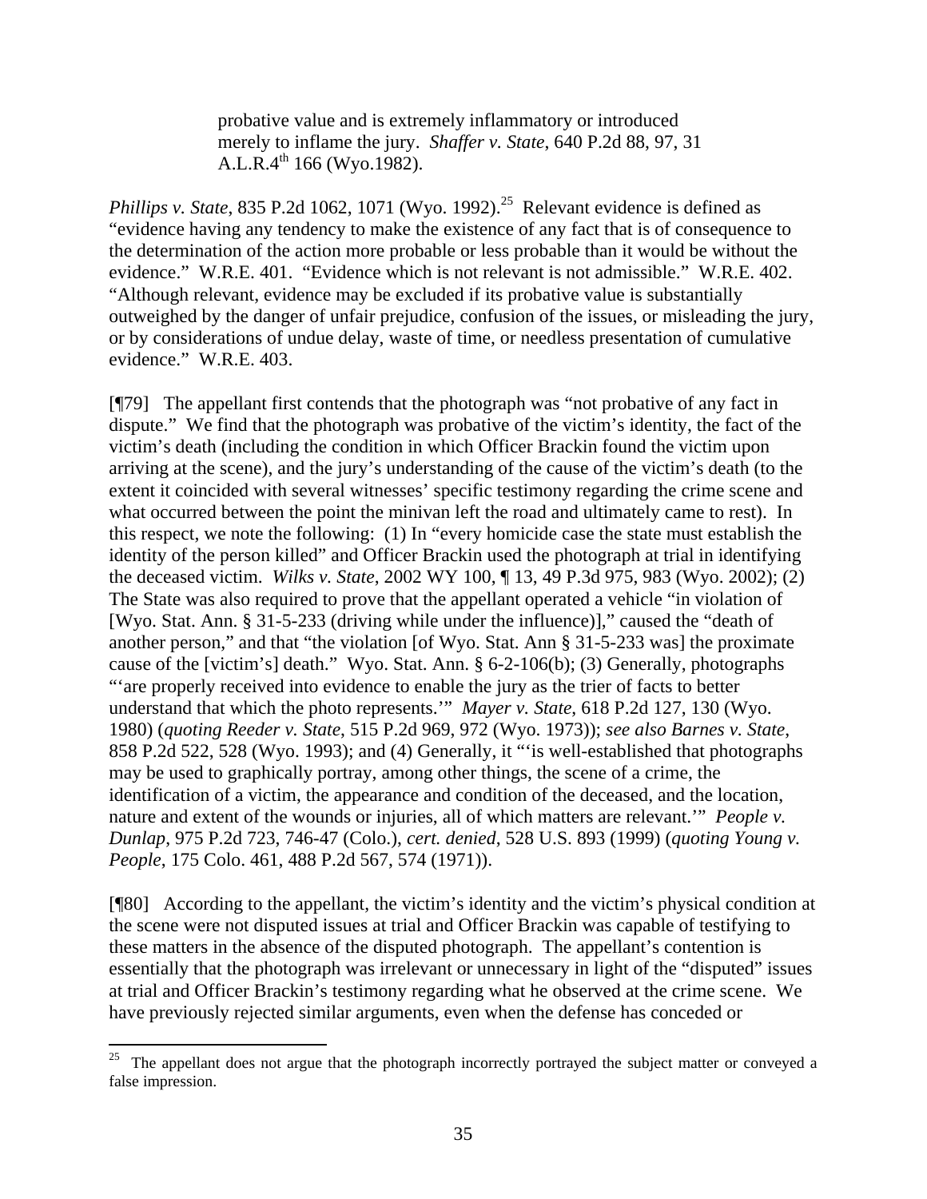> probative value and is extremely inflammatory or introduced merely to inflame the jury. *Shaffer v. State*, 640 P.2d 88, 97, 31 A.L.R.4th 166 (Wyo.1982).

*Phillips v. State*, 835 P.2d 1062, 1071 (Wyo. 1992).[25] Relevant evidence is defined as "evidence having any tendency to make the existence of any fact that is of consequence to the determination of the action more probable or less probable than it would be without the evidence." W.R.E. 401. "Evidence which is not relevant is not admissible." W.R.E. 402. "Although relevant, evidence may be excluded if its probative value is substantially outweighed by the danger of unfair prejudice, confusion of the issues, or misleading the jury, or by considerations of undue delay, waste of time, or needless presentation of cumulative evidence." W.R.E. 403.

[¶79] The appellant first contends that the photograph was "not probative of any fact in dispute." We find that the photograph was probative of the victim's identity, the fact of the victim's death (including the condition in which Officer Brackin found the victim upon arriving at the scene), and the jury's understanding of the cause of the victim's death (to the extent it coincided with several witnesses' specific testimony regarding the crime scene and what occurred between the point the minivan left the road and ultimately came to rest). In this respect, we note the following: (1) In "every homicide case the state must establish the identity of the person killed" and Officer Brackin used the photograph at trial in identifying the deceased victim. *Wilks v. State*, 2002 WY 100, ¶ 13, 49 P.3d 975, 983 (Wyo. 2002); (2) The State was also required to prove that the appellant operated a vehicle "in violation of [Wyo. Stat. Ann. § 31-5-233 (driving while under the influence)]," caused the "death of another person," and that "the violation [of Wyo. Stat. Ann § 31-5-233 was] the proximate cause of the [victim's] death." Wyo. Stat. Ann. § 6-2-106(b); (3) Generally, photographs "'are properly received into evidence to enable the jury as the trier of facts to better understand that which the photo represents.'" *Mayer v. State*, 618 P.2d 127, 130 (Wyo. 1980) (*quoting Reeder v. State*, 515 P.2d 969, 972 (Wyo. 1973)); *see also Barnes v. State*, 858 P.2d 522, 528 (Wyo. 1993); and (4) Generally, it "'is well-established that photographs may be used to graphically portray, among other things, the scene of a crime, the identification of a victim, the appearance and condition of the deceased, and the location, nature and extent of the wounds or injuries, all of which matters are relevant.'" *People v. Dunlap*, 975 P.2d 723, 746-47 (Colo.), *cert. denied*, 528 U.S. 893 (1999) (*quoting Young v. People*, 175 Colo. 461, 488 P.2d 567, 574 (1971)).

[¶80] According to the appellant, the victim's identity and the victim's physical condition at the scene were not disputed issues at trial and Officer Brackin was capable of testifying to these matters in the absence of the disputed photograph. The appellant's contention is essentially that the photograph was irrelevant or unnecessary in light of the "disputed" issues at trial and Officer Brackin's testimony regarding what he observed at the crime scene. We have previously rejected similar arguments, even when the defense has conceded or

---

[25] The appellant does not argue that the photograph incorrectly portrayed the subject matter or conveyed a false impression.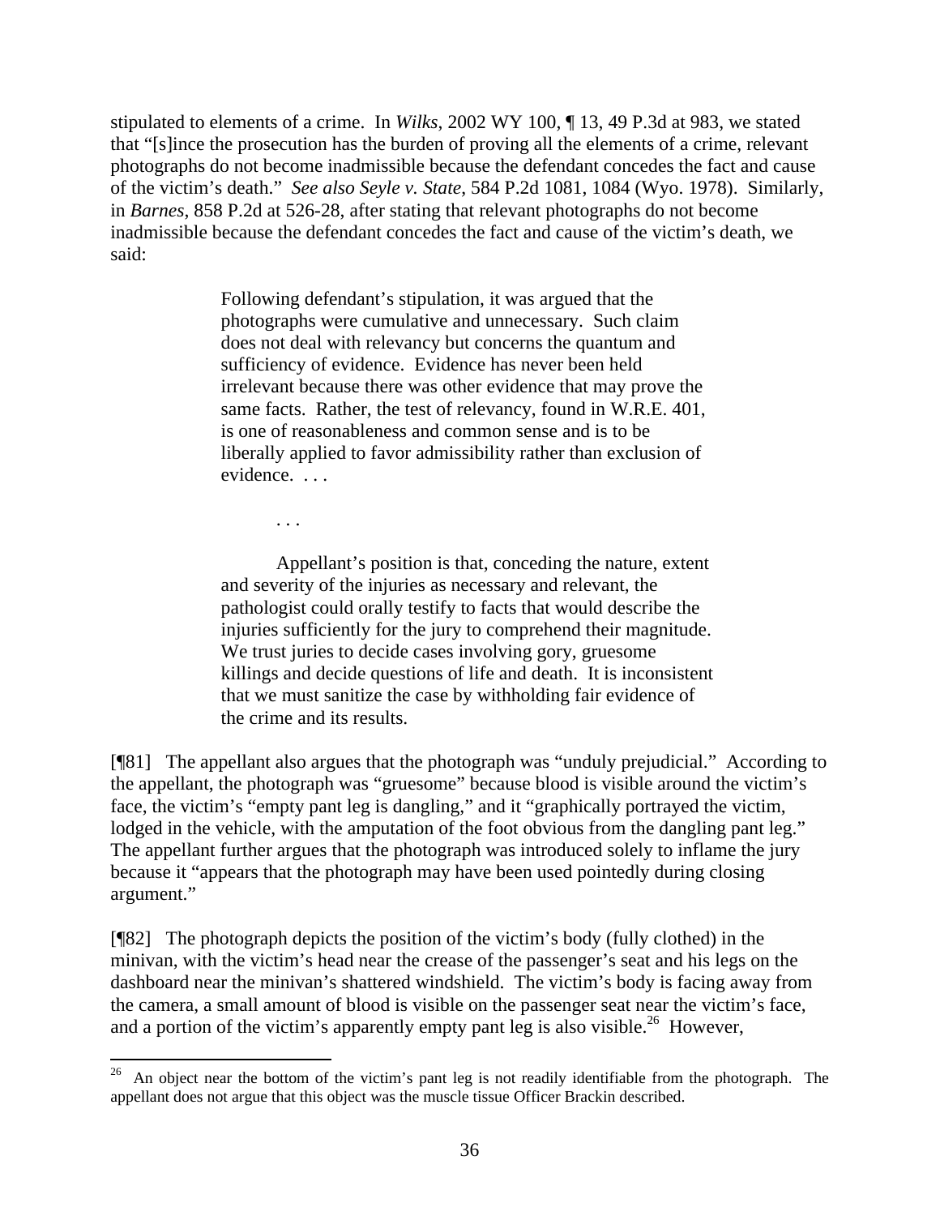stipulated to elements of a crime. In *Wilks*, 2002 WY 100, ¶ 13, 49 P.3d at 983, we stated that "[s]ince the prosecution has the burden of proving all the elements of a crime, relevant photographs do not become inadmissible because the defendant concedes the fact and cause of the victim's death." *See also Seyle v. State*, 584 P.2d 1081, 1084 (Wyo. 1978). Similarly, in *Barnes*, 858 P.2d at 526-28, after stating that relevant photographs do not become inadmissible because the defendant concedes the fact and cause of the victim's death, we said:

> Following defendant's stipulation, it was argued that the photographs were cumulative and unnecessary. Such claim does not deal with relevancy but concerns the quantum and sufficiency of evidence. Evidence has never been held irrelevant because there was other evidence that may prove the same facts. Rather, the test of relevancy, found in W.R.E. 401, is one of reasonableness and common sense and is to be liberally applied to favor admissibility rather than exclusion of evidence. . . .
>
> . . .
>
> Appellant's position is that, conceding the nature, extent and severity of the injuries as necessary and relevant, the pathologist could orally testify to facts that would describe the injuries sufficiently for the jury to comprehend their magnitude. We trust juries to decide cases involving gory, gruesome killings and decide questions of life and death. It is inconsistent that we must sanitize the case by withholding fair evidence of the crime and its results.

[¶81] The appellant also argues that the photograph was "unduly prejudicial." According to the appellant, the photograph was "gruesome" because blood is visible around the victim's face, the victim's "empty pant leg is dangling," and it "graphically portrayed the victim, lodged in the vehicle, with the amputation of the foot obvious from the dangling pant leg." The appellant further argues that the photograph was introduced solely to inflame the jury because it "appears that the photograph may have been used pointedly during closing argument."

[¶82] The photograph depicts the position of the victim's body (fully clothed) in the minivan, with the victim's head near the crease of the passenger's seat and his legs on the dashboard near the minivan's shattered windshield. The victim's body is facing away from the camera, a small amount of blood is visible on the passenger seat near the victim's face, and a portion of the victim's apparently empty pant leg is also visible.[26] However,

[26] An object near the bottom of the victim's pant leg is not readily identifiable from the photograph. The appellant does not argue that this object was the muscle tissue Officer Brackin described.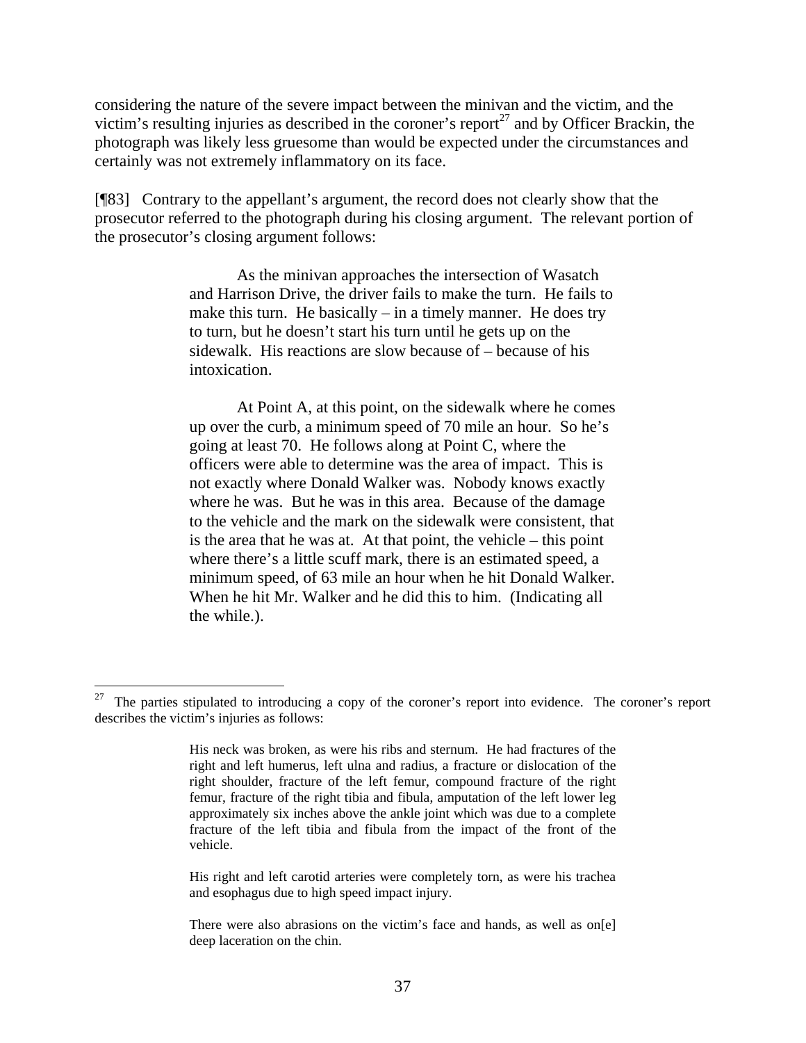considering the nature of the severe impact between the minivan and the victim, and the victim's resulting injuries as described in the coroner's report[27] and by Officer Brackin, the photograph was likely less gruesome than would be expected under the circumstances and certainly was not extremely inflammatory on its face.

[¶83] Contrary to the appellant's argument, the record does not clearly show that the prosecutor referred to the photograph during his closing argument. The relevant portion of the prosecutor's closing argument follows:

> As the minivan approaches the intersection of Wasatch and Harrison Drive, the driver fails to make the turn. He fails to make this turn. He basically – in a timely manner. He does try to turn, but he doesn't start his turn until he gets up on the sidewalk. His reactions are slow because of – because of his intoxication.
>
> At Point A, at this point, on the sidewalk where he comes up over the curb, a minimum speed of 70 mile an hour. So he's going at least 70. He follows along at Point C, where the officers were able to determine was the area of impact. This is not exactly where Donald Walker was. Nobody knows exactly where he was. But he was in this area. Because of the damage to the vehicle and the mark on the sidewalk were consistent, that is the area that he was at. At that point, the vehicle – this point where there's a little scuff mark, there is an estimated speed, a minimum speed, of 63 mile an hour when he hit Donald Walker. When he hit Mr. Walker and he did this to him. (Indicating all the while.).

---

[27] The parties stipulated to introducing a copy of the coroner's report into evidence. The coroner's report describes the victim's injuries as follows:

> His neck was broken, as were his ribs and sternum. He had fractures of the right and left humerus, left ulna and radius, a fracture or dislocation of the right shoulder, fracture of the left femur, compound fracture of the right femur, fracture of the right tibia and fibula, amputation of the left lower leg approximately six inches above the ankle joint which was due to a complete fracture of the left tibia and fibula from the impact of the front of the vehicle.
>
> His right and left carotid arteries were completely torn, as were his trachea and esophagus due to high speed impact injury.
>
> There were also abrasions on the victim's face and hands, as well as on[e] deep laceration on the chin.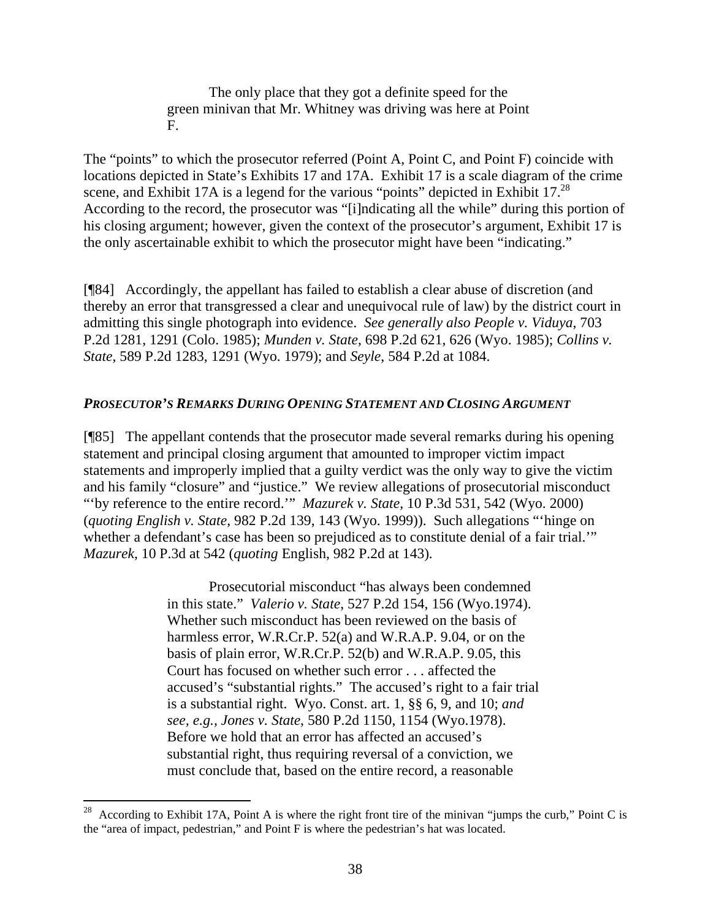> The only place that they got a definite speed for the green minivan that Mr. Whitney was driving was here at Point F.

The "points" to which the prosecutor referred (Point A, Point C, and Point F) coincide with locations depicted in State's Exhibits 17 and 17A. Exhibit 17 is a scale diagram of the crime scene, and Exhibit 17A is a legend for the various "points" depicted in Exhibit 17.[28] According to the record, the prosecutor was "[i]ndicating all the while" during this portion of his closing argument; however, given the context of the prosecutor's argument, Exhibit 17 is the only ascertainable exhibit to which the prosecutor might have been "indicating."

[¶84] Accordingly, the appellant has failed to establish a clear abuse of discretion (and thereby an error that transgressed a clear and unequivocal rule of law) by the district court in admitting this single photograph into evidence. *See generally also People v. Viduya*, 703 P.2d 1281, 1291 (Colo. 1985); *Munden v. State*, 698 P.2d 621, 626 (Wyo. 1985); *Collins v. State*, 589 P.2d 1283, 1291 (Wyo. 1979); and *Seyle*, 584 P.2d at 1084.

### *PROSECUTOR'S REMARKS DURING OPENING STATEMENT AND CLOSING ARGUMENT*

[¶85] The appellant contends that the prosecutor made several remarks during his opening statement and principal closing argument that amounted to improper victim impact statements and improperly implied that a guilty verdict was the only way to give the victim and his family "closure" and "justice." We review allegations of prosecutorial misconduct "'by reference to the entire record.'" *Mazurek v. State*, 10 P.3d 531, 542 (Wyo. 2000) (*quoting English v. State*, 982 P.2d 139, 143 (Wyo. 1999)). Such allegations "'hinge on whether a defendant's case has been so prejudiced as to constitute denial of a fair trial.'" *Mazurek*, 10 P.3d at 542 (*quoting* English, 982 P.2d at 143).

> Prosecutorial misconduct "has always been condemned in this state." *Valerio v. State*, 527 P.2d 154, 156 (Wyo.1974). Whether such misconduct has been reviewed on the basis of harmless error, W.R.Cr.P. 52(a) and W.R.A.P. 9.04, or on the basis of plain error, W.R.Cr.P. 52(b) and W.R.A.P. 9.05, this Court has focused on whether such error . . . affected the accused's "substantial rights." The accused's right to a fair trial is a substantial right. Wyo. Const. art. 1, §§ 6, 9, and 10; *and see, e.g., Jones v. State*, 580 P.2d 1150, 1154 (Wyo.1978). Before we hold that an error has affected an accused's substantial right, thus requiring reversal of a conviction, we must conclude that, based on the entire record, a reasonable

---

[28] According to Exhibit 17A, Point A is where the right front tire of the minivan "jumps the curb," Point C is the "area of impact, pedestrian," and Point F is where the pedestrian's hat was located.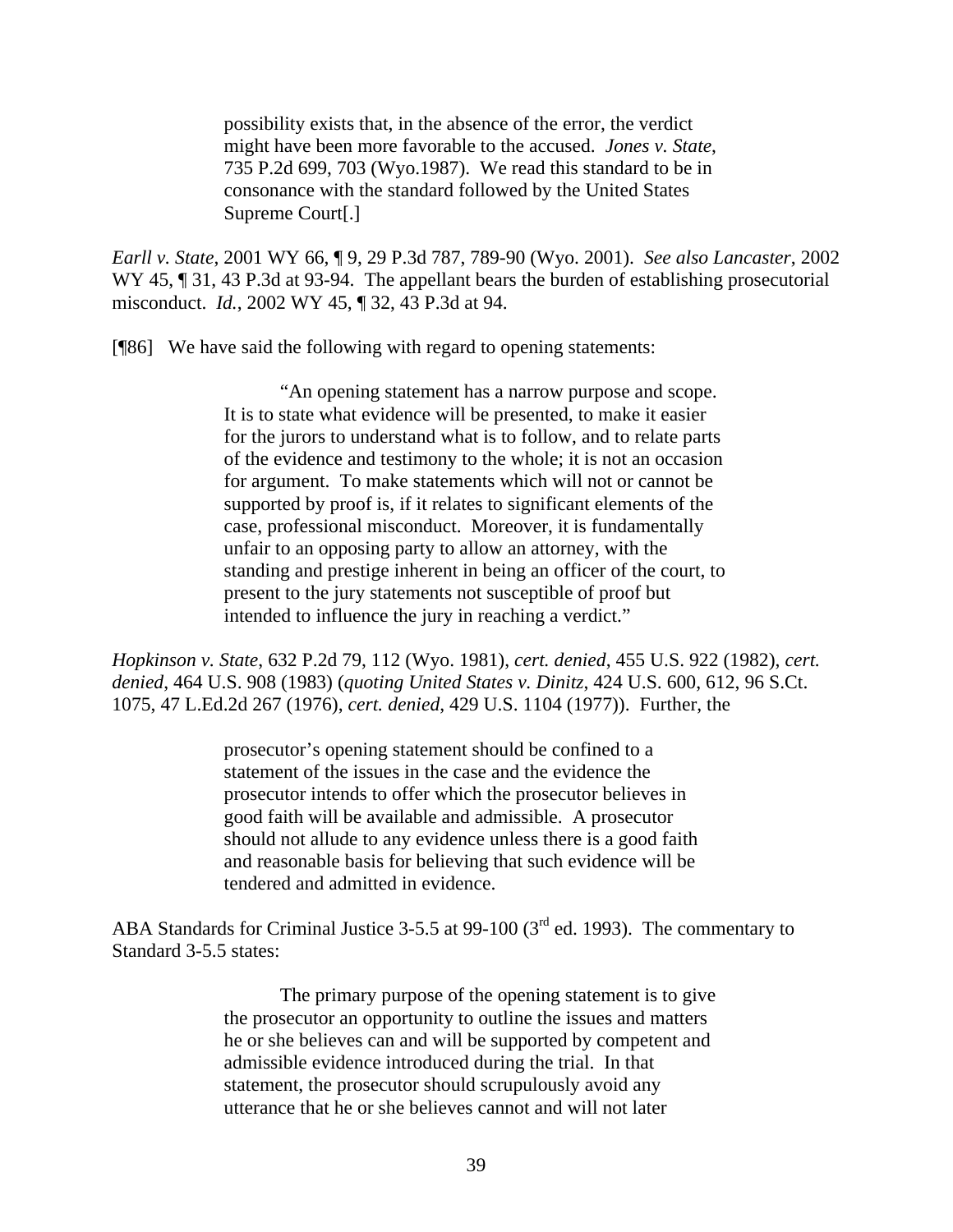> possibility exists that, in the absence of the error, the verdict might have been more favorable to the accused. *Jones v. State*, 735 P.2d 699, 703 (Wyo.1987). We read this standard to be in consonance with the standard followed by the United States Supreme Court[.]

*Earll v. State*, 2001 WY 66, ¶ 9, 29 P.3d 787, 789-90 (Wyo. 2001). *See also Lancaster*, 2002 WY 45, ¶ 31, 43 P.3d at 93-94. The appellant bears the burden of establishing prosecutorial misconduct. *Id.*, 2002 WY 45, ¶ 32, 43 P.3d at 94.

[¶86] We have said the following with regard to opening statements:

> "An opening statement has a narrow purpose and scope. It is to state what evidence will be presented, to make it easier for the jurors to understand what is to follow, and to relate parts of the evidence and testimony to the whole; it is not an occasion for argument. To make statements which will not or cannot be supported by proof is, if it relates to significant elements of the case, professional misconduct. Moreover, it is fundamentally unfair to an opposing party to allow an attorney, with the standing and prestige inherent in being an officer of the court, to present to the jury statements not susceptible of proof but intended to influence the jury in reaching a verdict."

*Hopkinson v. State*, 632 P.2d 79, 112 (Wyo. 1981), *cert. denied*, 455 U.S. 922 (1982), *cert. denied*, 464 U.S. 908 (1983) (*quoting United States v. Dinitz*, 424 U.S. 600, 612, 96 S.Ct. 1075, 47 L.Ed.2d 267 (1976), *cert. denied*, 429 U.S. 1104 (1977)). Further, the

> prosecutor's opening statement should be confined to a statement of the issues in the case and the evidence the prosecutor intends to offer which the prosecutor believes in good faith will be available and admissible. A prosecutor should not allude to any evidence unless there is a good faith and reasonable basis for believing that such evidence will be tendered and admitted in evidence.

ABA Standards for Criminal Justice 3-5.5 at 99-100 (3rd ed. 1993). The commentary to Standard 3-5.5 states:

> The primary purpose of the opening statement is to give the prosecutor an opportunity to outline the issues and matters he or she believes can and will be supported by competent and admissible evidence introduced during the trial. In that statement, the prosecutor should scrupulously avoid any utterance that he or she believes cannot and will not later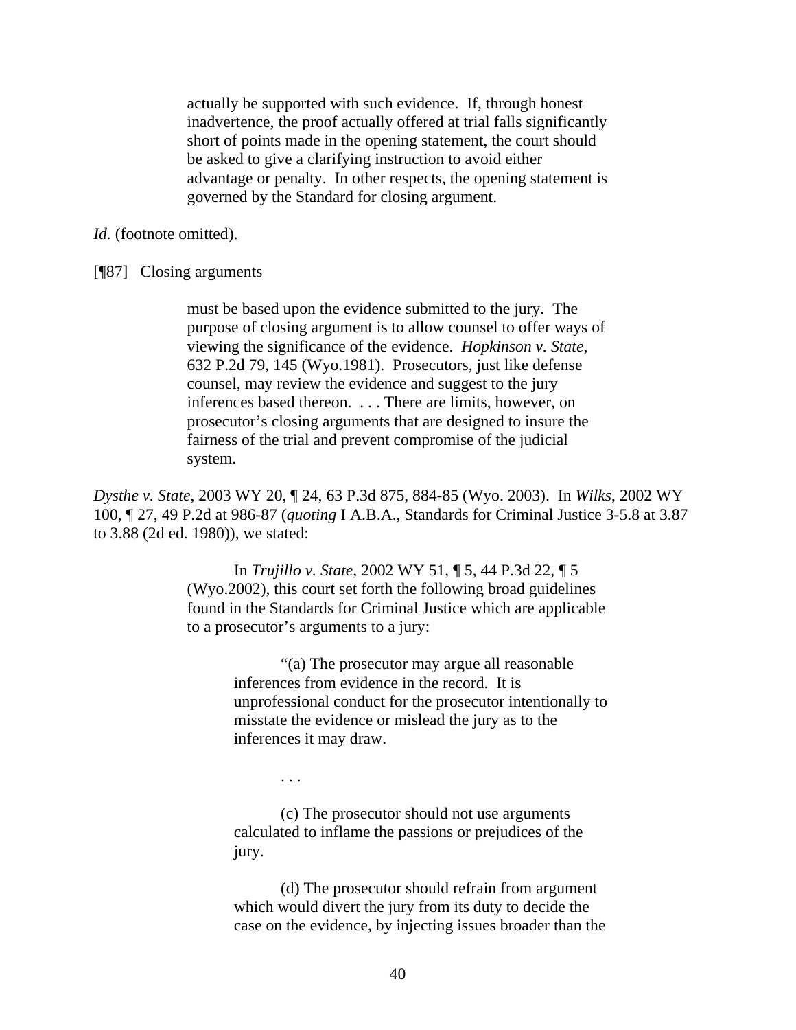> actually be supported with such evidence. If, through honest inadvertence, the proof actually offered at trial falls significantly short of points made in the opening statement, the court should be asked to give a clarifying instruction to avoid either advantage or penalty. In other respects, the opening statement is governed by the Standard for closing argument.

*Id.* (footnote omitted).

[¶87] Closing arguments

> must be based upon the evidence submitted to the jury. The purpose of closing argument is to allow counsel to offer ways of viewing the significance of the evidence. *Hopkinson v. State*, 632 P.2d 79, 145 (Wyo.1981). Prosecutors, just like defense counsel, may review the evidence and suggest to the jury inferences based thereon. . . . There are limits, however, on prosecutor's closing arguments that are designed to insure the fairness of the trial and prevent compromise of the judicial system.

*Dysthe v. State*, 2003 WY 20, ¶ 24, 63 P.3d 875, 884-85 (Wyo. 2003). In *Wilks*, 2002 WY 100, ¶ 27, 49 P.2d at 986-87 (*quoting* I A.B.A., Standards for Criminal Justice 3-5.8 at 3.87 to 3.88 (2d ed. 1980)), we stated:

> In *Trujillo v. State*, 2002 WY 51, ¶ 5, 44 P.3d 22, ¶ 5 (Wyo.2002), this court set forth the following broad guidelines found in the Standards for Criminal Justice which are applicable to a prosecutor's arguments to a jury:
>
> > "(a) The prosecutor may argue all reasonable inferences from evidence in the record. It is unprofessional conduct for the prosecutor intentionally to misstate the evidence or mislead the jury as to the inferences it may draw.
> >
> > . . .
> >
> > (c) The prosecutor should not use arguments calculated to inflame the passions or prejudices of the jury.
> >
> > (d) The prosecutor should refrain from argument which would divert the jury from its duty to decide the case on the evidence, by injecting issues broader than the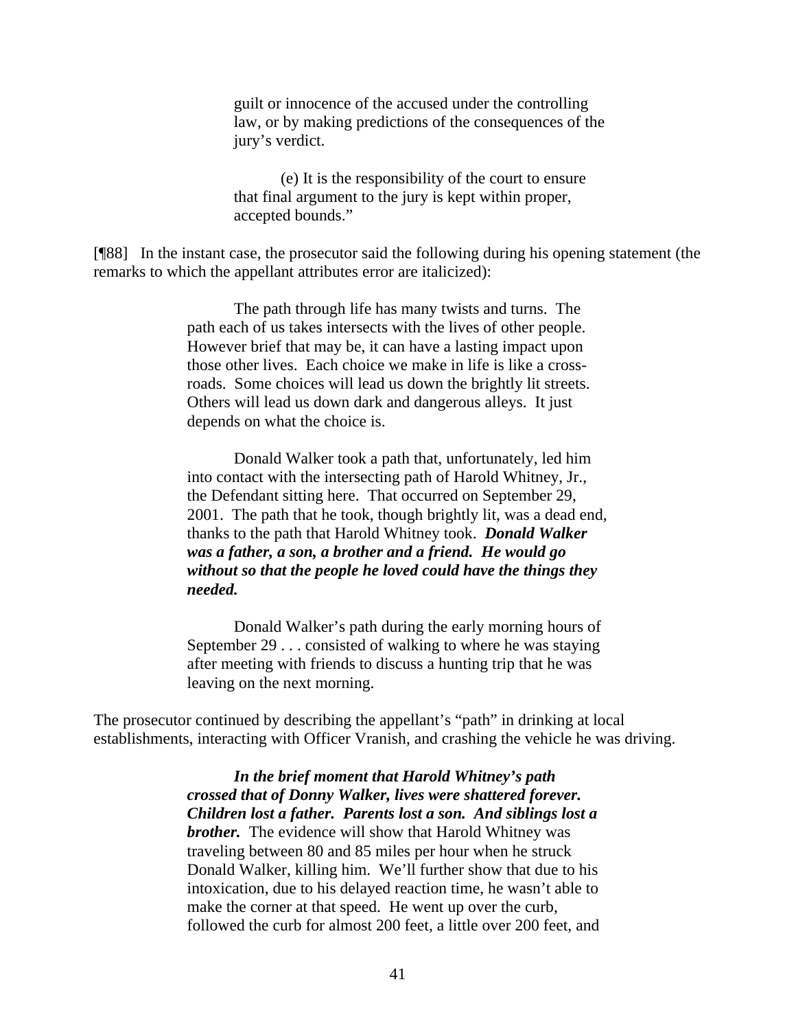> guilt or innocence of the accused under the controlling law, or by making predictions of the consequences of the jury's verdict.
>
> (e) It is the responsibility of the court to ensure that final argument to the jury is kept within proper, accepted bounds."

[¶88] In the instant case, the prosecutor said the following during his opening statement (the remarks to which the appellant attributes error are italicized):

> The path through life has many twists and turns. The path each of us takes intersects with the lives of other people. However brief that may be, it can have a lasting impact upon those other lives. Each choice we make in life is like a cross-roads. Some choices will lead us down the brightly lit streets. Others will lead us down dark and dangerous alleys. It just depends on what the choice is.
>
> Donald Walker took a path that, unfortunately, led him into contact with the intersecting path of Harold Whitney, Jr., the Defendant sitting here. That occurred on September 29, 2001. The path that he took, though brightly lit, was a dead end, thanks to the path that Harold Whitney took. ***Donald Walker was a father, a son, a brother and a friend. He would go without so that the people he loved could have the things they needed.***
>
> Donald Walker's path during the early morning hours of September 29 . . . consisted of walking to where he was staying after meeting with friends to discuss a hunting trip that he was leaving on the next morning.

The prosecutor continued by describing the appellant's "path" in drinking at local establishments, interacting with Officer Vranish, and crashing the vehicle he was driving.

> ***In the brief moment that Harold Whitney's path crossed that of Donny Walker, lives were shattered forever. Children lost a father. Parents lost a son. And siblings lost a brother.*** The evidence will show that Harold Whitney was traveling between 80 and 85 miles per hour when he struck Donald Walker, killing him. We'll further show that due to his intoxication, due to his delayed reaction time, he wasn't able to make the corner at that speed. He went up over the curb, followed the curb for almost 200 feet, a little over 200 feet, and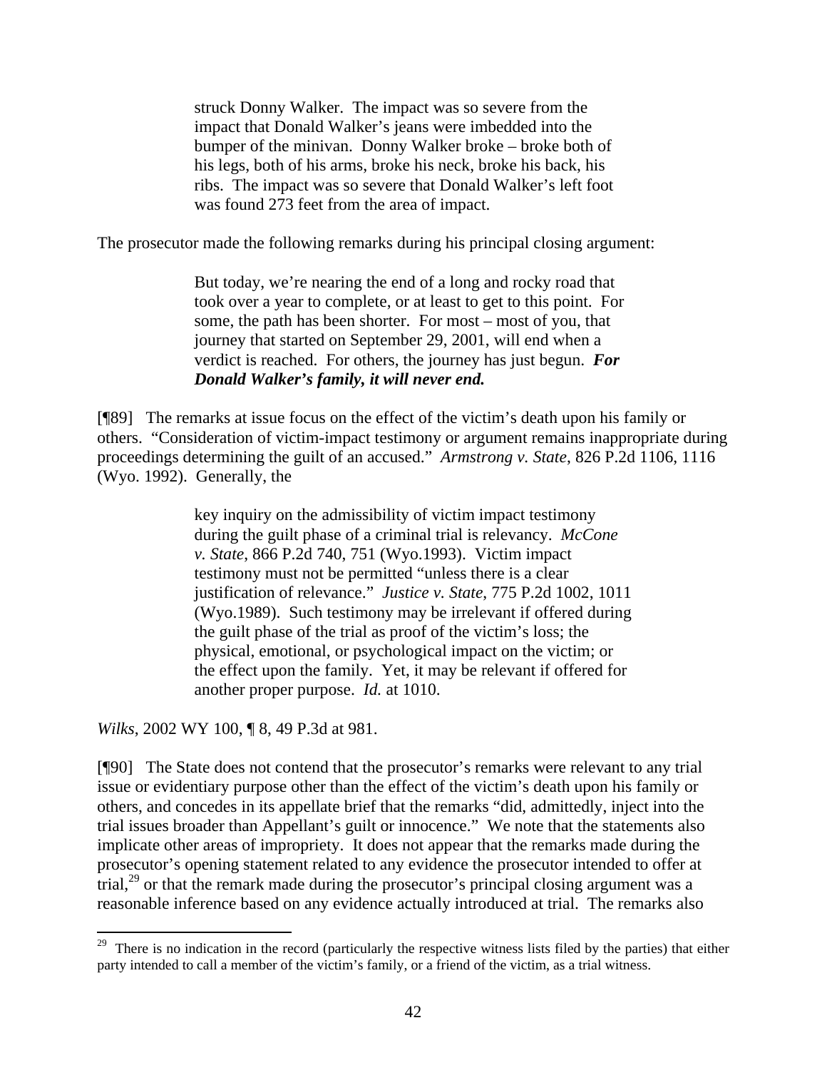> struck Donny Walker. The impact was so severe from the impact that Donald Walker's jeans were imbedded into the bumper of the minivan. Donny Walker broke – broke both of his legs, both of his arms, broke his neck, broke his back, his ribs. The impact was so severe that Donald Walker's left foot was found 273 feet from the area of impact.

The prosecutor made the following remarks during his principal closing argument:

> But today, we're nearing the end of a long and rocky road that took over a year to complete, or at least to get to this point. For some, the path has been shorter. For most – most of you, that journey that started on September 29, 2001, will end when a verdict is reached. For others, the journey has just begun. ***For Donald Walker's family, it will never end.***

[¶89] The remarks at issue focus on the effect of the victim's death upon his family or others. "Consideration of victim-impact testimony or argument remains inappropriate during proceedings determining the guilt of an accused." *Armstrong v. State*, 826 P.2d 1106, 1116 (Wyo. 1992). Generally, the

> key inquiry on the admissibility of victim impact testimony during the guilt phase of a criminal trial is relevancy. *McCone v. State*, 866 P.2d 740, 751 (Wyo.1993). Victim impact testimony must not be permitted "unless there is a clear justification of relevance." *Justice v. State*, 775 P.2d 1002, 1011 (Wyo.1989). Such testimony may be irrelevant if offered during the guilt phase of the trial as proof of the victim's loss; the physical, emotional, or psychological impact on the victim; or the effect upon the family. Yet, it may be relevant if offered for another proper purpose. *Id.* at 1010.

*Wilks*, 2002 WY 100, ¶ 8, 49 P.3d at 981.

[¶90] The State does not contend that the prosecutor's remarks were relevant to any trial issue or evidentiary purpose other than the effect of the victim's death upon his family or others, and concedes in its appellate brief that the remarks "did, admittedly, inject into the trial issues broader than Appellant's guilt or innocence." We note that the statements also implicate other areas of impropriety. It does not appear that the remarks made during the prosecutor's opening statement related to any evidence the prosecutor intended to offer at trial,[29] or that the remark made during the prosecutor's principal closing argument was a reasonable inference based on any evidence actually introduced at trial. The remarks also

---

[29] There is no indication in the record (particularly the respective witness lists filed by the parties) that either party intended to call a member of the victim's family, or a friend of the victim, as a trial witness.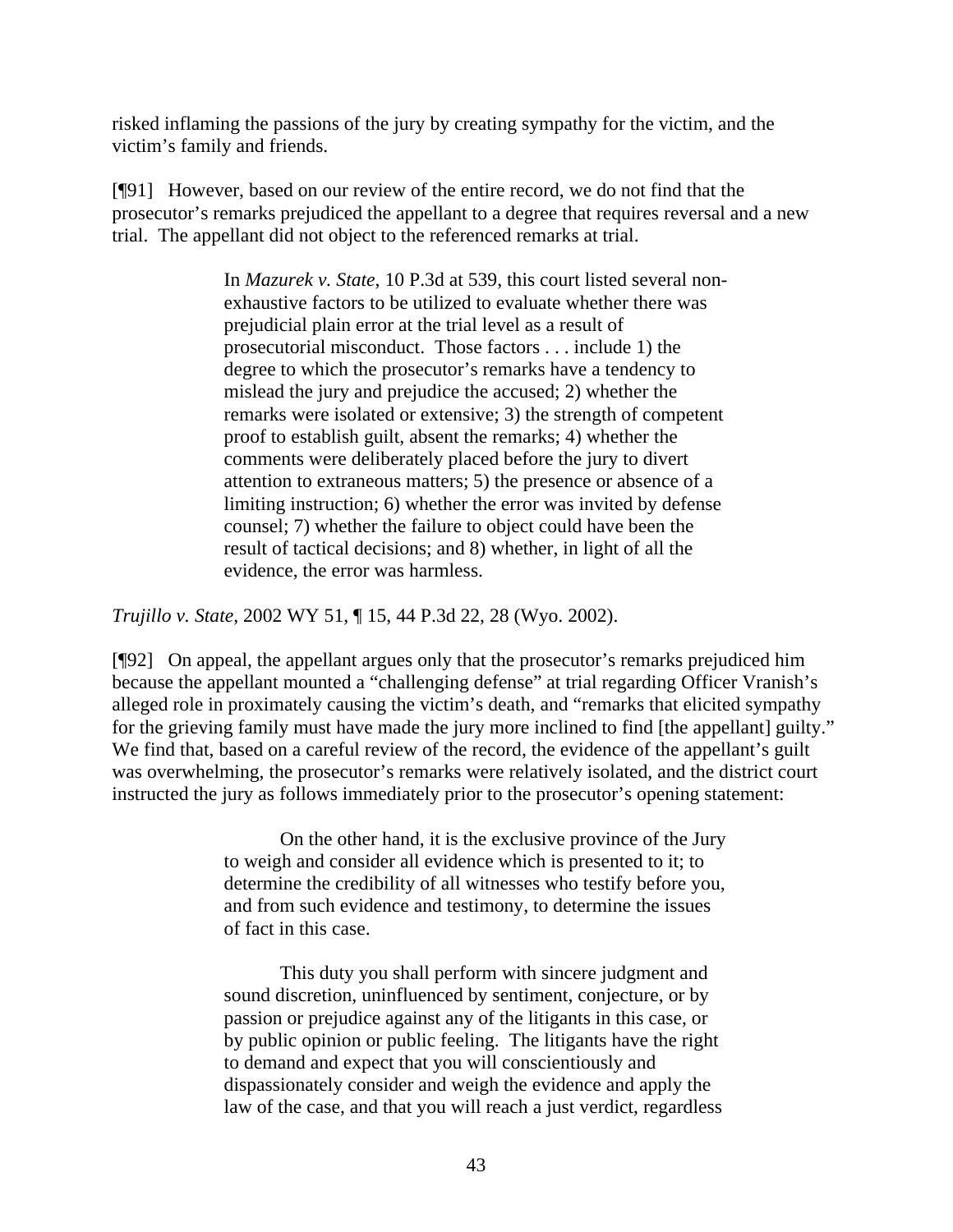risked inflaming the passions of the jury by creating sympathy for the victim, and the victim's family and friends.

[¶91] However, based on our review of the entire record, we do not find that the prosecutor's remarks prejudiced the appellant to a degree that requires reversal and a new trial. The appellant did not object to the referenced remarks at trial.

> In *Mazurek v. State*, 10 P.3d at 539, this court listed several non-exhaustive factors to be utilized to evaluate whether there was prejudicial plain error at the trial level as a result of prosecutorial misconduct. Those factors . . . include 1) the degree to which the prosecutor's remarks have a tendency to mislead the jury and prejudice the accused; 2) whether the remarks were isolated or extensive; 3) the strength of competent proof to establish guilt, absent the remarks; 4) whether the comments were deliberately placed before the jury to divert attention to extraneous matters; 5) the presence or absence of a limiting instruction; 6) whether the error was invited by defense counsel; 7) whether the failure to object could have been the result of tactical decisions; and 8) whether, in light of all the evidence, the error was harmless.

*Trujillo v. State*, 2002 WY 51, ¶ 15, 44 P.3d 22, 28 (Wyo. 2002).

[¶92] On appeal, the appellant argues only that the prosecutor's remarks prejudiced him because the appellant mounted a "challenging defense" at trial regarding Officer Vranish's alleged role in proximately causing the victim's death, and "remarks that elicited sympathy for the grieving family must have made the jury more inclined to find [the appellant] guilty." We find that, based on a careful review of the record, the evidence of the appellant's guilt was overwhelming, the prosecutor's remarks were relatively isolated, and the district court instructed the jury as follows immediately prior to the prosecutor's opening statement:

> On the other hand, it is the exclusive province of the Jury to weigh and consider all evidence which is presented to it; to determine the credibility of all witnesses who testify before you, and from such evidence and testimony, to determine the issues of fact in this case.
>
> This duty you shall perform with sincere judgment and sound discretion, uninfluenced by sentiment, conjecture, or by passion or prejudice against any of the litigants in this case, or by public opinion or public feeling. The litigants have the right to demand and expect that you will conscientiously and dispassionately consider and weigh the evidence and apply the law of the case, and that you will reach a just verdict, regardless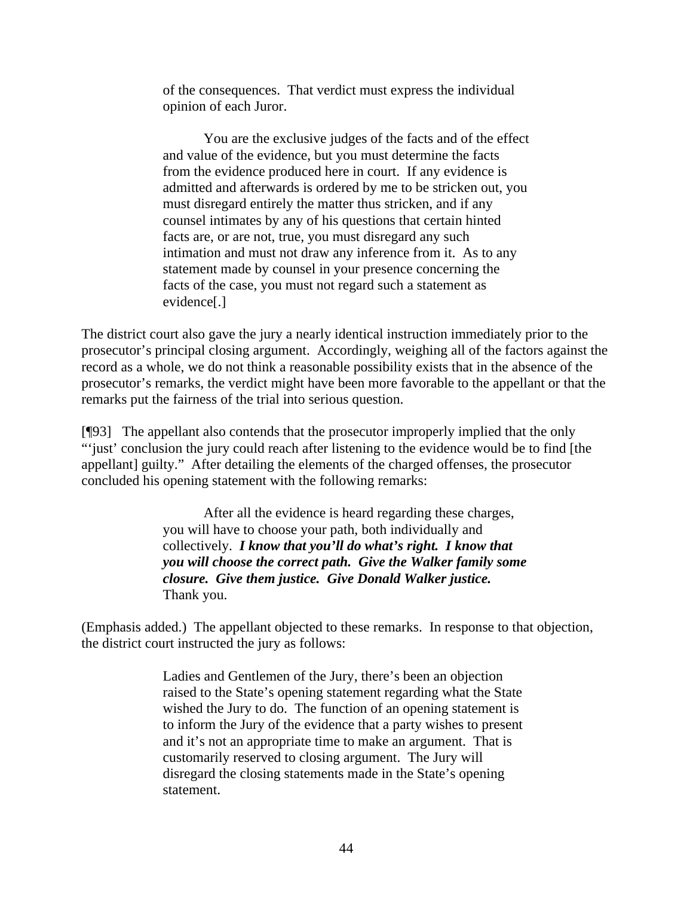> of the consequences. That verdict must express the individual opinion of each Juror.
>
> You are the exclusive judges of the facts and of the effect and value of the evidence, but you must determine the facts from the evidence produced here in court. If any evidence is admitted and afterwards is ordered by me to be stricken out, you must disregard entirely the matter thus stricken, and if any counsel intimates by any of his questions that certain hinted facts are, or are not, true, you must disregard any such intimation and must not draw any inference from it. As to any statement made by counsel in your presence concerning the facts of the case, you must not regard such a statement as evidence[.]

The district court also gave the jury a nearly identical instruction immediately prior to the prosecutor's principal closing argument. Accordingly, weighing all of the factors against the record as a whole, we do not think a reasonable possibility exists that in the absence of the prosecutor's remarks, the verdict might have been more favorable to the appellant or that the remarks put the fairness of the trial into serious question.

[¶93] The appellant also contends that the prosecutor improperly implied that the only "'just' conclusion the jury could reach after listening to the evidence would be to find [the appellant] guilty." After detailing the elements of the charged offenses, the prosecutor concluded his opening statement with the following remarks:

> After all the evidence is heard regarding these charges, you will have to choose your path, both individually and collectively. ***I know that you'll do what's right. I know that you will choose the correct path. Give the Walker family some closure. Give them justice. Give Donald Walker justice.*** Thank you.

(Emphasis added.) The appellant objected to these remarks. In response to that objection, the district court instructed the jury as follows:

> Ladies and Gentlemen of the Jury, there's been an objection raised to the State's opening statement regarding what the State wished the Jury to do. The function of an opening statement is to inform the Jury of the evidence that a party wishes to present and it's not an appropriate time to make an argument. That is customarily reserved to closing argument. The Jury will disregard the closing statements made in the State's opening statement.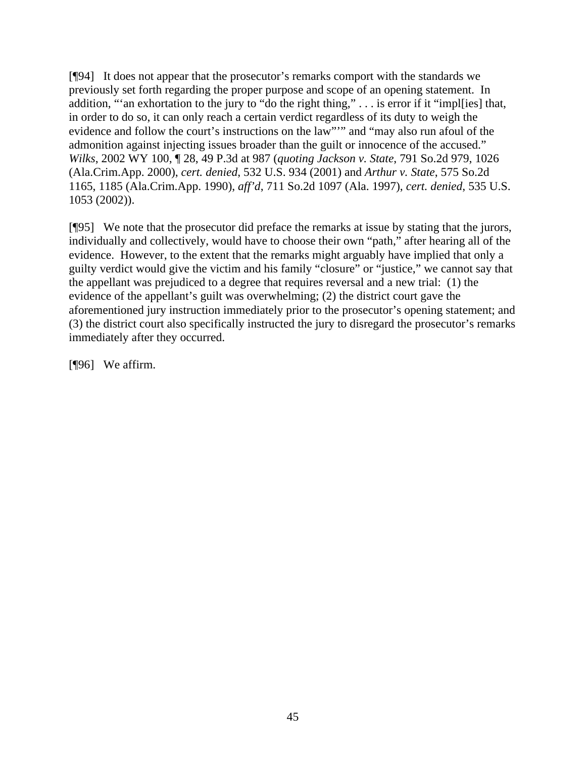[¶94] It does not appear that the prosecutor's remarks comport with the standards we previously set forth regarding the proper purpose and scope of an opening statement. In addition, "'an exhortation to the jury to "do the right thing," . . . is error if it "impl[ies] that, in order to do so, it can only reach a certain verdict regardless of its duty to weigh the evidence and follow the court's instructions on the law"'" and "may also run afoul of the admonition against injecting issues broader than the guilt or innocence of the accused." *Wilks*, 2002 WY 100, ¶ 28, 49 P.3d at 987 (*quoting Jackson v. State*, 791 So.2d 979, 1026 (Ala.Crim.App. 2000), *cert. denied*, 532 U.S. 934 (2001) and *Arthur v. State*, 575 So.2d 1165, 1185 (Ala.Crim.App. 1990), *aff'd*, 711 So.2d 1097 (Ala. 1997), *cert. denied*, 535 U.S. 1053 (2002)).

[¶95] We note that the prosecutor did preface the remarks at issue by stating that the jurors, individually and collectively, would have to choose their own "path," after hearing all of the evidence. However, to the extent that the remarks might arguably have implied that only a guilty verdict would give the victim and his family "closure" or "justice," we cannot say that the appellant was prejudiced to a degree that requires reversal and a new trial: (1) the evidence of the appellant's guilt was overwhelming; (2) the district court gave the aforementioned jury instruction immediately prior to the prosecutor's opening statement; and (3) the district court also specifically instructed the jury to disregard the prosecutor's remarks immediately after they occurred.

[¶96] We affirm.